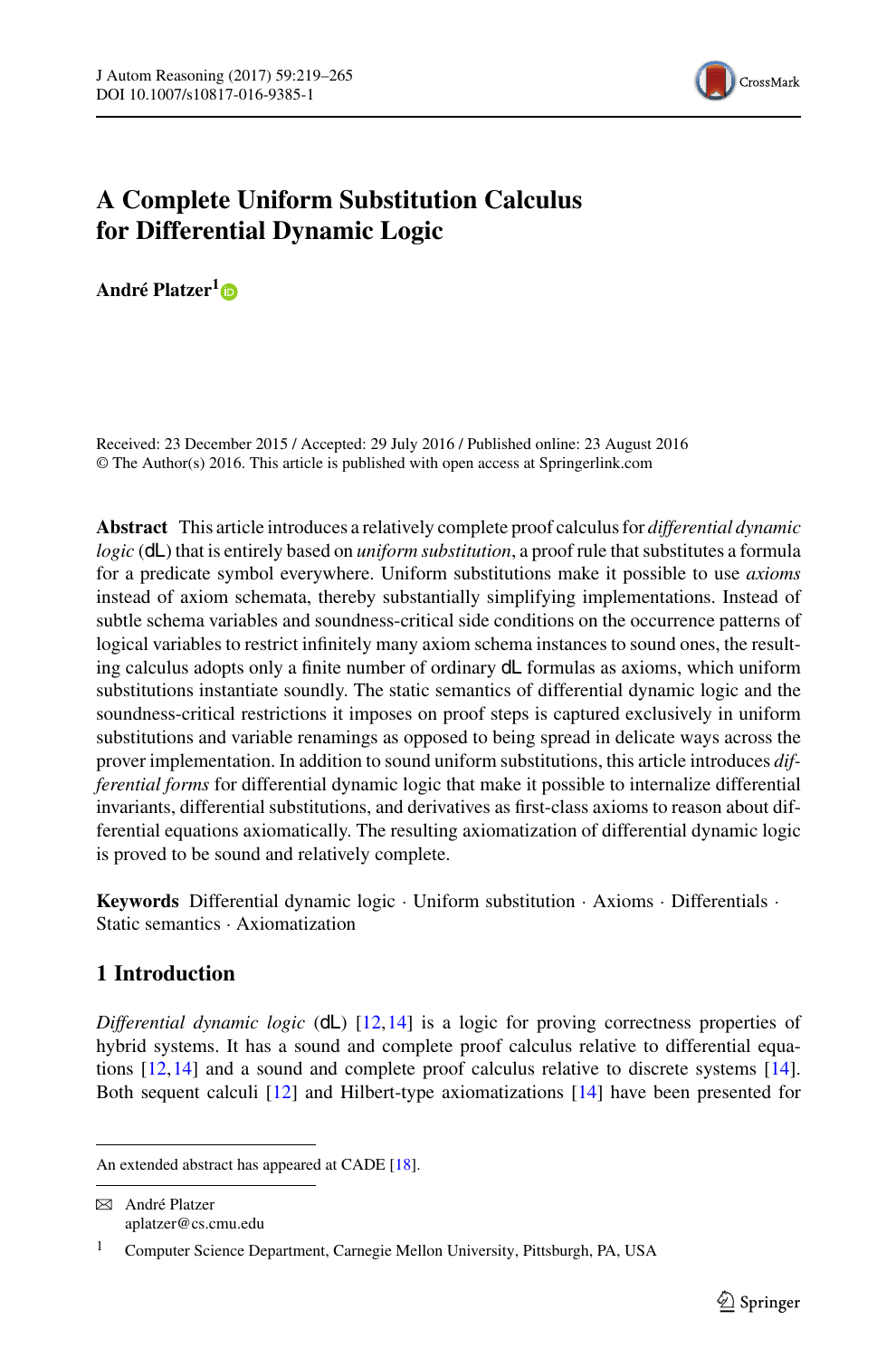# A Complete Uniform Substitution Calculus for Differential Dynamic Logic

**André Platzer**[1]

Received: 23 December 2015 / Accepted: 29 July 2016 / Published online: 23 August 2016
© The Author(s) 2016. This article is published with open access at Springerlink.com

**Abstract** This article introduces a relatively complete proof calculus for *differential dynamic logic* (dL) that is entirely based on *uniform substitution*, a proof rule that substitutes a formula for a predicate symbol everywhere. Uniform substitutions make it possible to use *axioms* instead of axiom schemata, thereby substantially simplifying implementations. Instead of subtle schema variables and soundness-critical side conditions on the occurrence patterns of logical variables to restrict infinitely many axiom schema instances to sound ones, the resulting calculus adopts only a finite number of ordinary dL formulas as axioms, which uniform substitutions instantiate soundly. The static semantics of differential dynamic logic and the soundness-critical restrictions it imposes on proof steps is captured exclusively in uniform substitutions and variable renamings as opposed to being spread in delicate ways across the prover implementation. In addition to sound uniform substitutions, this article introduces *differential forms* for differential dynamic logic that make it possible to internalize differential invariants, differential substitutions, and derivatives as first-class axioms to reason about differential equations axiomatically. The resulting axiomatization of differential dynamic logic is proved to be sound and relatively complete.

**Keywords** Differential dynamic logic · Uniform substitution · Axioms · Differentials · Static semantics · Axiomatization

## 1 Introduction

*Differential dynamic logic* (dL) [12,14] is a logic for proving correctness properties of hybrid systems. It has a sound and complete proof calculus relative to differential equations [12,14] and a sound and complete proof calculus relative to discrete systems [14]. Both sequent calculi [12] and Hilbert-type axiomatizations [14] have been presented for

---

An extended abstract has appeared at CADE [18].

✉ André Platzer
aplatzer@cs.cmu.edu

[1] Computer Science Department, Carnegie Mellon University, Pittsburgh, PA, USA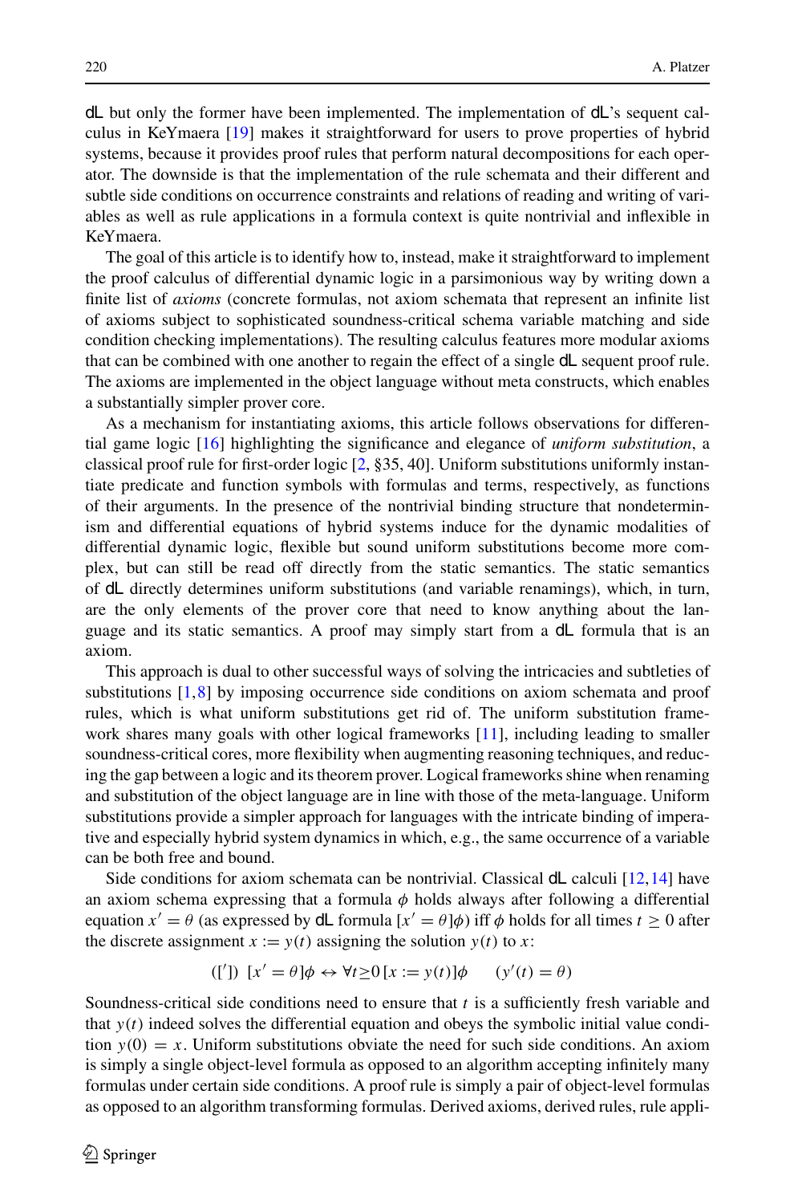dL but only the former have been implemented. The implementation of dL's sequent calculus in KeYmaera [19] makes it straightforward for users to prove properties of hybrid systems, because it provides proof rules that perform natural decompositions for each operator. The downside is that the implementation of the rule schemata and their different and subtle side conditions on occurrence constraints and relations of reading and writing of variables as well as rule applications in a formula context is quite nontrivial and inflexible in KeYmaera.

The goal of this article is to identify how to, instead, make it straightforward to implement the proof calculus of differential dynamic logic in a parsimonious way by writing down a finite list of *axioms* (concrete formulas, not axiom schemata that represent an infinite list of axioms subject to sophisticated soundness-critical schema variable matching and side condition checking implementations). The resulting calculus features more modular axioms that can be combined with one another to regain the effect of a single dL sequent proof rule. The axioms are implemented in the object language without meta constructs, which enables a substantially simpler prover core.

As a mechanism for instantiating axioms, this article follows observations for differential game logic [16] highlighting the significance and elegance of *uniform substitution*, a classical proof rule for first-order logic [2, §35, 40]. Uniform substitutions uniformly instantiate predicate and function symbols with formulas and terms, respectively, as functions of their arguments. In the presence of the nontrivial binding structure that nondeterminism and differential equations of hybrid systems induce for the dynamic modalities of differential dynamic logic, flexible but sound uniform substitutions become more complex, but can still be read off directly from the static semantics. The static semantics of dL directly determines uniform substitutions (and variable renamings), which, in turn, are the only elements of the prover core that need to know anything about the language and its static semantics. A proof may simply start from a dL formula that is an axiom.

This approach is dual to other successful ways of solving the intricacies and subtleties of substitutions [1,8] by imposing occurrence side conditions on axiom schemata and proof rules, which is what uniform substitutions get rid of. The uniform substitution framework shares many goals with other logical frameworks [11], including leading to smaller soundness-critical cores, more flexibility when augmenting reasoning techniques, and reducing the gap between a logic and its theorem prover. Logical frameworks shine when renaming and substitution of the object language are in line with those of the meta-language. Uniform substitutions provide a simpler approach for languages with the intricate binding of imperative and especially hybrid system dynamics in which, e.g., the same occurrence of a variable can be both free and bound.

Side conditions for axiom schemata can be nontrivial. Classical dL calculi [12,14] have an axiom schema expressing that a formula $\phi$ holds always after following a differential equation $x' = \theta$ (as expressed by dL formula $[x' = \theta]\phi$) iff $\phi$ holds for all times $t \geq 0$ after the discrete assignment $x := y(t)$ assigning the solution $y(t)$ to $x$:

$$(['])\ \ [x' = \theta]\phi \leftrightarrow \forall t{\geq}0\, [x := y(t)]\phi \qquad (y'(t) = \theta)$$

Soundness-critical side conditions need to ensure that $t$ is a sufficiently fresh variable and that $y(t)$ indeed solves the differential equation and obeys the symbolic initial value condition $y(0) = x$. Uniform substitutions obviate the need for such side conditions. An axiom is simply a single object-level formula as opposed to an algorithm accepting infinitely many formulas under certain side conditions. A proof rule is simply a pair of object-level formulas as opposed to an algorithm transforming formulas. Derived axioms, derived rules, rule appli-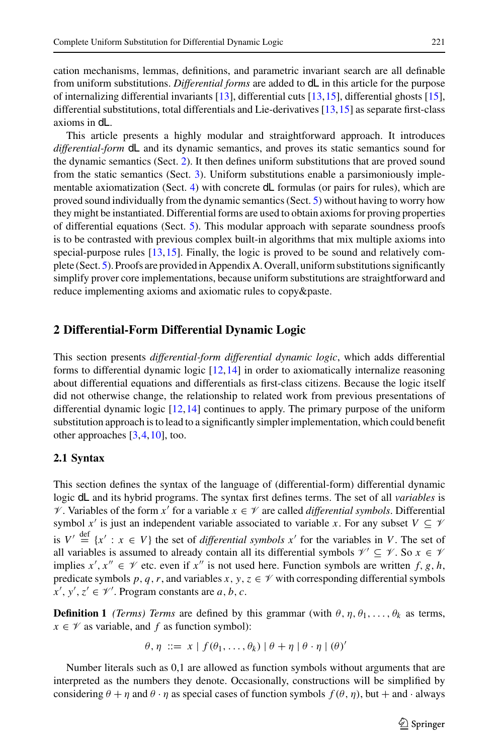cation mechanisms, lemmas, definitions, and parametric invariant search are all definable from uniform substitutions. *Differential forms* are added to dL in this article for the purpose of internalizing differential invariants [13], differential cuts [13,15], differential ghosts [15], differential substitutions, total differentials and Lie-derivatives [13,15] as separate first-class axioms in dL.

This article presents a highly modular and straightforward approach. It introduces *differential-form* dL and its dynamic semantics, and proves its static semantics sound for the dynamic semantics (Sect. 2). It then defines uniform substitutions that are proved sound from the static semantics (Sect. 3). Uniform substitutions enable a parsimoniously implementable axiomatization (Sect. 4) with concrete dL formulas (or pairs for rules), which are proved sound individually from the dynamic semantics (Sect. 5) without having to worry how they might be instantiated. Differential forms are used to obtain axioms for proving properties of differential equations (Sect. 5). This modular approach with separate soundness proofs is to be contrasted with previous complex built-in algorithms that mix multiple axioms into special-purpose rules [13,15]. Finally, the logic is proved to be sound and relatively complete (Sect. 5). Proofs are provided in Appendix A. Overall, uniform substitutions significantly simplify prover core implementations, because uniform substitutions are straightforward and reduce implementing axioms and axiomatic rules to copy&paste.

## 2 Differential-Form Differential Dynamic Logic

This section presents *differential-form differential dynamic logic*, which adds differential forms to differential dynamic logic [12,14] in order to axiomatically internalize reasoning about differential equations and differentials as first-class citizens. Because the logic itself did not otherwise change, the relationship to related work from previous presentations of differential dynamic logic [12,14] continues to apply. The primary purpose of the uniform substitution approach is to lead to a significantly simpler implementation, which could benefit other approaches [3,4,10], too.

### 2.1 Syntax

This section defines the syntax of the language of (differential-form) differential dynamic logic dL and its hybrid programs. The syntax first defines terms. The set of all *variables* is $\mathscr{V}$. Variables of the form $x'$ for a variable $x \in \mathscr{V}$ are called *differential symbols*. Differential symbol $x'$ is just an independent variable associated to variable $x$. For any subset $V \subseteq \mathscr{V}$ is $V' \stackrel{\text{def}}{=} \{x' : x \in V\}$ the set of *differential symbols* $x'$ for the variables in $V$. The set of all variables is assumed to already contain all its differential symbols $\mathscr{V}' \subseteq \mathscr{V}$. So $x \in \mathscr{V}$ implies $x', x'' \in \mathscr{V}$ etc. even if $x''$ is not used here. Function symbols are written $f, g, h$, predicate symbols $p, q, r$, and variables $x, y, z \in \mathscr{V}$ with corresponding differential symbols $x', y', z' \in \mathscr{V}'$. Program constants are $a, b, c$.

**Definition 1** *(Terms) Terms* are defined by this grammar (with $\theta, \eta, \theta_1, \ldots, \theta_k$ as terms, $x \in \mathscr{V}$ as variable, and $f$ as function symbol):

$$\theta, \eta \ ::= \ x \mid f(\theta_1, \ldots, \theta_k) \mid \theta + \eta \mid \theta \cdot \eta \mid (\theta)'$$

Number literals such as 0,1 are allowed as function symbols without arguments that are interpreted as the numbers they denote. Occasionally, constructions will be simplified by considering $\theta + \eta$ and $\theta \cdot \eta$ as special cases of function symbols $f(\theta, \eta)$, but $+$ and $\cdot$ always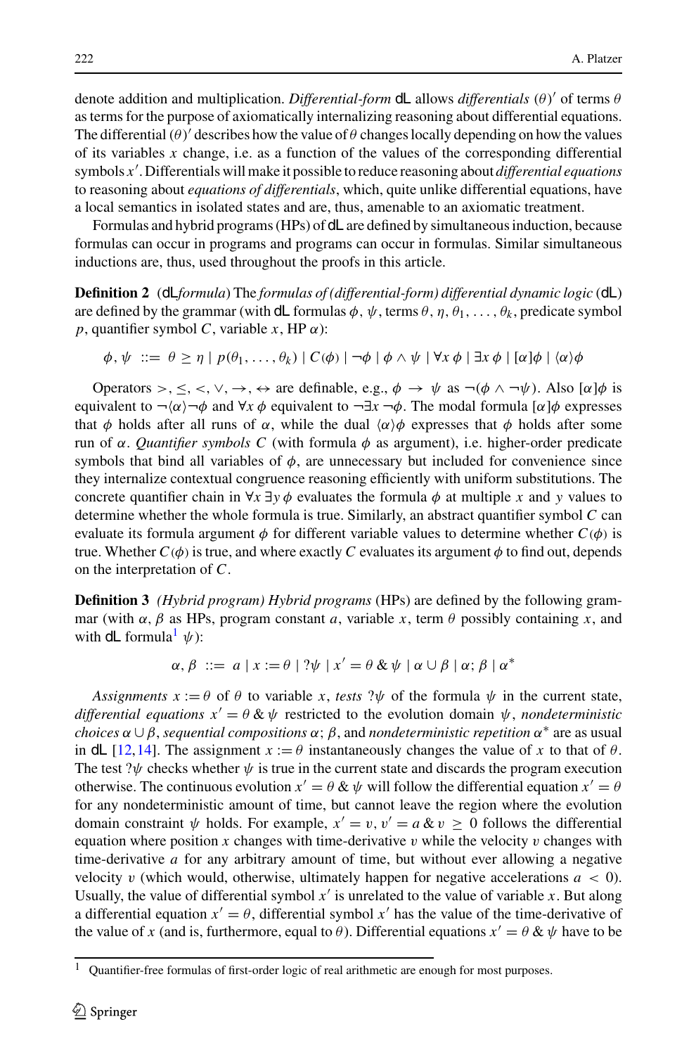denote addition and multiplication. *Differential-form* dL allows *differentials* $(\theta)'$ of terms $\theta$ as terms for the purpose of axiomatically internalizing reasoning about differential equations. The differential $(\theta)'$ describes how the value of $\theta$ changes locally depending on how the values of its variables $x$ change, i.e. as a function of the values of the corresponding differential symbols $x'$. Differentials will make it possible to reduce reasoning about *differential equations* to reasoning about *equations of differentials*, which, quite unlike differential equations, have a local semantics in isolated states and are, thus, amenable to an axiomatic treatment.

Formulas and hybrid programs (HPs) of dL are defined by simultaneous induction, because formulas can occur in programs and programs can occur in formulas. Similar simultaneous inductions are, thus, used throughout the proofs in this article.

**Definition 2** (dL *formula*) The *formulas of (differential-form) differential dynamic logic* (dL) are defined by the grammar (with dL formulas $\phi$, $\psi$, terms $\theta, \eta, \theta_1, \ldots, \theta_k$, predicate symbol $p$, quantifier symbol $C$, variable $x$, HP $\alpha$):

$$\phi, \psi \ ::= \ \theta \geq \eta \mid p(\theta_1, \ldots, \theta_k) \mid C(\phi) \mid \neg\phi \mid \phi \wedge \psi \mid \forall x\, \phi \mid \exists x\, \phi \mid [\alpha]\phi \mid \langle\alpha\rangle\phi$$

Operators $>, \leq, <, \vee, \rightarrow, \leftrightarrow$ are definable, e.g., $\phi \rightarrow \psi$ as $\neg(\phi \wedge \neg\psi)$. Also $[\alpha]\phi$ is equivalent to $\neg\langle\alpha\rangle\neg\phi$ and $\forall x\, \phi$ equivalent to $\neg\exists x\, \neg\phi$. The modal formula $[\alpha]\phi$ expresses that $\phi$ holds after all runs of $\alpha$, while the dual $\langle\alpha\rangle\phi$ expresses that $\phi$ holds after some run of $\alpha$. *Quantifier symbols* $C$ (with formula $\phi$ as argument), i.e. higher-order predicate symbols that bind all variables of $\phi$, are unnecessary but included for convenience since they internalize contextual congruence reasoning efficiently with uniform substitutions. The concrete quantifier chain in $\forall x\, \exists y\, \phi$ evaluates the formula $\phi$ at multiple $x$ and $y$ values to determine whether the whole formula is true. Similarly, an abstract quantifier symbol $C$ can evaluate its formula argument $\phi$ for different variable values to determine whether $C(\phi)$ is true. Whether $C(\phi)$ is true, and where exactly $C$ evaluates its argument $\phi$ to find out, depends on the interpretation of $C$.

**Definition 3** *(Hybrid program) Hybrid programs* (HPs) are defined by the following grammar (with $\alpha, \beta$ as HPs, program constant $a$, variable $x$, term $\theta$ possibly containing $x$, and with dL formula[1] $\psi$):

$$\alpha, \beta \ ::= \ a \mid x := \theta \mid ?\psi \mid x' = \theta \,\&\, \psi \mid \alpha \cup \beta \mid \alpha; \beta \mid \alpha^*$$

*Assignments* $x := \theta$ of $\theta$ to variable $x$, *tests* $?\psi$ of the formula $\psi$ in the current state, *differential equations* $x' = \theta \,\&\, \psi$ restricted to the evolution domain $\psi$, *nondeterministic choices* $\alpha \cup \beta$, *sequential compositions* $\alpha; \beta$, and *nondeterministic repetition* $\alpha^*$ are as usual in dL [12,14]. The assignment $x := \theta$ instantaneously changes the value of $x$ to that of $\theta$. The test $?\psi$ checks whether $\psi$ is true in the current state and discards the program execution otherwise. The continuous evolution $x' = \theta \,\&\, \psi$ will follow the differential equation $x' = \theta$ for any nondeterministic amount of time, but cannot leave the region where the evolution domain constraint $\psi$ holds. For example, $x' = v, v' = a \,\&\, v \geq 0$ follows the differential equation where position $x$ changes with time-derivative $v$ while the velocity $v$ changes with time-derivative $a$ for any arbitrary amount of time, but without ever allowing a negative velocity $v$ (which would, otherwise, ultimately happen for negative accelerations $a < 0$). Usually, the value of differential symbol $x'$ is unrelated to the value of variable $x$. But along a differential equation $x' = \theta$, differential symbol $x'$ has the value of the time-derivative of the value of $x$ (and is, furthermore, equal to $\theta$). Differential equations $x' = \theta \,\&\, \psi$ have to be

[1] Quantifier-free formulas of first-order logic of real arithmetic are enough for most purposes.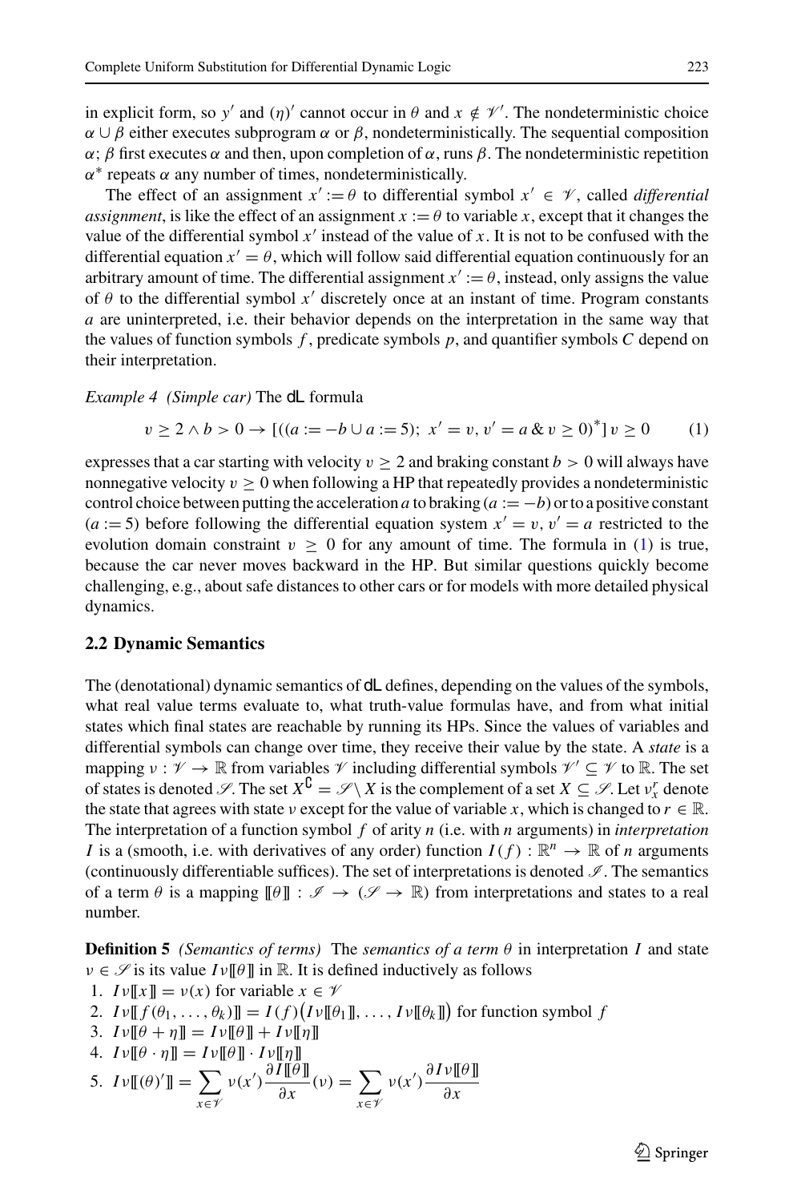in explicit form, so $y'$ and $(\eta)'$ cannot occur in $\theta$ and $x \notin \mathscr{V}'$. The nondeterministic choice $\alpha \cup \beta$ either executes subprogram $\alpha$ or $\beta$, nondeterministically. The sequential composition $\alpha; \beta$ first executes $\alpha$ and then, upon completion of $\alpha$, runs $\beta$. The nondeterministic repetition $\alpha^*$ repeats $\alpha$ any number of times, nondeterministically.

The effect of an assignment $x' := \theta$ to differential symbol $x' \in \mathscr{V}$, called *differential assignment*, is like the effect of an assignment $x := \theta$ to variable $x$, except that it changes the value of the differential symbol $x'$ instead of the value of $x$. It is not to be confused with the differential equation $x' = \theta$, which will follow said differential equation continuously for an arbitrary amount of time. The differential assignment $x' := \theta$, instead, only assigns the value of $\theta$ to the differential symbol $x'$ discretely once at an instant of time. Program constants $a$ are uninterpreted, i.e. their behavior depends on the interpretation in the same way that the values of function symbols $f$, predicate symbols $p$, and quantifier symbols $C$ depend on their interpretation.

*Example 4 (Simple car)* The dL formula

$$v \geq 2 \wedge b > 0 \rightarrow [((a := -b \cup a := 5);\ x' = v, v' = a \,\&\, v \geq 0)^*]\, v \geq 0 \qquad (1)$$

expresses that a car starting with velocity $v \geq 2$ and braking constant $b > 0$ will always have nonnegative velocity $v \geq 0$ when following a HP that repeatedly provides a nondeterministic control choice between putting the acceleration $a$ to braking ($a := -b$) or to a positive constant ($a := 5$) before following the differential equation system $x' = v, v' = a$ restricted to the evolution domain constraint $v \geq 0$ for any amount of time. The formula in (1) is true, because the car never moves backward in the HP. But similar questions quickly become challenging, e.g., about safe distances to other cars or for models with more detailed physical dynamics.

### 2.2 Dynamic Semantics

The (denotational) dynamic semantics of dL defines, depending on the values of the symbols, what real value terms evaluate to, what truth-value formulas have, and from what initial states which final states are reachable by running its HPs. Since the values of variables and differential symbols can change over time, they receive their value by the state. A *state* is a mapping $\nu : \mathscr{V} \rightarrow \mathbb{R}$ from variables $\mathscr{V}$ including differential symbols $\mathscr{V}' \subseteq \mathscr{V}$ to $\mathbb{R}$. The set of states is denoted $\mathscr{S}$. The set $X^{\complement} = \mathscr{S} \setminus X$ is the complement of a set $X \subseteq \mathscr{S}$. Let $\nu_x^r$ denote the state that agrees with state $\nu$ except for the value of variable $x$, which is changed to $r \in \mathbb{R}$. The interpretation of a function symbol $f$ of arity $n$ (i.e. with $n$ arguments) in *interpretation* $I$ is a (smooth, i.e. with derivatives of any order) function $I(f) : \mathbb{R}^n \rightarrow \mathbb{R}$ of $n$ arguments (continuously differentiable suffices). The set of interpretations is denoted $\mathscr{I}$. The semantics of a term $\theta$ is a mapping $[\![\theta]\!] : \mathscr{I} \rightarrow (\mathscr{S} \rightarrow \mathbb{R})$ from interpretations and states to a real number.

**Definition 5** *(Semantics of terms)* The *semantics of a term* $\theta$ in interpretation $I$ and state $\nu \in \mathscr{S}$ is its value $I\nu[\![\theta]\!]$ in $\mathbb{R}$. It is defined inductively as follows

1. $I\nu[\![x]\!] = \nu(x)$ for variable $x \in \mathscr{V}$
2. $I\nu[\![f(\theta_1, \ldots, \theta_k)]\!] = I(f)\big(I\nu[\![\theta_1]\!], \ldots, I\nu[\![\theta_k]\!]\big)$ for function symbol $f$
3. $I\nu[\![\theta + \eta]\!] = I\nu[\![\theta]\!] + I\nu[\![\eta]\!]$
4. $I\nu[\![\theta \cdot \eta]\!] = I\nu[\![\theta]\!] \cdot I\nu[\![\eta]\!]$
5. $I\nu[\![(\theta)']\!] = \displaystyle\sum_{x \in \mathscr{V}} \nu(x') \frac{\partial I[\![\theta]\!]}{\partial x}(\nu) = \sum_{x \in \mathscr{V}} \nu(x') \frac{\partial I\nu[\![\theta]\!]}{\partial x}$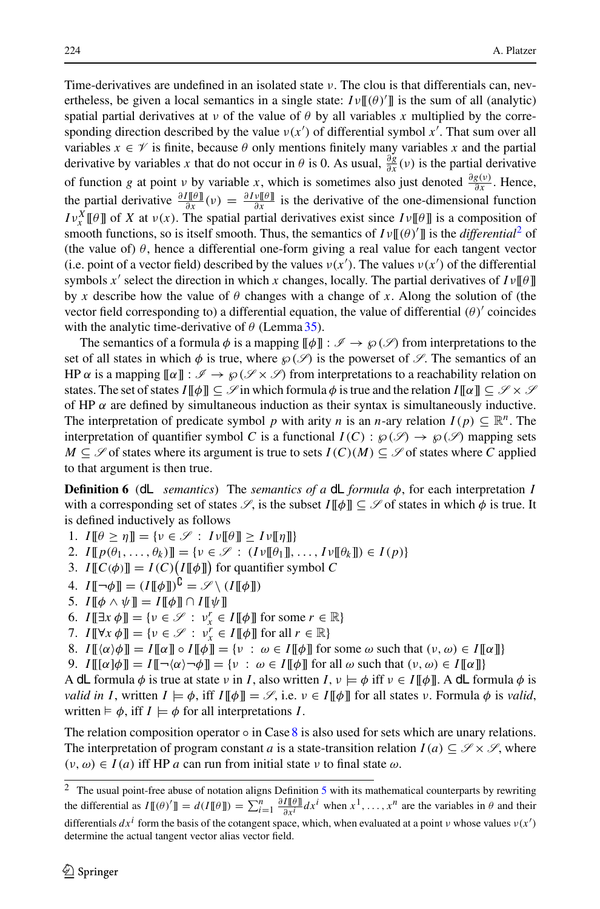Time-derivatives are undefined in an isolated state $\nu$. The clou is that differentials can, nevertheless, be given a local semantics in a single state: $I\nu[\![(\theta)']\!]$ is the sum of all (analytic) spatial partial derivatives at $\nu$ of the value of $\theta$ by all variables $x$ multiplied by the corresponding direction described by the value $\nu(x')$ of differential symbol $x'$. That sum over all variables $x \in \mathscr{V}$ is finite, because $\theta$ only mentions finitely many variables $x$ and the partial derivative by variables $x$ that do not occur in $\theta$ is 0. As usual, $\frac{\partial g}{\partial x}(\nu)$ is the partial derivative of function $g$ at point $\nu$ by variable $x$, which is sometimes also just denoted $\frac{\partial g(\nu)}{\partial x}$. Hence, the partial derivative $\frac{\partial I[\![\theta]\!]}{\partial x}(\nu) = \frac{\partial I\nu[\![\theta]\!]}{\partial x}$ is the derivative of the one-dimensional function $I\nu_x^X[\![\theta]\!]$ of $X$ at $\nu(x)$. The spatial partial derivatives exist since $I\nu[\![\theta]\!]$ is a composition of smooth functions, so is itself smooth. Thus, the semantics of $I\nu[\![(\theta)']\!]$ is the *differential*[2] of (the value of) $\theta$, hence a differential one-form giving a real value for each tangent vector (i.e. point of a vector field) described by the values $\nu(x')$. The values $\nu(x')$ of the differential symbols $x'$ select the direction in which $x$ changes, locally. The partial derivatives of $I\nu[\![\theta]\!]$ by $x$ describe how the value of $\theta$ changes with a change of $x$. Along the solution of (the vector field corresponding to) a differential equation, the value of differential $(\theta)'$ coincides with the analytic time-derivative of $\theta$ (Lemma 35).

The semantics of a formula $\phi$ is a mapping $[\![\phi]\!] : \mathscr{I} \to \wp(\mathscr{S})$ from interpretations to the set of all states in which $\phi$ is true, where $\wp(\mathscr{S})$ is the powerset of $\mathscr{S}$. The semantics of an HP $\alpha$ is a mapping $[\![\alpha]\!] : \mathscr{I} \to \wp(\mathscr{S} \times \mathscr{S})$ from interpretations to a reachability relation on states. The set of states $I[\![\phi]\!] \subseteq \mathscr{S}$ in which formula $\phi$ is true and the relation $I[\![\alpha]\!] \subseteq \mathscr{S} \times \mathscr{S}$ of HP $\alpha$ are defined by simultaneous induction as their syntax is simultaneously inductive. The interpretation of predicate symbol $p$ with arity $n$ is an $n$-ary relation $I(p) \subseteq \mathbb{R}^n$. The interpretation of quantifier symbol $C$ is a functional $I(C) : \wp(\mathscr{S}) \to \wp(\mathscr{S})$ mapping sets $M \subseteq \mathscr{S}$ of states where its argument is true to sets $I(C)(M) \subseteq \mathscr{S}$ of states where $C$ applied to that argument is then true.

**Definition 6** (dL *semantics*) The *semantics of a* dL *formula* $\phi$, for each interpretation $I$ with a corresponding set of states $\mathscr{S}$, is the subset $I[\![\phi]\!] \subseteq \mathscr{S}$ of states in which $\phi$ is true. It is defined inductively as follows

1. $I[\![\theta \geq \eta]\!] = \{\nu \in \mathscr{S} : I\nu[\![\theta]\!] \geq I\nu[\![\eta]\!]\}$
2. $I[\![p(\theta_1, \ldots, \theta_k)]\!] = \{\nu \in \mathscr{S} : (I\nu[\![\theta_1]\!], \ldots, I\nu[\![\theta_k]\!]) \in I(p)\}$
3. $I[\![C(\phi)]\!] = I(C)\big(I[\![\phi]\!]\big)$ for quantifier symbol $C$
4. $I[\![\neg\phi]\!] = (I[\![\phi]\!])^{\complement} = \mathscr{S} \setminus (I[\![\phi]\!])$
5. $I[\![\phi \wedge \psi]\!] = I[\![\phi]\!] \cap I[\![\psi]\!]$
6. $I[\![\exists x\, \phi]\!] = \{\nu \in \mathscr{S} : \nu_x^r \in I[\![\phi]\!] \text{ for some } r \in \mathbb{R}\}$
7. $I[\![\forall x\, \phi]\!] = \{\nu \in \mathscr{S} : \nu_x^r \in I[\![\phi]\!] \text{ for all } r \in \mathbb{R}\}$
8. $I[\![\langle\alpha\rangle\phi]\!] = I[\![\alpha]\!] \circ I[\![\phi]\!] = \{\nu : \omega \in I[\![\phi]\!] \text{ for some } \omega \text{ such that } (\nu, \omega) \in I[\![\alpha]\!]\}$
9. $I[\![[\alpha]\phi]\!] = I[\![\neg\langle\alpha\rangle\neg\phi]\!] = \{\nu : \omega \in I[\![\phi]\!] \text{ for all } \omega \text{ such that } (\nu, \omega) \in I[\![\alpha]\!]\}$

A dL formula $\phi$ is true at state $\nu$ in $I$, also written $I, \nu \models \phi$ iff $\nu \in I[\![\phi]\!]$. A dL formula $\phi$ is *valid in* $I$, written $I \models \phi$, iff $I[\![\phi]\!] = \mathscr{S}$, i.e. $\nu \in I[\![\phi]\!]$ for all states $\nu$. Formula $\phi$ is *valid*, written $\models \phi$, iff $I \models \phi$ for all interpretations $I$.

The relation composition operator $\circ$ in Case 8 is also used for sets which are unary relations. The interpretation of program constant $a$ is a state-transition relation $I(a) \subseteq \mathscr{S} \times \mathscr{S}$, where $(\nu, \omega) \in I(a)$ iff HP $a$ can run from initial state $\nu$ to final state $\omega$.

[2] The usual point-free abuse of notation aligns Definition 5 with its mathematical counterparts by rewriting the differential as $I[\![(\theta)']\!] = d(I[\![\theta]\!]) = \sum_{i=1}^{n} \frac{\partial I[\![\theta]\!]}{\partial x^i} dx^i$ when $x^1, \ldots, x^n$ are the variables in $\theta$ and their differentials $dx^i$ form the basis of the cotangent space, which, when evaluated at a point $\nu$ whose values $\nu(x')$ determine the actual tangent vector alias vector field.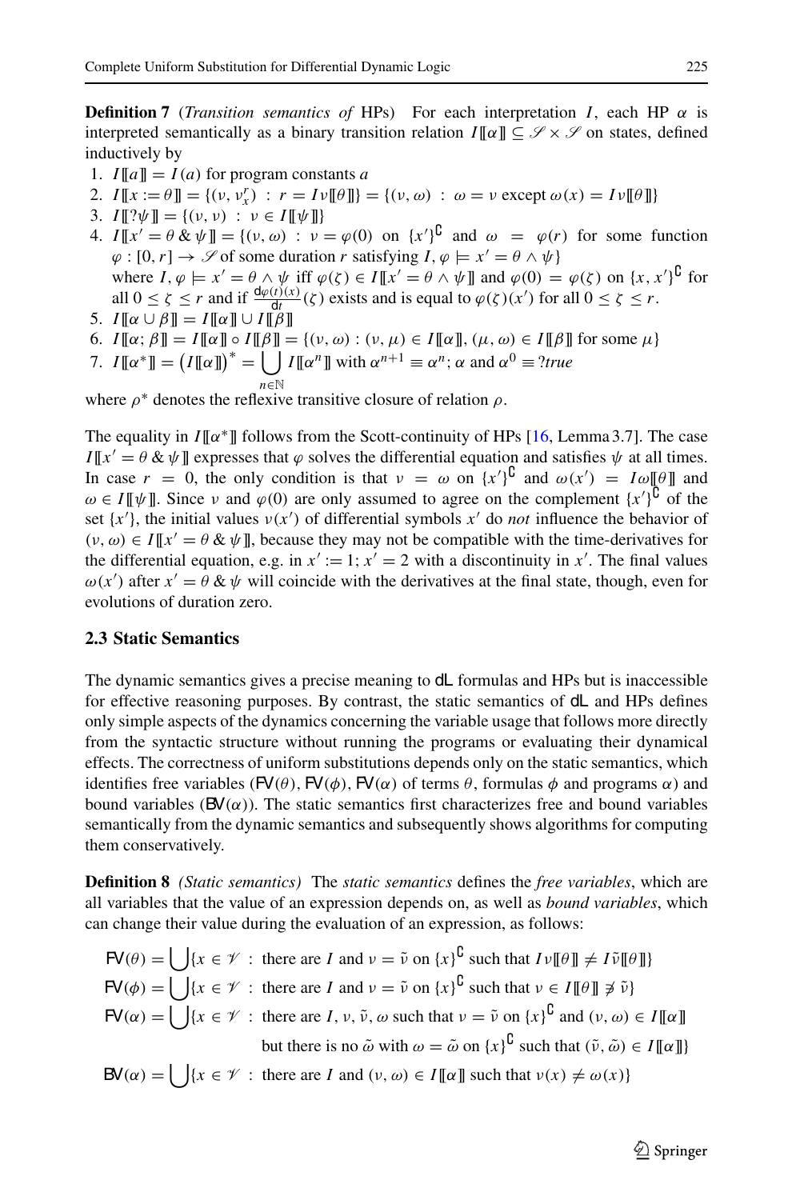**Definition 7** (*Transition semantics of* HPs) For each interpretation $I$, each HP $\alpha$ is interpreted semantically as a binary transition relation $I[\![\alpha]\!] \subseteq \mathscr{S} \times \mathscr{S}$ on states, defined inductively by

1. $I[\![a]\!] = I(a)$ for program constants $a$
2. $I[\![x := \theta]\!] = \{(\nu, \nu_x^r) \,:\, r = I\nu[\![\theta]\!]\} = \{(\nu, \omega) \,:\, \omega = \nu \text{ except } \omega(x) = I\nu[\![\theta]\!]\}$
3. $I[\![?\psi]\!] = \{(\nu, \nu) \,:\, \nu \in I[\![\psi]\!]\}$
4. $I[\![x' = \theta \,\&\, \psi]\!] = \{(\nu, \omega) \,:\, \nu = \varphi(0) \text{ on } \{x'\}^\complement \text{ and } \omega = \varphi(r) \text{ for some function } \varphi : [0, r] \to \mathscr{S} \text{ of some duration } r \text{ satisfying } I, \varphi \models x' = \theta \wedge \psi\}$
   where $I, \varphi \models x' = \theta \wedge \psi$ iff $\varphi(\zeta) \in I[\![x' = \theta \wedge \psi]\!]$ and $\varphi(0) = \varphi(\zeta)$ on $\{x, x'\}^\complement$ for all $0 \leq \zeta \leq r$ and if $\frac{\mathrm{d}\varphi(t)(x)}{\mathrm{d}t}(\zeta)$ exists and is equal to $\varphi(\zeta)(x')$ for all $0 \leq \zeta \leq r$.
5. $I[\![\alpha \cup \beta]\!] = I[\![\alpha]\!] \cup I[\![\beta]\!]$
6. $I[\![\alpha; \beta]\!] = I[\![\alpha]\!] \circ I[\![\beta]\!] = \{(\nu, \omega) : (\nu, \mu) \in I[\![\alpha]\!], (\mu, \omega) \in I[\![\beta]\!] \text{ for some } \mu\}$
7. $I[\![\alpha^*]\!] = \big(I[\![\alpha]\!]\big)^* = \bigcup_{n \in \mathbb{N}} I[\![\alpha^n]\!]$ with $\alpha^{n+1} \equiv \alpha^n; \alpha$ and $\alpha^0 \equiv ?true$

where $\rho^*$ denotes the reflexive transitive closure of relation $\rho$.

The equality in $I[\![\alpha^*]\!]$ follows from the Scott-continuity of HPs [16, Lemma 3.7]. The case $I[\![x' = \theta \,\&\, \psi]\!]$ expresses that $\varphi$ solves the differential equation and satisfies $\psi$ at all times. In case $r = 0$, the only condition is that $\nu = \omega$ on $\{x'\}^\complement$ and $\omega(x') = I\omega[\![\theta]\!]$ and $\omega \in I[\![\psi]\!]$. Since $\nu$ and $\varphi(0)$ are only assumed to agree on the complement $\{x'\}^\complement$ of the set $\{x'\}$, the initial values $\nu(x')$ of differential symbols $x'$ do *not* influence the behavior of $(\nu, \omega) \in I[\![x' = \theta \,\&\, \psi]\!]$, because they may not be compatible with the time-derivatives for the differential equation, e.g. in $x' := 1; x' = 2$ with a discontinuity in $x'$. The final values $\omega(x')$ after $x' = \theta \,\&\, \psi$ will coincide with the derivatives at the final state, though, even for evolutions of duration zero.

### 2.3 Static Semantics

The dynamic semantics gives a precise meaning to dL formulas and HPs but is inaccessible for effective reasoning purposes. By contrast, the static semantics of dL and HPs defines only simple aspects of the dynamics concerning the variable usage that follows more directly from the syntactic structure without running the programs or evaluating their dynamical effects. The correctness of uniform substitutions depends only on the static semantics, which identifies free variables ($\mathsf{FV}(\theta)$, $\mathsf{FV}(\phi)$, $\mathsf{FV}(\alpha)$ of terms $\theta$, formulas $\phi$ and programs $\alpha$) and bound variables ($\mathsf{BV}(\alpha)$). The static semantics first characterizes free and bound variables semantically from the dynamic semantics and subsequently shows algorithms for computing them conservatively.

**Definition 8** *(Static semantics)* The *static semantics* defines the *free variables*, which are all variables that the value of an expression depends on, as well as *bound variables*, which can change their value during the evaluation of an expression, as follows:

$$\mathsf{FV}(\theta) = \bigcup\{x \in \mathscr{V} \,:\, \text{there are } I \text{ and } \nu = \tilde{\nu} \text{ on } \{x\}^\complement \text{ such that } I\nu[\![\theta]\!] \neq I\tilde{\nu}[\![\theta]\!]\}$$

$$\mathsf{FV}(\phi) = \bigcup\{x \in \mathscr{V} \,:\, \text{there are } I \text{ and } \nu = \tilde{\nu} \text{ on } \{x\}^\complement \text{ such that } \nu \in I[\![\theta]\!] \not\ni \tilde{\nu}\}$$

$$\begin{aligned}\mathsf{FV}(\alpha) = \bigcup\{x \in \mathscr{V} \,:\, &\text{there are } I, \nu, \tilde{\nu}, \omega \text{ such that } \nu = \tilde{\nu} \text{ on } \{x\}^\complement \text{ and } (\nu, \omega) \in I[\![\alpha]\!] \\ &\text{but there is no } \tilde{\omega} \text{ with } \omega = \tilde{\omega} \text{ on } \{x\}^\complement \text{ such that } (\tilde{\nu}, \tilde{\omega}) \in I[\![\alpha]\!]\}\end{aligned}$$

$$\mathsf{BV}(\alpha) = \bigcup\{x \in \mathscr{V} \,:\, \text{there are } I \text{ and } (\nu, \omega) \in I[\![\alpha]\!] \text{ such that } \nu(x) \neq \omega(x)\}$$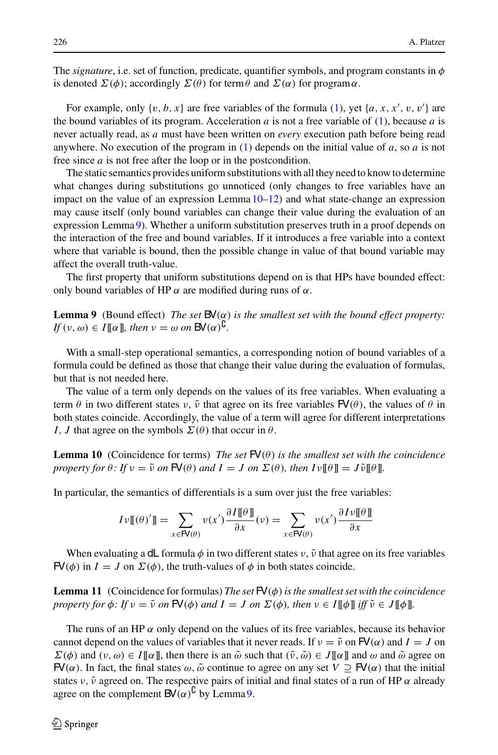The *signature*, i.e. set of function, predicate, quantifier symbols, and program constants in $\phi$ is denoted $\Sigma(\phi)$; accordingly $\Sigma(\theta)$ for term $\theta$ and $\Sigma(\alpha)$ for program $\alpha$.

For example, only $\{v, b, x\}$ are free variables of the formula (1), yet $\{a, x, x', v, v'\}$ are the bound variables of its program. Acceleration $a$ is not a free variable of (1), because $a$ is never actually read, as $a$ must have been written on *every* execution path before being read anywhere. No execution of the program in (1) depends on the initial value of $a$, so $a$ is not free since $a$ is not free after the loop or in the postcondition.

The static semantics provides uniform substitutions with all they need to know to determine what changes during substitutions go unnoticed (only changes to free variables have an impact on the value of an expression Lemma 10–12) and what state-change an expression may cause itself (only bound variables can change their value during the evaluation of an expression Lemma 9). Whether a uniform substitution preserves truth in a proof depends on the interaction of the free and bound variables. If it introduces a free variable into a context where that variable is bound, then the possible change in value of that bound variable may affect the overall truth-value.

The first property that uniform substitutions depend on is that HPs have bounded effect: only bound variables of HP $\alpha$ are modified during runs of $\alpha$.

**Lemma 9** (Bound effect) *The set* $\mathsf{BV}(\alpha)$ *is the smallest set with the bound effect property: If* $(\nu, \omega) \in I[\![\alpha]\!]$*, then* $\nu = \omega$ *on* $\mathsf{BV}(\alpha)^\complement$.

With a small-step operational semantics, a corresponding notion of bound variables of a formula could be defined as those that change their value during the evaluation of formulas, but that is not needed here.

The value of a term only depends on the values of its free variables. When evaluating a term $\theta$ in two different states $\nu, \tilde{\nu}$ that agree on its free variables $\mathsf{FV}(\theta)$, the values of $\theta$ in both states coincide. Accordingly, the value of a term will agree for different interpretations $I, J$ that agree on the symbols $\Sigma(\theta)$ that occur in $\theta$.

**Lemma 10** (Coincidence for terms) *The set* $\mathsf{FV}(\theta)$ *is the smallest set with the coincidence property for* $\theta$*: If* $\nu = \tilde{\nu}$ *on* $\mathsf{FV}(\theta)$ *and* $I = J$ *on* $\Sigma(\theta)$*, then* $I\nu[\![\theta]\!] = J\tilde{\nu}[\![\theta]\!]$.

In particular, the semantics of differentials is a sum over just the free variables:

$$I\nu[\![(\theta)']\!] = \sum_{x \in \mathsf{FV}(\theta)} \nu(x') \frac{\partial I[\![\theta]\!]}{\partial x}(\nu) = \sum_{x \in \mathsf{FV}(\theta)} \nu(x') \frac{\partial I\nu[\![\theta]\!]}{\partial x}$$

When evaluating a $\mathsf{dL}$ formula $\phi$ in two different states $\nu, \tilde{\nu}$ that agree on its free variables $\mathsf{FV}(\phi)$ in $I = J$ on $\Sigma(\phi)$, the truth-values of $\phi$ in both states coincide.

**Lemma 11** (Coincidence for formulas) *The set* $\mathsf{FV}(\phi)$ *is the smallest set with the coincidence property for* $\phi$*: If* $\nu = \tilde{\nu}$ *on* $\mathsf{FV}(\phi)$ *and* $I = J$ *on* $\Sigma(\phi)$*, then* $\nu \in I[\![\phi]\!]$ *iff* $\tilde{\nu} \in J[\![\phi]\!]$.

The runs of an HP $\alpha$ only depend on the values of its free variables, because its behavior cannot depend on the values of variables that it never reads. If $\nu = \tilde{\nu}$ on $\mathsf{FV}(\alpha)$ and $I = J$ on $\Sigma(\phi)$ and $(\nu, \omega) \in I[\![\alpha]\!]$, then there is an $\tilde{\omega}$ such that $(\tilde{\nu}, \tilde{\omega}) \in J[\![\alpha]\!]$ and $\omega$ and $\tilde{\omega}$ agree on $\mathsf{FV}(\alpha)$. In fact, the final states $\omega, \tilde{\omega}$ continue to agree on any set $V \supseteq \mathsf{FV}(\alpha)$ that the initial states $\nu, \tilde{\nu}$ agreed on. The respective pairs of initial and final states of a run of HP $\alpha$ already agree on the complement $\mathsf{BV}(\alpha)^\complement$ by Lemma 9.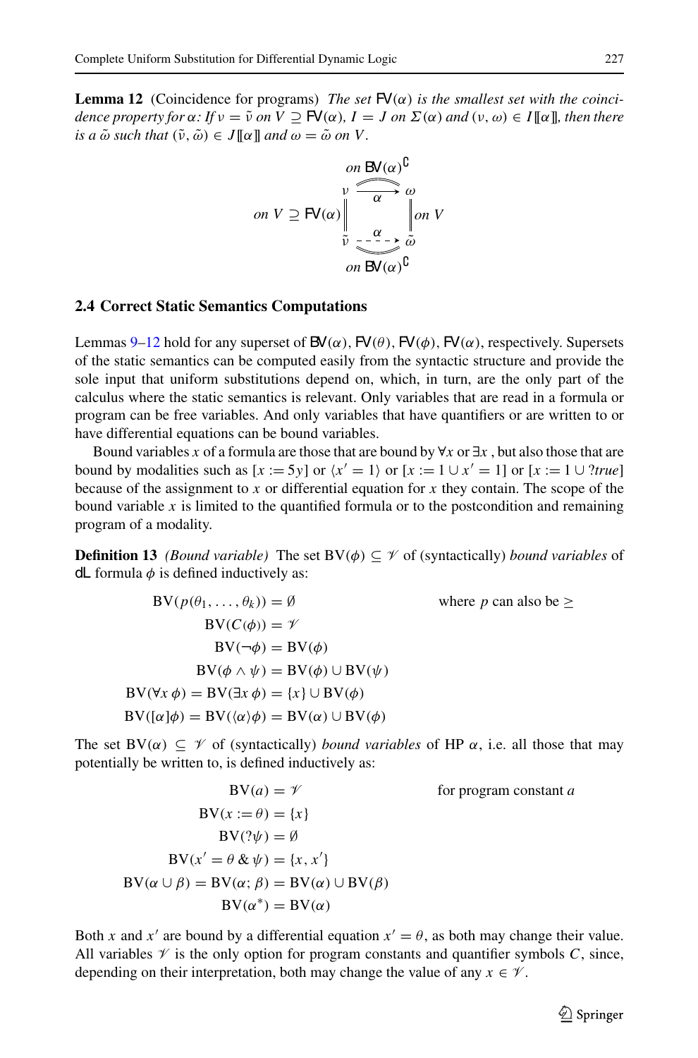**Lemma 12** (Coincidence for programs) *The set* $\mathsf{FV}(\alpha)$ *is the smallest set with the coincidence property for* $\alpha$*: If* $\nu = \tilde{\nu}$ *on* $V \supseteq \mathsf{FV}(\alpha)$*,* $I = J$ *on* $\Sigma(\alpha)$ *and* $(\nu, \omega) \in I[\![\alpha]\!]$*, then there is a* $\tilde{\omega}$ *such that* $(\tilde{\nu}, \tilde{\omega}) \in J[\![\alpha]\!]$ *and* $\omega = \tilde{\omega}$ *on* $V$*.*

$$
\begin{array}{ccc}
 & \text{on } \mathsf{BV}(\alpha)^{\complement} & \\
 & \nu \xrightarrow{\quad\alpha\quad} \omega & \\
\text{on } V \supseteq \mathsf{FV}(\alpha) \Big\| & & \Big\| \text{on } V \\
 & \tilde{\nu} \dashrightarrow_{\alpha} \tilde{\omega} & \\
 & \text{on } \mathsf{BV}(\alpha)^{\complement} &
\end{array}
$$

### 2.4 Correct Static Semantics Computations

Lemmas 9–12 hold for any superset of $\mathsf{BV}(\alpha)$, $\mathsf{FV}(\theta)$, $\mathsf{FV}(\phi)$, $\mathsf{FV}(\alpha)$, respectively. Supersets of the static semantics can be computed easily from the syntactic structure and provide the sole input that uniform substitutions depend on, which, in turn, are the only part of the calculus where the static semantics is relevant. Only variables that are read in a formula or program can be free variables. And only variables that have quantifiers or are written to or have differential equations can be bound variables.

Bound variables $x$ of a formula are those that are bound by $\forall x$ or $\exists x$ , but also those that are bound by modalities such as $[x := 5y]$ or $\langle x' = 1\rangle$ or $[x := 1 \cup x' = 1]$ or $[x := 1 \cup ?true]$ because of the assignment to $x$ or differential equation for $x$ they contain. The scope of the bound variable $x$ is limited to the quantified formula or to the postcondition and remaining program of a modality.

**Definition 13** *(Bound variable)* The set $\mathrm{BV}(\phi) \subseteq \mathscr{V}$ of (syntactically) *bound variables* of dL formula $\phi$ is defined inductively as:

$$
\begin{aligned}
\mathrm{BV}(p(\theta_1, \ldots, \theta_k)) &= \emptyset \qquad\qquad \text{where } p \text{ can also be } \geq \\
\mathrm{BV}(C(\phi)) &= \mathscr{V} \\
\mathrm{BV}(\neg\phi) &= \mathrm{BV}(\phi) \\
\mathrm{BV}(\phi \wedge \psi) &= \mathrm{BV}(\phi) \cup \mathrm{BV}(\psi) \\
\mathrm{BV}(\forall x\, \phi) = \mathrm{BV}(\exists x\, \phi) &= \{x\} \cup \mathrm{BV}(\phi) \\
\mathrm{BV}([\alpha]\phi) = \mathrm{BV}(\langle\alpha\rangle\phi) &= \mathrm{BV}(\alpha) \cup \mathrm{BV}(\phi)
\end{aligned}
$$

The set $\mathrm{BV}(\alpha) \subseteq \mathscr{V}$ of (syntactically) *bound variables* of HP $\alpha$, i.e. all those that may potentially be written to, is defined inductively as:

$$
\begin{aligned}
\mathrm{BV}(a) &= \mathscr{V} \qquad\qquad \text{for program constant } a \\
\mathrm{BV}(x := \theta) &= \{x\} \\
\mathrm{BV}(?\psi) &= \emptyset \\
\mathrm{BV}(x' = \theta \,\&\, \psi) &= \{x, x'\} \\
\mathrm{BV}(\alpha \cup \beta) = \mathrm{BV}(\alpha; \beta) &= \mathrm{BV}(\alpha) \cup \mathrm{BV}(\beta) \\
\mathrm{BV}(\alpha^*) &= \mathrm{BV}(\alpha)
\end{aligned}
$$

Both $x$ and $x'$ are bound by a differential equation $x' = \theta$, as both may change their value. All variables $\mathscr{V}$ is the only option for program constants and quantifier symbols $C$, since, depending on their interpretation, both may change the value of any $x \in \mathscr{V}$.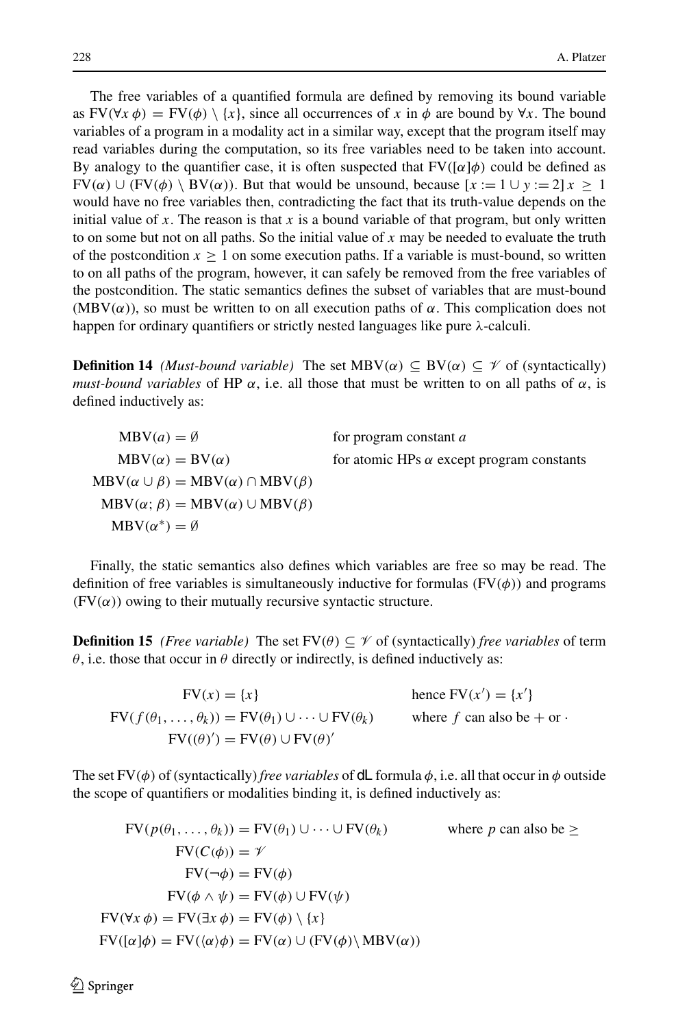The free variables of a quantified formula are defined by removing its bound variable as $\mathrm{FV}(\forall x\, \phi) = \mathrm{FV}(\phi) \setminus \{x\}$, since all occurrences of $x$ in $\phi$ are bound by $\forall x$. The bound variables of a program in a modality act in a similar way, except that the program itself may read variables during the computation, so its free variables need to be taken into account. By analogy to the quantifier case, it is often suspected that $\mathrm{FV}([\alpha]\phi)$ could be defined as $\mathrm{FV}(\alpha) \cup (\mathrm{FV}(\phi) \setminus \mathrm{BV}(\alpha))$. But that would be unsound, because $[x := 1 \cup y := 2]\, x \geq 1$ would have no free variables then, contradicting the fact that its truth-value depends on the initial value of $x$. The reason is that $x$ is a bound variable of that program, but only written to on some but not on all paths. So the initial value of $x$ may be needed to evaluate the truth of the postcondition $x \geq 1$ on some execution paths. If a variable is must-bound, so written to on all paths of the program, however, it can safely be removed from the free variables of the postcondition. The static semantics defines the subset of variables that are must-bound ($\mathrm{MBV}(\alpha)$), so must be written to on all execution paths of $\alpha$. This complication does not happen for ordinary quantifiers or strictly nested languages like pure λ-calculi.

**Definition 14** *(Must-bound variable)* The set $\mathrm{MBV}(\alpha) \subseteq \mathrm{BV}(\alpha) \subseteq \mathscr{V}$ of (syntactically) *must-bound variables* of HP $\alpha$, i.e. all those that must be written to on all paths of $\alpha$, is defined inductively as:

$$
\begin{aligned}
\mathrm{MBV}(a) &= \emptyset && \text{for program constant } a\\
\mathrm{MBV}(\alpha) &= \mathrm{BV}(\alpha) && \text{for atomic HPs } \alpha \text{ except program constants}\\
\mathrm{MBV}(\alpha \cup \beta) &= \mathrm{MBV}(\alpha) \cap \mathrm{MBV}(\beta)\\
\mathrm{MBV}(\alpha; \beta) &= \mathrm{MBV}(\alpha) \cup \mathrm{MBV}(\beta)\\
\mathrm{MBV}(\alpha^*) &= \emptyset
\end{aligned}
$$

Finally, the static semantics also defines which variables are free so may be read. The definition of free variables is simultaneously inductive for formulas ($\mathrm{FV}(\phi)$) and programs ($\mathrm{FV}(\alpha)$) owing to their mutually recursive syntactic structure.

**Definition 15** *(Free variable)* The set $\mathrm{FV}(\theta) \subseteq \mathscr{V}$ of (syntactically) *free variables* of term $\theta$, i.e. those that occur in $\theta$ directly or indirectly, is defined inductively as:

$$
\begin{aligned}
\mathrm{FV}(x) &= \{x\} && \text{hence } \mathrm{FV}(x') = \{x'\}\\
\mathrm{FV}(f(\theta_1, \ldots, \theta_k)) &= \mathrm{FV}(\theta_1) \cup \cdots \cup \mathrm{FV}(\theta_k) && \text{where } f \text{ can also be } + \text{ or } \cdot\\
\mathrm{FV}((\theta)') &= \mathrm{FV}(\theta) \cup \mathrm{FV}(\theta)'
\end{aligned}
$$

The set $\mathrm{FV}(\phi)$ of (syntactically) *free variables* of dL formula $\phi$, i.e. all that occur in $\phi$ outside the scope of quantifiers or modalities binding it, is defined inductively as:

$$
\begin{aligned}
\mathrm{FV}(p(\theta_1, \ldots, \theta_k)) &= \mathrm{FV}(\theta_1) \cup \cdots \cup \mathrm{FV}(\theta_k) && \text{where } p \text{ can also be } \geq\\
\mathrm{FV}(C(\phi)) &= \mathscr{V}\\
\mathrm{FV}(\neg\phi) &= \mathrm{FV}(\phi)\\
\mathrm{FV}(\phi \wedge \psi) &= \mathrm{FV}(\phi) \cup \mathrm{FV}(\psi)\\
\mathrm{FV}(\forall x\, \phi) = \mathrm{FV}(\exists x\, \phi) &= \mathrm{FV}(\phi) \setminus \{x\}\\
\mathrm{FV}([\alpha]\phi) = \mathrm{FV}(\langle\alpha\rangle\phi) &= \mathrm{FV}(\alpha) \cup (\mathrm{FV}(\phi) \setminus \mathrm{MBV}(\alpha))
\end{aligned}
$$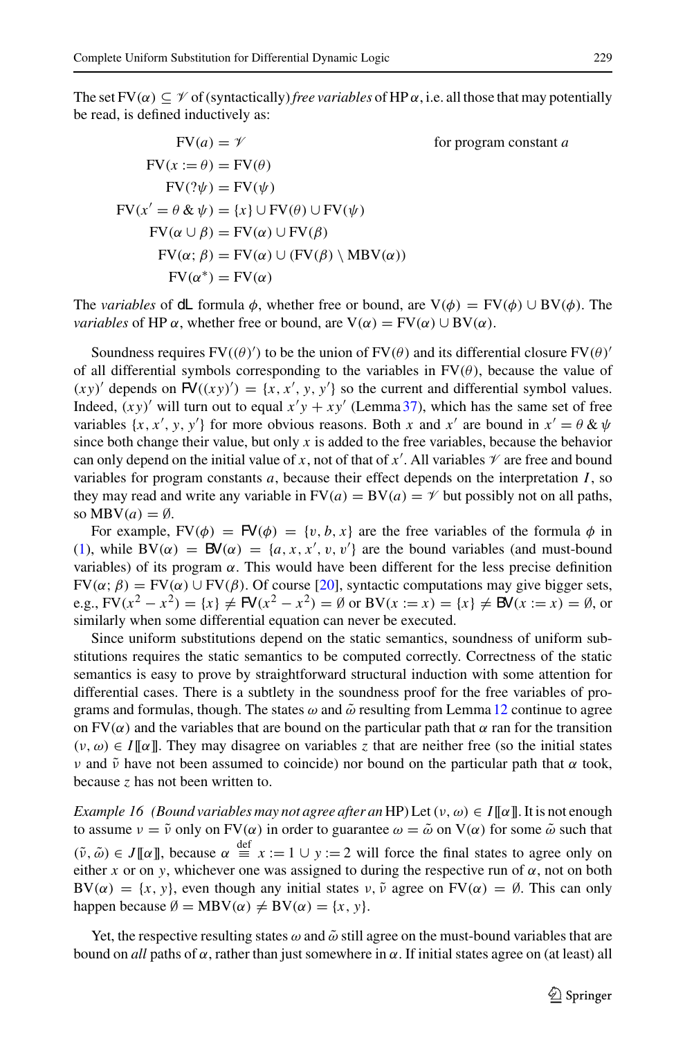The set $\mathrm{FV}(\alpha) \subseteq \mathscr{V}$ of (syntactically) *free variables* of HP $\alpha$, i.e. all those that may potentially be read, is defined inductively as:

$$
\begin{aligned}
\mathrm{FV}(a) &= \mathscr{V} && \text{for program constant } a\\
\mathrm{FV}(x := \theta) &= \mathrm{FV}(\theta)\\
\mathrm{FV}(?\psi) &= \mathrm{FV}(\psi)\\
\mathrm{FV}(x' = \theta \,\&\, \psi) &= \{x\} \cup \mathrm{FV}(\theta) \cup \mathrm{FV}(\psi)\\
\mathrm{FV}(\alpha \cup \beta) &= \mathrm{FV}(\alpha) \cup \mathrm{FV}(\beta)\\
\mathrm{FV}(\alpha; \beta) &= \mathrm{FV}(\alpha) \cup (\mathrm{FV}(\beta) \setminus \mathrm{MBV}(\alpha))\\
\mathrm{FV}(\alpha^*) &= \mathrm{FV}(\alpha)
\end{aligned}
$$

The *variables* of dL formula $\phi$, whether free or bound, are $\mathrm{V}(\phi) = \mathrm{FV}(\phi) \cup \mathrm{BV}(\phi)$. The *variables* of HP $\alpha$, whether free or bound, are $\mathrm{V}(\alpha) = \mathrm{FV}(\alpha) \cup \mathrm{BV}(\alpha)$.

Soundness requires $\mathrm{FV}((\theta)')$ to be the union of $\mathrm{FV}(\theta)$ and its differential closure $\mathrm{FV}(\theta)'$ of all differential symbols corresponding to the variables in $\mathrm{FV}(\theta)$, because the value of $(xy)'$ depends on $\mathsf{FV}((xy)') = \{x, x', y, y'\}$ so the current and differential symbol values. Indeed, $(xy)'$ will turn out to equal $x'y + xy'$ (Lemma 37), which has the same set of free variables $\{x, x', y, y'\}$ for more obvious reasons. Both $x$ and $x'$ are bound in $x' = \theta \,\&\, \psi$ since both change their value, but only $x$ is added to the free variables, because the behavior can only depend on the initial value of $x$, not of that of $x'$. All variables $\mathscr{V}$ are free and bound variables for program constants $a$, because their effect depends on the interpretation $I$, so they may read and write any variable in $\mathrm{FV}(a) = \mathrm{BV}(a) = \mathscr{V}$ but possibly not on all paths, so $\mathrm{MBV}(a) = \emptyset$.

For example, $\mathrm{FV}(\phi) = \mathsf{FV}(\phi) = \{v, b, x\}$ are the free variables of the formula $\phi$ in (1), while $\mathrm{BV}(\alpha) = \mathsf{BV}(\alpha) = \{a, x, x', v, v'\}$ are the bound variables (and must-bound variables) of its program $\alpha$. This would have been different for the less precise definition $\mathrm{FV}(\alpha; \beta) = \mathrm{FV}(\alpha) \cup \mathrm{FV}(\beta)$. Of course [20], syntactic computations may give bigger sets, e.g., $\mathrm{FV}(x^2 - x^2) = \{x\} \neq \mathsf{FV}(x^2 - x^2) = \emptyset$ or $\mathrm{BV}(x := x) = \{x\} \neq \mathsf{BV}(x := x) = \emptyset$, or similarly when some differential equation can never be executed.

Since uniform substitutions depend on the static semantics, soundness of uniform substitutions requires the static semantics to be computed correctly. Correctness of the static semantics is easy to prove by straightforward structural induction with some attention for differential cases. There is a subtlety in the soundness proof for the free variables of programs and formulas, though. The states $\omega$ and $\tilde{\omega}$ resulting from Lemma 12 continue to agree on $\mathrm{FV}(\alpha)$ and the variables that are bound on the particular path that $\alpha$ ran for the transition $(\nu, \omega) \in I[\![\alpha]\!]$. They may disagree on variables $z$ that are neither free (so the initial states $\nu$ and $\tilde{\nu}$ have not been assumed to coincide) nor bound on the particular path that $\alpha$ took, because $z$ has not been written to.

*Example 16 (Bound variables may not agree after an HP)* Let $(\nu, \omega) \in I[\![\alpha]\!]$. It is not enough to assume $\nu = \tilde{\nu}$ only on $\mathrm{FV}(\alpha)$ in order to guarantee $\omega = \tilde{\omega}$ on $\mathrm{V}(\alpha)$ for some $\tilde{\omega}$ such that $(\tilde{\nu}, \tilde{\omega}) \in J[\![\alpha]\!]$, because $\alpha \stackrel{\text{def}}{\equiv} x := 1 \cup y := 2$ will force the final states to agree only on either $x$ or on $y$, whichever one was assigned to during the respective run of $\alpha$, not on both $\mathrm{BV}(\alpha) = \{x, y\}$, even though any initial states $\nu, \tilde{\nu}$ agree on $\mathrm{FV}(\alpha) = \emptyset$. This can only happen because $\emptyset = \mathrm{MBV}(\alpha) \neq \mathrm{BV}(\alpha) = \{x, y\}$.

Yet, the respective resulting states $\omega$ and $\tilde{\omega}$ still agree on the must-bound variables that are bound on *all* paths of $\alpha$, rather than just somewhere in $\alpha$. If initial states agree on (at least) all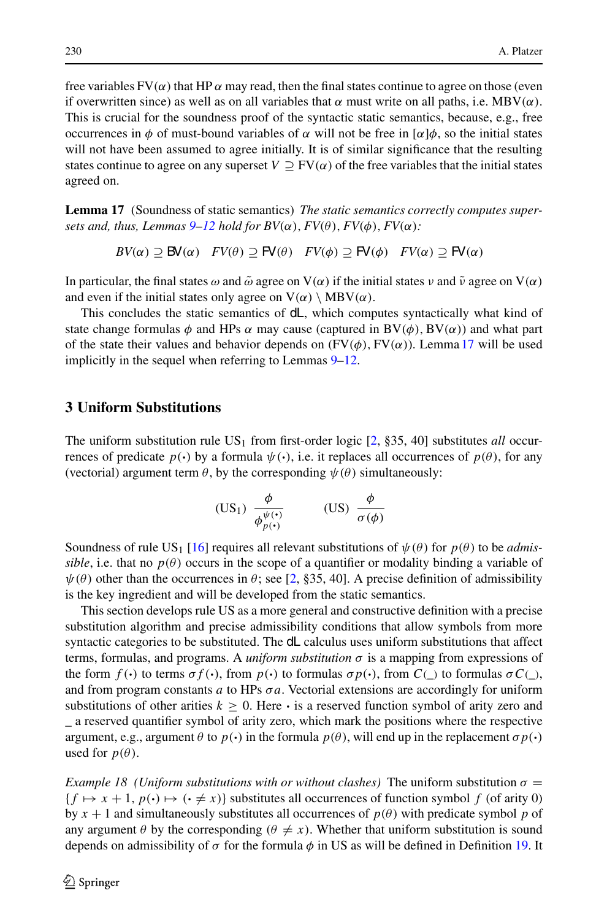free variables $FV(\alpha)$ that HP $\alpha$ may read, then the final states continue to agree on those (even if overwritten since) as well as on all variables that $\alpha$ must write on all paths, i.e. $MBV(\alpha)$. This is crucial for the soundness proof of the syntactic static semantics, because, e.g., free occurrences in $\phi$ of must-bound variables of $\alpha$ will not be free in $[\alpha]\phi$, so the initial states will not have been assumed to agree initially. It is of similar significance that the resulting states continue to agree on any superset $V \supseteq FV(\alpha)$ of the free variables that the initial states agreed on.

**Lemma 17** (Soundness of static semantics) *The static semantics correctly computes supersets and, thus, Lemmas 9–12 hold for $BV(\alpha)$, $FV(\theta)$, $FV(\phi)$, $FV(\alpha)$:*

$$BV(\alpha) \supseteq \mathsf{BV}(\alpha) \quad FV(\theta) \supseteq \mathsf{FV}(\theta) \quad FV(\phi) \supseteq \mathsf{FV}(\phi) \quad FV(\alpha) \supseteq \mathsf{FV}(\alpha)$$

In particular, the final states $\omega$ and $\tilde{\omega}$ agree on $V(\alpha)$ if the initial states $\nu$ and $\tilde{\nu}$ agree on $V(\alpha)$ and even if the initial states only agree on $V(\alpha) \setminus MBV(\alpha)$.

This concludes the static semantics of dL, which computes syntactically what kind of state change formulas $\phi$ and HPs $\alpha$ may cause (captured in $BV(\phi)$, $BV(\alpha)$) and what part of the state their values and behavior depends on ($FV(\phi)$, $FV(\alpha)$). Lemma 17 will be used implicitly in the sequel when referring to Lemmas 9–12.

## 3 Uniform Substitutions

The uniform substitution rule $US_1$ from first-order logic [2, §35, 40] substitutes *all* occurrences of predicate $p(\cdot)$ by a formula $\psi(\cdot)$, i.e. it replaces all occurrences of $p(\theta)$, for any (vectorial) argument term $\theta$, by the corresponding $\psi(\theta)$ simultaneously:

$$(\mathrm{US}_1)\ \frac{\phi}{\phi^{\psi(\cdot)}_{p(\cdot)}} \qquad (\mathrm{US})\ \frac{\phi}{\sigma(\phi)}$$

Soundness of rule $US_1$ [16] requires all relevant substitutions of $\psi(\theta)$ for $p(\theta)$ to be *admissible*, i.e. that no $p(\theta)$ occurs in the scope of a quantifier or modality binding a variable of $\psi(\theta)$ other than the occurrences in $\theta$; see [2, §35, 40]. A precise definition of admissibility is the key ingredient and will be developed from the static semantics.

This section develops rule US as a more general and constructive definition with a precise substitution algorithm and precise admissibility conditions that allow symbols from more syntactic categories to be substituted. The dL calculus uses uniform substitutions that affect terms, formulas, and programs. A *uniform substitution* $\sigma$ is a mapping from expressions of the form $f(\cdot)$ to terms $\sigma f(\cdot)$, from $p(\cdot)$ to formulas $\sigma p(\cdot)$, from $C(\_)$ to formulas $\sigma C(\_)$, and from program constants $a$ to HPs $\sigma a$. Vectorial extensions are accordingly for uniform substitutions of other arities $k \geq 0$. Here $\cdot$ is a reserved function symbol of arity zero and _ a reserved quantifier symbol of arity zero, which mark the positions where the respective argument, e.g., argument $\theta$ to $p(\cdot)$ in the formula $p(\theta)$, will end up in the replacement $\sigma p(\cdot)$ used for $p(\theta)$.

*Example 18 (Uniform substitutions with or without clashes)* The uniform substitution $\sigma = \{f \mapsto x + 1, p(\cdot) \mapsto (\cdot \neq x)\}$ substitutes all occurrences of function symbol $f$ (of arity 0) by $x + 1$ and simultaneously substitutes all occurrences of $p(\theta)$ with predicate symbol $p$ of any argument $\theta$ by the corresponding $(\theta \neq x)$. Whether that uniform substitution is sound depends on admissibility of $\sigma$ for the formula $\phi$ in US as will be defined in Definition 19. It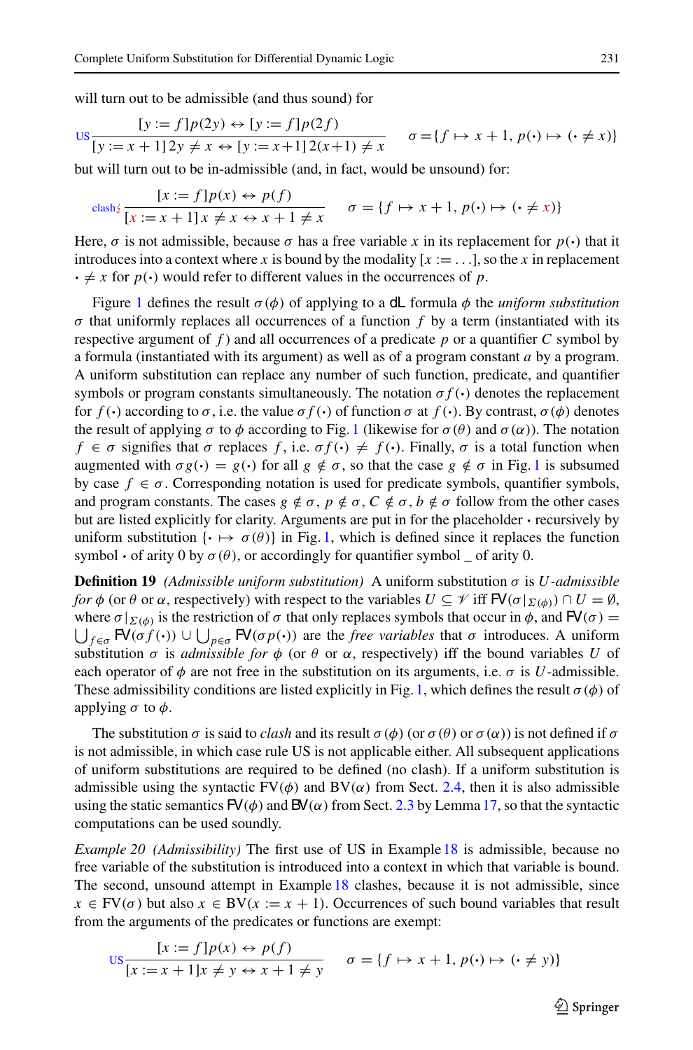will turn out to be admissible (and thus sound) for

$$\text{US}\frac{[y := f]p(2y) \leftrightarrow [y := f]p(2f)}{[y := x+1]\,2y \neq x \leftrightarrow [y := x+1]\,2(x+1) \neq x} \qquad \sigma = \{f \mapsto x+1,\ p(\cdot) \mapsto (\cdot \neq x)\}$$

but will turn out to be in-admissible (and, in fact, would be unsound) for:

$$\text{clash}\lightning\frac{[x := f]p(x) \leftrightarrow p(f)}{[x := x+1]\,x \neq x \leftrightarrow x+1 \neq x} \qquad \sigma = \{f \mapsto x+1,\ p(\cdot) \mapsto (\cdot \neq x)\}$$

Here, $\sigma$ is not admissible, because $\sigma$ has a free variable $x$ in its replacement for $p(\cdot)$ that it introduces into a context where $x$ is bound by the modality $[x := \ldots]$, so the $x$ in replacement $\cdot \neq x$ for $p(\cdot)$ would refer to different values in the occurrences of $p$.

Figure 1 defines the result $\sigma(\phi)$ of applying to a dL formula $\phi$ the *uniform substitution* $\sigma$ that uniformly replaces all occurrences of a function $f$ by a term (instantiated with its respective argument of $f$) and all occurrences of a predicate $p$ or a quantifier $C$ symbol by a formula (instantiated with its argument) as well as of a program constant $a$ by a program. A uniform substitution can replace any number of such function, predicate, and quantifier symbols or program constants simultaneously. The notation $\sigma f(\cdot)$ denotes the replacement for $f(\cdot)$ according to $\sigma$, i.e. the value $\sigma f(\cdot)$ of function $\sigma$ at $f(\cdot)$. By contrast, $\sigma(\phi)$ denotes the result of applying $\sigma$ to $\phi$ according to Fig. 1 (likewise for $\sigma(\theta)$ and $\sigma(\alpha)$). The notation $f \in \sigma$ signifies that $\sigma$ replaces $f$, i.e. $\sigma f(\cdot) \neq f(\cdot)$. Finally, $\sigma$ is a total function when augmented with $\sigma g(\cdot) = g(\cdot)$ for all $g \notin \sigma$, so that the case $g \notin \sigma$ in Fig. 1 is subsumed by case $f \in \sigma$. Corresponding notation is used for predicate symbols, quantifier symbols, and program constants. The cases $g \notin \sigma$, $p \notin \sigma$, $C \notin \sigma$, $b \notin \sigma$ follow from the other cases but are listed explicitly for clarity. Arguments are put in for the placeholder $\cdot$ recursively by uniform substitution $\{\cdot \mapsto \sigma(\theta)\}$ in Fig. 1, which is defined since it replaces the function symbol $\cdot$ of arity 0 by $\sigma(\theta)$, or accordingly for quantifier symbol _ of arity 0.

**Definition 19** *(Admissible uniform substitution)* A uniform substitution $\sigma$ is *$U$-admissible for $\phi$* (or $\theta$ or $\alpha$, respectively) with respect to the variables $U \subseteq \mathscr{V}$ iff $\mathsf{FV}(\sigma|_{\Sigma(\phi)}) \cap U = \emptyset$, where $\sigma|_{\Sigma(\phi)}$ is the restriction of $\sigma$ that only replaces symbols that occur in $\phi$, and $\mathsf{FV}(\sigma) = \bigcup_{f\in\sigma} \mathsf{FV}(\sigma f(\cdot)) \cup \bigcup_{p\in\sigma} \mathsf{FV}(\sigma p(\cdot))$ are the *free variables* that $\sigma$ introduces. A uniform substitution $\sigma$ is *admissible for $\phi$* (or $\theta$ or $\alpha$, respectively) iff the bound variables $U$ of each operator of $\phi$ are not free in the substitution on its arguments, i.e. $\sigma$ is $U$-admissible. These admissibility conditions are listed explicitly in Fig. 1, which defines the result $\sigma(\phi)$ of applying $\sigma$ to $\phi$.

The substitution $\sigma$ is said to *clash* and its result $\sigma(\phi)$ (or $\sigma(\theta)$ or $\sigma(\alpha)$) is not defined if $\sigma$ is not admissible, in which case rule US is not applicable either. All subsequent applications of uniform substitutions are required to be defined (no clash). If a uniform substitution is admissible using the syntactic $\mathrm{FV}(\phi)$ and $\mathrm{BV}(\alpha)$ from Sect. 2.4, then it is also admissible using the static semantics $\mathsf{FV}(\phi)$ and $\mathsf{BV}(\alpha)$ from Sect. 2.3 by Lemma 17, so that the syntactic computations can be used soundly.

*Example 20 (Admissibility)* The first use of US in Example 18 is admissible, because no free variable of the substitution is introduced into a context in which that variable is bound. The second, unsound attempt in Example 18 clashes, because it is not admissible, since $x \in \mathrm{FV}(\sigma)$ but also $x \in \mathrm{BV}(x := x+1)$. Occurrences of such bound variables that result from the arguments of the predicates or functions are exempt:

$$\text{US}\frac{[x := f]p(x) \leftrightarrow p(f)}{[x := x+1]x \neq y \leftrightarrow x+1 \neq y} \qquad \sigma = \{f \mapsto x+1,\ p(\cdot) \mapsto (\cdot \neq y)\}$$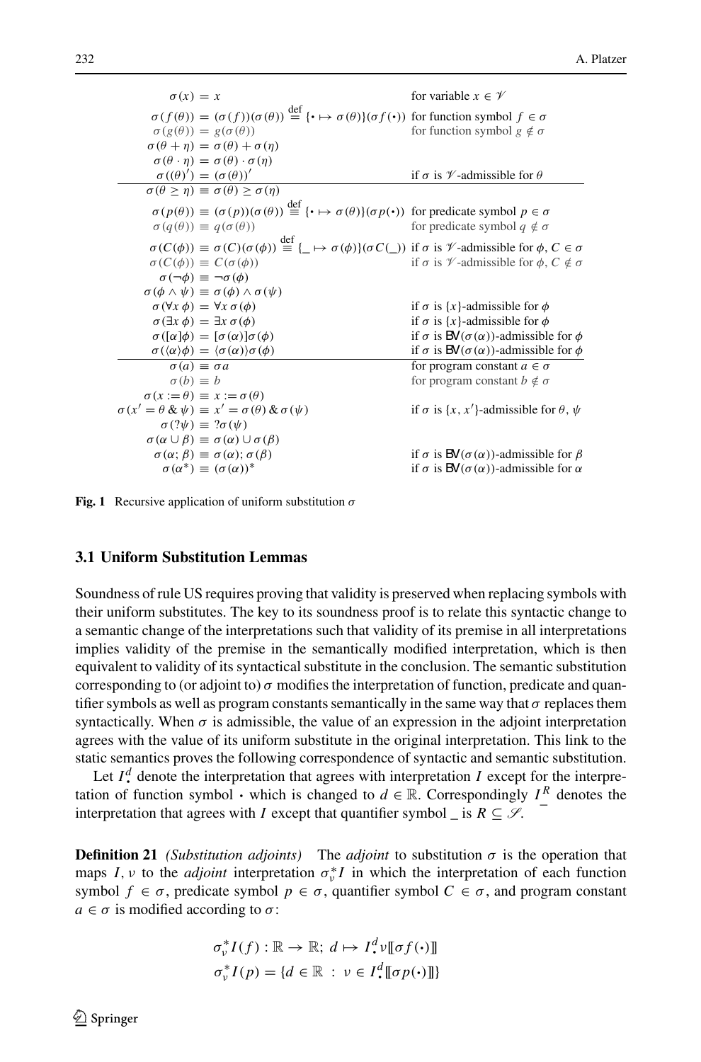$$
\begin{array}{rll}
\sigma(x) &= x & \text{for variable } x \in \mathcal{V} \\
\sigma(f(\theta)) &= (\sigma(f))(\sigma(\theta)) \stackrel{\text{def}}{=} \{\cdot \mapsto \sigma(\theta)\}(\sigma f(\cdot)) & \text{for function symbol } f \in \sigma \\
\sigma(g(\theta)) &= g(\sigma(\theta)) & \text{for function symbol } g \notin \sigma \\
\sigma(\theta + \eta) &= \sigma(\theta) + \sigma(\eta) & \\
\sigma(\theta \cdot \eta) &= \sigma(\theta) \cdot \sigma(\eta) & \\
\sigma((\theta)') &= (\sigma(\theta))' & \text{if } \sigma \text{ is } \mathcal{V}\text{-admissible for } \theta \\
\hline
\sigma(\theta \geq \eta) &\equiv \sigma(\theta) \geq \sigma(\eta) & \\
\sigma(p(\theta)) &\equiv (\sigma(p))(\sigma(\theta)) \stackrel{\text{def}}{\equiv} \{\cdot \mapsto \sigma(\theta)\}(\sigma p(\cdot)) & \text{for predicate symbol } p \in \sigma \\
\sigma(q(\theta)) &\equiv q(\sigma(\theta)) & \text{for predicate symbol } q \notin \sigma \\
\sigma(C(\phi)) &\equiv \sigma(C)(\sigma(\phi)) \stackrel{\text{def}}{\equiv} \{\_ \mapsto \sigma(\phi)\}(\sigma C(\_)) & \text{if } \sigma \text{ is } \mathcal{V}\text{-admissible for } \phi, C \in \sigma \\
\sigma(C(\phi)) &\equiv C(\sigma(\phi)) & \text{if } \sigma \text{ is } \mathcal{V}\text{-admissible for } \phi, C \notin \sigma \\
\sigma(\neg\phi) &\equiv \neg\sigma(\phi) & \\
\sigma(\phi \wedge \psi) &\equiv \sigma(\phi) \wedge \sigma(\psi) & \\
\sigma(\forall x\, \phi) &= \forall x\, \sigma(\phi) & \text{if } \sigma \text{ is } \{x\}\text{-admissible for } \phi \\
\sigma(\exists x\, \phi) &= \exists x\, \sigma(\phi) & \text{if } \sigma \text{ is } \{x\}\text{-admissible for } \phi \\
\sigma([\alpha]\phi) &= [\sigma(\alpha)]\sigma(\phi) & \text{if } \sigma \text{ is } \mathsf{BV}(\sigma(\alpha))\text{-admissible for } \phi \\
\sigma(\langle\alpha\rangle\phi) &= \langle\sigma(\alpha)\rangle\sigma(\phi) & \text{if } \sigma \text{ is } \mathsf{BV}(\sigma(\alpha))\text{-admissible for } \phi \\
\hline
\sigma(a) &\equiv \sigma a & \text{for program constant } a \in \sigma \\
\sigma(b) &\equiv b & \text{for program constant } b \notin \sigma \\
\sigma(x := \theta) &\equiv x := \sigma(\theta) & \\
\sigma(x' = \theta \,\&\, \psi) &\equiv x' = \sigma(\theta) \,\&\, \sigma(\psi) & \text{if } \sigma \text{ is } \{x, x'\}\text{-admissible for } \theta, \psi \\
\sigma(?\psi) &\equiv ?\sigma(\psi) & \\
\sigma(\alpha \cup \beta) &\equiv \sigma(\alpha) \cup \sigma(\beta) & \\
\sigma(\alpha; \beta) &\equiv \sigma(\alpha); \sigma(\beta) & \text{if } \sigma \text{ is } \mathsf{BV}(\sigma(\alpha))\text{-admissible for } \beta \\
\sigma(\alpha^*) &\equiv (\sigma(\alpha))^* & \text{if } \sigma \text{ is } \mathsf{BV}(\sigma(\alpha))\text{-admissible for } \alpha
\end{array}
$$

**Fig. 1** Recursive application of uniform substitution $\sigma$

### 3.1 Uniform Substitution Lemmas

Soundness of rule US requires proving that validity is preserved when replacing symbols with their uniform substitutes. The key to its soundness proof is to relate this syntactic change to a semantic change of the interpretations such that validity of its premise in all interpretations implies validity of the premise in the semantically modified interpretation, which is then equivalent to validity of its syntactical substitute in the conclusion. The semantic substitution corresponding to (or adjoint to) $\sigma$ modifies the interpretation of function, predicate and quantifier symbols as well as program constants semantically in the same way that $\sigma$ replaces them syntactically. When $\sigma$ is admissible, the value of an expression in the adjoint interpretation agrees with the value of its uniform substitute in the original interpretation. This link to the static semantics proves the following correspondence of syntactic and semantic substitution.

Let $I_{\cdot}^{d}$ denote the interpretation that agrees with interpretation $I$ except for the interpretation of function symbol $\cdot$ which is changed to $d \in \mathbb{R}$. Correspondingly $I_{\_}^{R}$ denotes the interpretation that agrees with $I$ except that quantifier symbol $\_$ is $R \subseteq \mathcal{S}$.

**Definition 21** *(Substitution adjoints)* The *adjoint* to substitution $\sigma$ is the operation that maps $I, \nu$ to the *adjoint* interpretation $\sigma_{\nu}^{*}I$ in which the interpretation of each function symbol $f \in \sigma$, predicate symbol $p \in \sigma$, quantifier symbol $C \in \sigma$, and program constant $a \in \sigma$ is modified according to $\sigma$:

$$
\sigma_{\nu}^{*}I(f) : \mathbb{R} \to \mathbb{R};\ d \mapsto I_{\cdot}^{d}\nu[\![\sigma f(\cdot)]\!]
$$

$$
\sigma_{\nu}^{*}I(p) = \{d \in \mathbb{R} \ :\ \nu \in I_{\cdot}^{d}[\![\sigma p(\cdot)]\!]\}
$$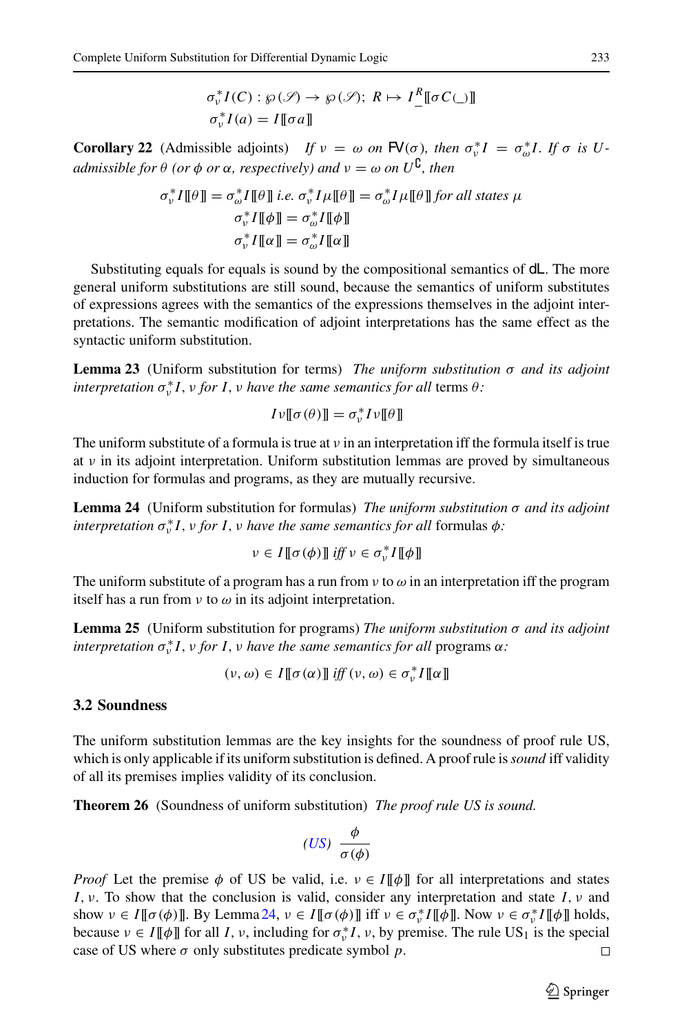$$\sigma_\nu^* I(C) : \wp(\mathscr{S}) \to \wp(\mathscr{S});\ R \mapsto I_{\_}^R[\![\sigma C(\_)]\!]$$
$$\sigma_\nu^* I(a) = I[\![\sigma a]\!]$$

**Corollary 22** (Admissible adjoints) *If $\nu = \omega$ on $\mathsf{FV}(\sigma)$, then $\sigma_\nu^* I = \sigma_\omega^* I$. If $\sigma$ is $U$-admissible for $\theta$ (or $\phi$ or $\alpha$, respectively) and $\nu = \omega$ on $U^\complement$, then*

$$\sigma_\nu^* I[\![\theta]\!] = \sigma_\omega^* I[\![\theta]\!] \text{ i.e. } \sigma_\nu^* I\mu[\![\theta]\!] = \sigma_\omega^* I\mu[\![\theta]\!] \text{ for all states } \mu$$
$$\sigma_\nu^* I[\![\phi]\!] = \sigma_\omega^* I[\![\phi]\!]$$
$$\sigma_\nu^* I[\![\alpha]\!] = \sigma_\omega^* I[\![\alpha]\!]$$

Substituting equals for equals is sound by the compositional semantics of $\mathsf{dL}$. The more general uniform substitutions are still sound, because the semantics of uniform substitutes of expressions agrees with the semantics of the expressions themselves in the adjoint interpretations. The semantic modification of adjoint interpretations has the same effect as the syntactic uniform substitution.

**Lemma 23** (Uniform substitution for terms) *The uniform substitution $\sigma$ and its adjoint interpretation $\sigma_\nu^* I, \nu$ for $I, \nu$ have the same semantics for all* terms *$\theta$:*

$$I\nu[\![\sigma(\theta)]\!] = \sigma_\nu^* I\nu[\![\theta]\!]$$

The uniform substitute of a formula is true at $\nu$ in an interpretation iff the formula itself is true at $\nu$ in its adjoint interpretation. Uniform substitution lemmas are proved by simultaneous induction for formulas and programs, as they are mutually recursive.

**Lemma 24** (Uniform substitution for formulas) *The uniform substitution $\sigma$ and its adjoint interpretation $\sigma_\nu^* I, \nu$ for $I, \nu$ have the same semantics for all* formulas *$\phi$:*

$$\nu \in I[\![\sigma(\phi)]\!] \text{ iff } \nu \in \sigma_\nu^* I[\![\phi]\!]$$

The uniform substitute of a program has a run from $\nu$ to $\omega$ in an interpretation iff the program itself has a run from $\nu$ to $\omega$ in its adjoint interpretation.

**Lemma 25** (Uniform substitution for programs) *The uniform substitution $\sigma$ and its adjoint interpretation $\sigma_\nu^* I, \nu$ for $I, \nu$ have the same semantics for all* programs *$\alpha$:*

$$(\nu, \omega) \in I[\![\sigma(\alpha)]\!] \text{ iff } (\nu, \omega) \in \sigma_\nu^* I[\![\alpha]\!]$$

### 3.2 Soundness

The uniform substitution lemmas are the key insights for the soundness of proof rule US, which is only applicable if its uniform substitution is defined. A proof rule is *sound* iff validity of all its premises implies validity of its conclusion.

**Theorem 26** (Soundness of uniform substitution) *The proof rule US is sound.*

$$(\text{US})\ \frac{\phi}{\sigma(\phi)}$$

*Proof* Let the premise $\phi$ of US be valid, i.e. $\nu \in I[\![\phi]\!]$ for all interpretations and states $I, \nu$. To show that the conclusion is valid, consider any interpretation and state $I, \nu$ and show $\nu \in I[\![\sigma(\phi)]\!]$. By Lemma 24, $\nu \in I[\![\sigma(\phi)]\!]$ iff $\nu \in \sigma_\nu^* I[\![\phi]\!]$. Now $\nu \in \sigma_\nu^* I[\![\phi]\!]$ holds, because $\nu \in I[\![\phi]\!]$ for all $I, \nu$, including for $\sigma_\nu^* I, \nu$, by premise. The rule $\text{US}_1$ is the special case of US where $\sigma$ only substitutes predicate symbol $p$. □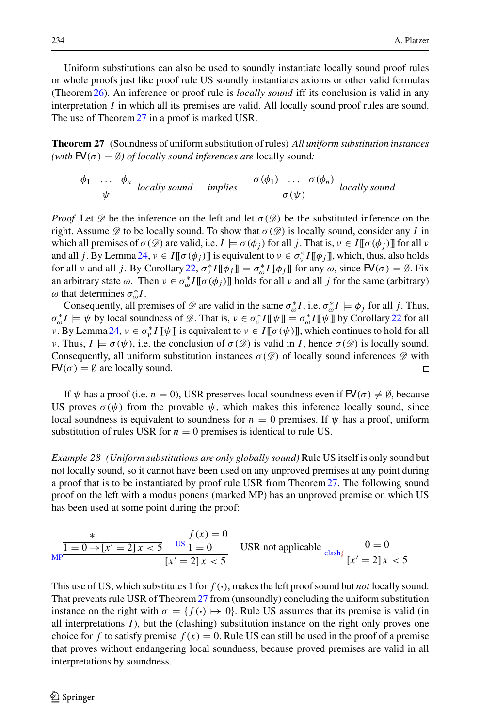Uniform substitutions can also be used to soundly instantiate locally sound proof rules or whole proofs just like proof rule US soundly instantiates axioms or other valid formulas (Theorem 26). An inference or proof rule is *locally sound* iff its conclusion is valid in any interpretation $I$ in which all its premises are valid. All locally sound proof rules are sound. The use of Theorem 27 in a proof is marked USR.

**Theorem 27** (Soundness of uniform substitution of rules) *All uniform substitution instances (with $\mathsf{FV}(\sigma) = \emptyset$) of locally sound inferences are* locally sound*:*

$$\frac{\phi_1 \quad \ldots \quad \phi_n}{\psi} \text{ locally sound} \quad \text{implies} \quad \frac{\sigma(\phi_1) \quad \ldots \quad \sigma(\phi_n)}{\sigma(\psi)} \text{ locally sound}$$

*Proof* Let $\mathscr{D}$ be the inference on the left and let $\sigma(\mathscr{D})$ be the substituted inference on the right. Assume $\mathscr{D}$ to be locally sound. To show that $\sigma(\mathscr{D})$ is locally sound, consider any $I$ in which all premises of $\sigma(\mathscr{D})$ are valid, i.e. $I \models \sigma(\phi_j)$ for all $j$. That is, $\nu \in I[\![\sigma(\phi_j)]\!]$ for all $\nu$ and all $j$. By Lemma 24, $\nu \in I[\![\sigma(\phi_j)]\!]$ is equivalent to $\nu \in \sigma^*_\nu I[\![\phi_j]\!]$, which, thus, also holds for all $\nu$ and all $j$. By Corollary 22, $\sigma^*_\nu I[\![\phi_j]\!] = \sigma^*_\omega I[\![\phi_j]\!]$ for any $\omega$, since $\mathsf{FV}(\sigma) = \emptyset$. Fix an arbitrary state $\omega$. Then $\nu \in \sigma^*_\omega I[\![\sigma(\phi_j)]\!]$ holds for all $\nu$ and all $j$ for the same (arbitrary) $\omega$ that determines $\sigma^*_\omega I$.

Consequently, all premises of $\mathscr{D}$ are valid in the same $\sigma^*_\omega I$, i.e. $\sigma^*_\omega I \models \phi_j$ for all $j$. Thus, $\sigma^*_\omega I \models \psi$ by local soundness of $\mathscr{D}$. That is, $\nu \in \sigma^*_\nu I[\![\psi]\!] = \sigma^*_\omega I[\![\psi]\!]$ by Corollary 22 for all $\nu$. By Lemma 24, $\nu \in \sigma^*_\nu I[\![\psi]\!]$ is equivalent to $\nu \in I[\![\sigma(\psi)]\!]$, which continues to hold for all $\nu$. Thus, $I \models \sigma(\psi)$, i.e. the conclusion of $\sigma(\mathscr{D})$ is valid in $I$, hence $\sigma(\mathscr{D})$ is locally sound. Consequently, all uniform substitution instances $\sigma(\mathscr{D})$ of locally sound inferences $\mathscr{D}$ with $\mathsf{FV}(\sigma) = \emptyset$ are locally sound. □

If $\psi$ has a proof (i.e. $n = 0$), USR preserves local soundness even if $\mathsf{FV}(\sigma) \neq \emptyset$, because US proves $\sigma(\psi)$ from the provable $\psi$, which makes this inference locally sound, since local soundness is equivalent to soundness for $n = 0$ premises. If $\psi$ has a proof, uniform substitution of rules USR for $n = 0$ premises is identical to rule US.

*Example 28 (Uniform substitutions are only globally sound)* Rule US itself is only sound but not locally sound, so it cannot have been used on any unproved premises at any point during a proof that is to be instantiated by proof rule USR from Theorem 27. The following sound proof on the left with a modus ponens (marked MP) has an unproved premise on which US has been used at some point during the proof:

$$\text{MP}\frac{\dfrac{*}{1 = 0 \rightarrow [x' = 2]\, x < 5} \quad \text{US}\dfrac{f(x) = 0}{1 = 0}}{[x' = 2]\, x < 5} \qquad \text{USR not applicable} \quad \text{clash}\lightning\frac{0 = 0}{[x' = 2]\, x < 5}$$

This use of US, which substitutes 1 for $f(\cdot)$, makes the left proof sound but *not* locally sound. That prevents rule USR of Theorem 27 from (unsoundly) concluding the uniform substitution instance on the right with $\sigma = \{f(\cdot) \mapsto 0\}$. Rule US assumes that its premise is valid (in all interpretations $I$), but the (clashing) substitution instance on the right only proves one choice for $f$ to satisfy premise $f(x) = 0$. Rule US can still be used in the proof of a premise that proves without endangering local soundness, because proved premises are valid in all interpretations by soundness.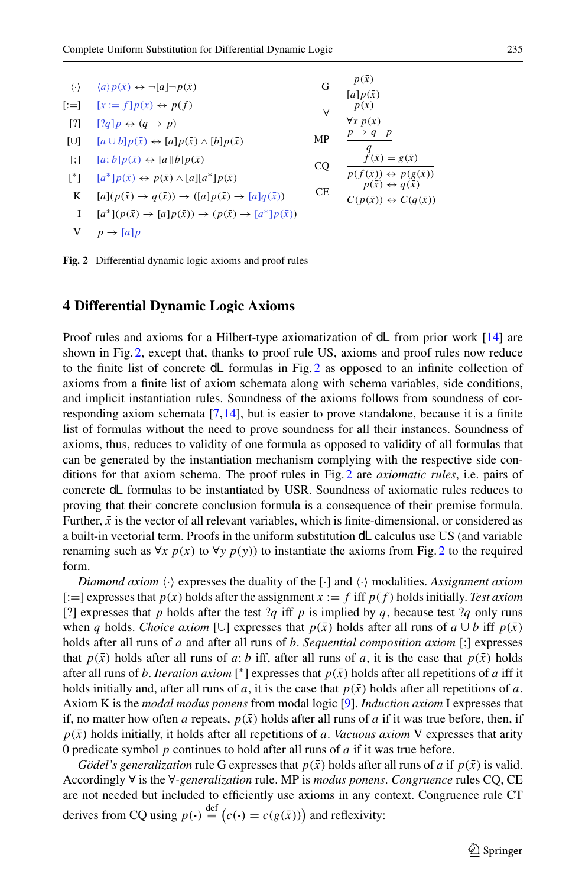| | | | |
|---|---|---|---|
| $\langle\cdot\rangle$ | $\langle a\rangle p(\bar{x}) \leftrightarrow \neg[a]\neg p(\bar{x})$ | G | $\dfrac{p(\bar{x})}{[a]p(\bar{x})}$ |
| $[:=]$ | $[x := f]p(x) \leftrightarrow p(f)$ | $\forall$ | $\dfrac{p(x)}{\forall x\, p(x)}$ |
| $[?]$ | $[?q]p \leftrightarrow (q \rightarrow p)$ | MP | $\dfrac{p \rightarrow q \quad p}{q}$ |
| $[\cup]$ | $[a \cup b]p(\bar{x}) \leftrightarrow [a]p(\bar{x}) \wedge [b]p(\bar{x})$ | CQ | $\dfrac{f(\bar{x}) = g(\bar{x})}{p(f(\bar{x})) \leftrightarrow p(g(\bar{x}))}$ |
| $[;]$ | $[a;b]p(\bar{x}) \leftrightarrow [a][b]p(\bar{x})$ | CE | $\dfrac{p(\bar{x}) \leftrightarrow q(\bar{x})}{C(p(\bar{x})) \leftrightarrow C(q(\bar{x}))}$ |
| $[^*]$ | $[a^*]p(\bar{x}) \leftrightarrow p(\bar{x}) \wedge [a][a^*]p(\bar{x})$ | | |
| K | $[a](p(\bar{x}) \rightarrow q(\bar{x})) \rightarrow ([a]p(\bar{x}) \rightarrow [a]q(\bar{x}))$ | | |
| I | $[a^*](p(\bar{x}) \rightarrow [a]p(\bar{x})) \rightarrow (p(\bar{x}) \rightarrow [a^*]p(\bar{x}))$ | | |
| V | $p \rightarrow [a]p$ | | |

**Fig. 2** Differential dynamic logic axioms and proof rules

## 4 Differential Dynamic Logic Axioms

Proof rules and axioms for a Hilbert-type axiomatization of dL from prior work [14] are shown in Fig. 2, except that, thanks to proof rule US, axioms and proof rules now reduce to the finite list of concrete dL formulas in Fig. 2 as opposed to an infinite collection of axioms from a finite list of axiom schemata along with schema variables, side conditions, and implicit instantiation rules. Soundness of the axioms follows from soundness of corresponding axiom schemata [7,14], but is easier to prove standalone, because it is a finite list of formulas without the need to prove soundness for all their instances. Soundness of axioms, thus, reduces to validity of one formula as opposed to validity of all formulas that can be generated by the instantiation mechanism complying with the respective side conditions for that axiom schema. The proof rules in Fig. 2 are *axiomatic rules*, i.e. pairs of concrete dL formulas to be instantiated by USR. Soundness of axiomatic rules reduces to proving that their concrete conclusion formula is a consequence of their premise formula. Further, $\bar{x}$ is the vector of all relevant variables, which is finite-dimensional, or considered as a built-in vectorial term. Proofs in the uniform substitution dL calculus use US (and variable renaming such as $\forall x\, p(x)$ to $\forall y\, p(y)$) to instantiate the axioms from Fig. 2 to the required form.

*Diamond axiom* $\langle\cdot\rangle$ expresses the duality of the $[\cdot]$ and $\langle\cdot\rangle$ modalities. *Assignment axiom* $[:=]$ expresses that $p(x)$ holds after the assignment $x := f$ iff $p(f)$ holds initially. *Test axiom* $[?]$ expresses that $p$ holds after the test $?q$ iff $p$ is implied by $q$, because test $?q$ only runs when $q$ holds. *Choice axiom* $[\cup]$ expresses that $p(\bar{x})$ holds after all runs of $a \cup b$ iff $p(\bar{x})$ holds after all runs of $a$ and after all runs of $b$. *Sequential composition axiom* $[;]$ expresses that $p(\bar{x})$ holds after all runs of $a;b$ iff, after all runs of $a$, it is the case that $p(\bar{x})$ holds after all runs of $b$. *Iteration axiom* $[^*]$ expresses that $p(\bar{x})$ holds after all repetitions of $a$ iff it holds initially and, after all runs of $a$, it is the case that $p(\bar{x})$ holds after all repetitions of $a$. Axiom K is the *modal modus ponens* from modal logic [9]. *Induction axiom* I expresses that if, no matter how often $a$ repeats, $p(\bar{x})$ holds after all runs of $a$ if it was true before, then, if $p(\bar{x})$ holds initially, it holds after all repetitions of $a$. *Vacuous axiom* V expresses that arity 0 predicate symbol $p$ continues to hold after all runs of $a$ if it was true before.

*Gödel's generalization* rule G expresses that $p(\bar{x})$ holds after all runs of $a$ if $p(\bar{x})$ is valid. Accordingly $\forall$ is the $\forall$-*generalization* rule. MP is *modus ponens*. *Congruence* rules CQ, CE are not needed but included to efficiently use axioms in any context. Congruence rule CT derives from CQ using $p(\cdot) \overset{\text{def}}{\equiv} \big(c(\cdot) = c(g(\bar{x}))\big)$ and reflexivity: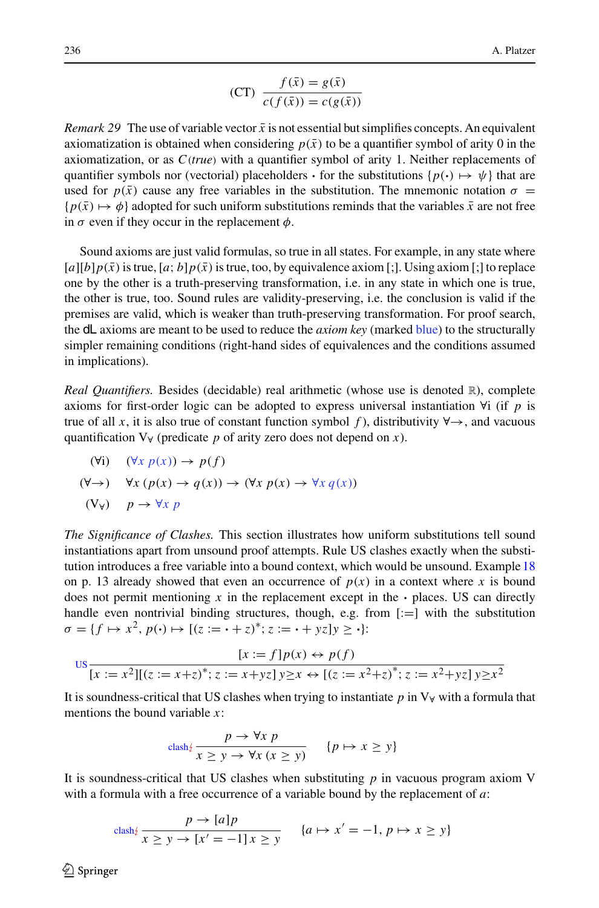$$\text{(CT)} \ \frac{f(\bar{x}) = g(\bar{x})}{c(f(\bar{x})) = c(g(\bar{x}))}$$

*Remark 29* The use of variable vector $\bar{x}$ is not essential but simplifies concepts. An equivalent axiomatization is obtained when considering $p(\bar{x})$ to be a quantifier symbol of arity 0 in the axiomatization, or as $C(true)$ with a quantifier symbol of arity 1. Neither replacements of quantifier symbols nor (vectorial) placeholders $\cdot$ for the substitutions $\{p(\cdot) \mapsto \psi\}$ that are used for $p(\bar{x})$ cause any free variables in the substitution. The mnemonic notation $\sigma = \{p(\bar{x}) \mapsto \phi\}$ adopted for such uniform substitutions reminds that the variables $\bar{x}$ are not free in $\sigma$ even if they occur in the replacement $\phi$.

Sound axioms are just valid formulas, so true in all states. For example, in any state where $[a][b]p(\bar{x})$ is true, $[a;b]p(\bar{x})$ is true, too, by equivalence axiom [;]. Using axiom [;] to replace one by the other is a truth-preserving transformation, i.e. in any state in which one is true, the other is true, too. Sound rules are validity-preserving, i.e. the conclusion is valid if the premises are valid, which is weaker than truth-preserving transformation. For proof search, the dL axioms are meant to be used to reduce the *axiom key* (marked blue) to the structurally simpler remaining conditions (right-hand sides of equivalences and the conditions assumed in implications).

*Real Quantifiers.* Besides (decidable) real arithmetic (whose use is denoted $\mathbb{R}$), complete axioms for first-order logic can be adopted to express universal instantiation $\forall$i (if $p$ is true of all $x$, it is also true of constant function symbol $f$), distributivity $\forall\!\rightarrow$, and vacuous quantification $V_\forall$ (predicate $p$ of arity zero does not depend on $x$).

$$(\forall\text{i}) \quad (\forall x\, p(x)) \rightarrow p(f)$$

$$(\forall\!\rightarrow) \quad \forall x\,(p(x) \rightarrow q(x)) \rightarrow (\forall x\, p(x) \rightarrow \forall x\, q(x))$$

$$(V_\forall) \quad p \rightarrow \forall x\, p$$

*The Significance of Clashes.* This section illustrates how uniform substitutions tell sound instantiations apart from unsound proof attempts. Rule US clashes exactly when the substitution introduces a free variable into a bound context, which would be unsound. Example 18 on p. 13 already showed that even an occurrence of $p(x)$ in a context where $x$ is bound does not permit mentioning $x$ in the replacement except in the $\cdot$ places. US can directly handle even nontrivial binding structures, though, e.g. from [:=] with the substitution $\sigma = \{f \mapsto x^2,\ p(\cdot) \mapsto [(z := \cdot + z)^*; z := \cdot + yz]y \geq \cdot\}$:

$$\text{US}\ \frac{[x := f]p(x) \leftrightarrow p(f)}{[x := x^2][(z := x{+}z)^*; z := x{+}yz]\, y{\geq}x \leftrightarrow [(z := x^2{+}z)^*; z := x^2{+}yz]\, y{\geq}x^2}$$

It is soundness-critical that US clashes when trying to instantiate $p$ in $V_\forall$ with a formula that mentions the bound variable $x$:

$$\text{clash}\lightning\ \frac{p \rightarrow \forall x\, p}{x \geq y \rightarrow \forall x\,(x \geq y)} \qquad \{p \mapsto x \geq y\}$$

It is soundness-critical that US clashes when substituting $p$ in vacuous program axiom V with a formula with a free occurrence of a variable bound by the replacement of $a$:

$$\text{clash}\lightning\ \frac{p \rightarrow [a]p}{x \geq y \rightarrow [x' = -1]\, x \geq y} \qquad \{a \mapsto x' = -1,\ p \mapsto x \geq y\}$$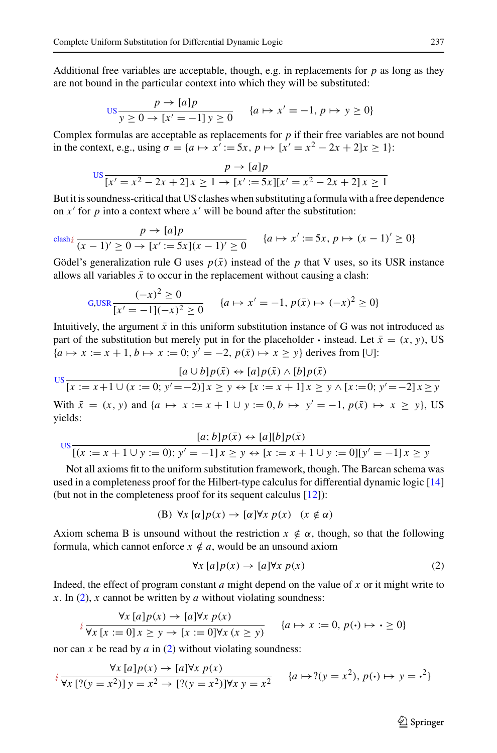Additional free variables are acceptable, though, e.g. in replacements for $p$ as long as they are not bound in the particular context into which they will be substituted:

$$\text{US}\frac{p \to [a]p}{y \geq 0 \to [x' = -1]\, y \geq 0} \qquad \{a \mapsto x' = -1,\, p \mapsto y \geq 0\}$$

Complex formulas are acceptable as replacements for $p$ if their free variables are not bound in the context, e.g., using $\sigma = \{a \mapsto x' := 5x,\, p \mapsto [x' = x^2 - 2x + 2]x \geq 1\}$:

$$\text{US}\frac{p \to [a]p}{[x' = x^2 - 2x + 2]\, x \geq 1 \to [x' := 5x][x' = x^2 - 2x + 2]\, x \geq 1}$$

But it is soundness-critical that US clashes when substituting a formula with a free dependence on $x'$ for $p$ into a context where $x'$ will be bound after the substitution:

$$\text{clash}\lightning\frac{p \to [a]p}{(x-1)' \geq 0 \to [x' := 5x](x-1)' \geq 0} \qquad \{a \mapsto x' := 5x,\, p \mapsto (x-1)' \geq 0\}$$

Gödel's generalization rule G uses $p(\bar{x})$ instead of the $p$ that V uses, so its USR instance allows all variables $\bar{x}$ to occur in the replacement without causing a clash:

$$\text{G,USR}\frac{(-x)^2 \geq 0}{[x' = -1](-x)^2 \geq 0} \qquad \{a \mapsto x' = -1,\, p(\bar{x}) \mapsto (-x)^2 \geq 0\}$$

Intuitively, the argument $\bar{x}$ in this uniform substitution instance of G was not introduced as part of the substitution but merely put in for the placeholder $\cdot$ instead. Let $\bar{x} = (x, y)$, US $\{a \mapsto x := x + 1, b \mapsto x := 0;\, y' = -2,\, p(\bar{x}) \mapsto x \geq y\}$ derives from $[\cup]$:

$$\text{US}\frac{[a \cup b]p(\bar{x}) \leftrightarrow [a]p(\bar{x}) \land [b]p(\bar{x})}{[x := x+1 \cup (x := 0;\, y' = -2)]\, x \geq y \leftrightarrow [x := x+1]\, x \geq y \land [x := 0;\, y' = -2]\, x \geq y}$$

With $\bar{x} = (x, y)$ and $\{a \mapsto x := x + 1 \cup y := 0, b \mapsto y' = -1,\, p(\bar{x}) \mapsto x \geq y\}$, US yields:

$$\text{US}\frac{[a; b]p(\bar{x}) \leftrightarrow [a][b]p(\bar{x})}{[(x := x+1 \cup y := 0);\, y' = -1]\, x \geq y \leftrightarrow [x := x+1 \cup y := 0][y' = -1]\, x \geq y}$$

Not all axioms fit to the uniform substitution framework, though. The Barcan schema was used in a completeness proof for the Hilbert-type calculus for differential dynamic logic [14] (but not in the completeness proof for its sequent calculus [12]):

$$\text{(B)}\;\; \forall x\, [\alpha]p(x) \to [\alpha]\forall x\, p(x) \quad (x \notin \alpha)$$

Axiom schema B is unsound without the restriction $x \notin \alpha$, though, so that the following formula, which cannot enforce $x \notin a$, would be an unsound axiom

$$\forall x\, [a]p(x) \to [a]\forall x\, p(x) \tag{2}$$

Indeed, the effect of program constant $a$ might depend on the value of $x$ or it might write to $x$. In (2), $x$ cannot be written by $a$ without violating soundness:

$$\lightning\frac{\forall x\, [a]p(x) \to [a]\forall x\, p(x)}{\forall x\, [x := 0]\, x \geq y \to [x := 0]\forall x\, (x \geq y)} \qquad \{a \mapsto x := 0,\, p(\cdot) \mapsto \cdot \geq 0\}$$

nor can $x$ be read by $a$ in (2) without violating soundness:

$$\lightning\frac{\forall x\, [a]p(x) \to [a]\forall x\, p(x)}{\forall x\, [?(y = x^2)]\, y = x^2 \to [?(y = x^2)]\forall x\, y = x^2} \qquad \{a \mapsto ?(y = x^2),\, p(\cdot) \mapsto y = \cdot^2\}$$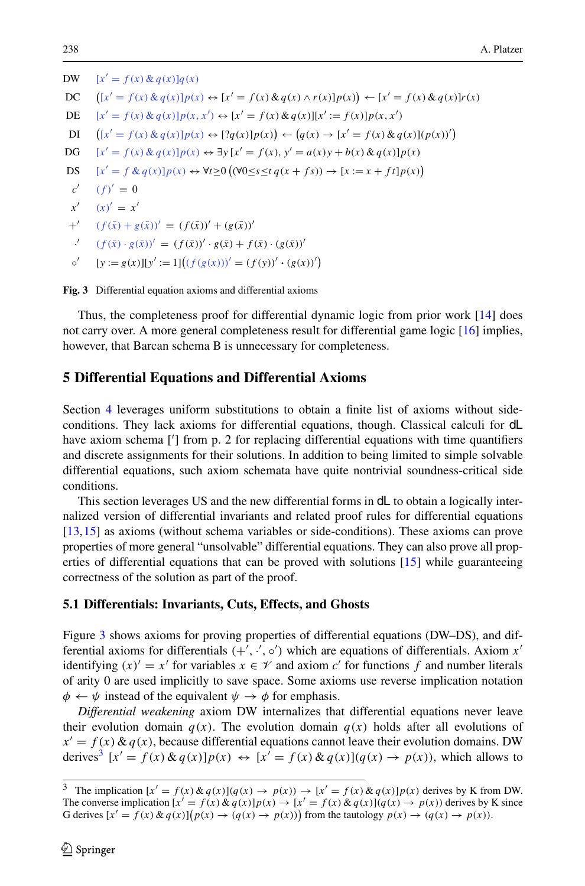| | |
|---|---|
| DW | $[x' = f(x) \,\&\, q(x)]q(x)$ |
| DC | $\big([x' = f(x) \,\&\, q(x)]p(x) \leftrightarrow [x' = f(x) \,\&\, q(x) \wedge r(x)]p(x)\big) \leftarrow [x' = f(x) \,\&\, q(x)]r(x)$ |
| DE | $[x' = f(x) \,\&\, q(x)]p(x, x') \leftrightarrow [x' = f(x) \,\&\, q(x)][x' := f(x)]p(x, x')$ |
| DI | $\big([x' = f(x) \,\&\, q(x)]p(x) \leftrightarrow [?q(x)]p(x)\big) \leftarrow \big(q(x) \rightarrow [x' = f(x) \,\&\, q(x)](p(x))'\big)$ |
| DG | $[x' = f(x) \,\&\, q(x)]p(x) \leftrightarrow \exists y\, [x' = f(x), y' = a(x)y + b(x) \,\&\, q(x)]p(x)$ |
| DS | $[x' = f \,\&\, q(x)]p(x) \leftrightarrow \forall t{\geq}0\, \big((\forall 0{\leq}s{\leq}t\, q(x + fs)) \rightarrow [x := x + ft]p(x)\big)$ |
| $c'$ | $(f)' = 0$ |
| $x'$ | $(x)' = x'$ |
| $+'$ | $(f(\bar{x}) + g(\bar{x}))' = (f(\bar{x}))' + (g(\bar{x}))'$ |
| $\cdot'$ | $(f(\bar{x}) \cdot g(\bar{x}))' = (f(\bar{x}))' \cdot g(\bar{x}) + f(\bar{x}) \cdot (g(\bar{x}))'$ |
| $\circ'$ | $[y := g(x)][y' := 1]\big((f(g(x)))' = (f(y))' \cdot (g(x))'\big)$ |

**Fig. 3** Differential equation axioms and differential axioms

Thus, the completeness proof for differential dynamic logic from prior work [14] does not carry over. A more general completeness result for differential game logic [16] implies, however, that Barcan schema B is unnecessary for completeness.

## 5 Differential Equations and Differential Axioms

Section 4 leverages uniform substitutions to obtain a finite list of axioms without side-conditions. They lack axioms for differential equations, though. Classical calculi for dL have axiom schema [′] from p. 2 for replacing differential equations with time quantifiers and discrete assignments for their solutions. In addition to being limited to simple solvable differential equations, such axiom schemata have quite nontrivial soundness-critical side conditions.

This section leverages US and the new differential forms in dL to obtain a logically internalized version of differential invariants and related proof rules for differential equations [13,15] as axioms (without schema variables or side-conditions). These axioms can prove properties of more general "unsolvable" differential equations. They can also prove all properties of differential equations that can be proved with solutions [15] while guaranteeing correctness of the solution as part of the proof.

### 5.1 Differentials: Invariants, Cuts, Effects, and Ghosts

Figure 3 shows axioms for proving properties of differential equations (DW–DS), and differential axioms for differentials ($+'$, $\cdot'$, $\circ'$) which are equations of differentials. Axiom $x'$ identifying $(x)' = x'$ for variables $x \in \mathscr{V}$ and axiom $c'$ for functions $f$ and number literals of arity 0 are used implicitly to save space. Some axioms use reverse implication notation $\phi \leftarrow \psi$ instead of the equivalent $\psi \rightarrow \phi$ for emphasis.

*Differential weakening* axiom DW internalizes that differential equations never leave their evolution domain $q(x)$. The evolution domain $q(x)$ holds after all evolutions of $x' = f(x) \,\&\, q(x)$, because differential equations cannot leave their evolution domains. DW derives[3] $[x' = f(x) \,\&\, q(x)]p(x) \leftrightarrow [x' = f(x) \,\&\, q(x)](q(x) \rightarrow p(x))$, which allows to

---

[3] The implication $[x' = f(x) \,\&\, q(x)](q(x) \rightarrow p(x)) \rightarrow [x' = f(x) \,\&\, q(x)]p(x)$ derives by K from DW. The converse implication $[x' = f(x) \,\&\, q(x)]p(x) \rightarrow [x' = f(x) \,\&\, q(x)](q(x) \rightarrow p(x))$ derives by K since G derives $[x' = f(x) \,\&\, q(x)]\big(p(x) \rightarrow (q(x) \rightarrow p(x))\big)$ from the tautology $p(x) \rightarrow (q(x) \rightarrow p(x))$.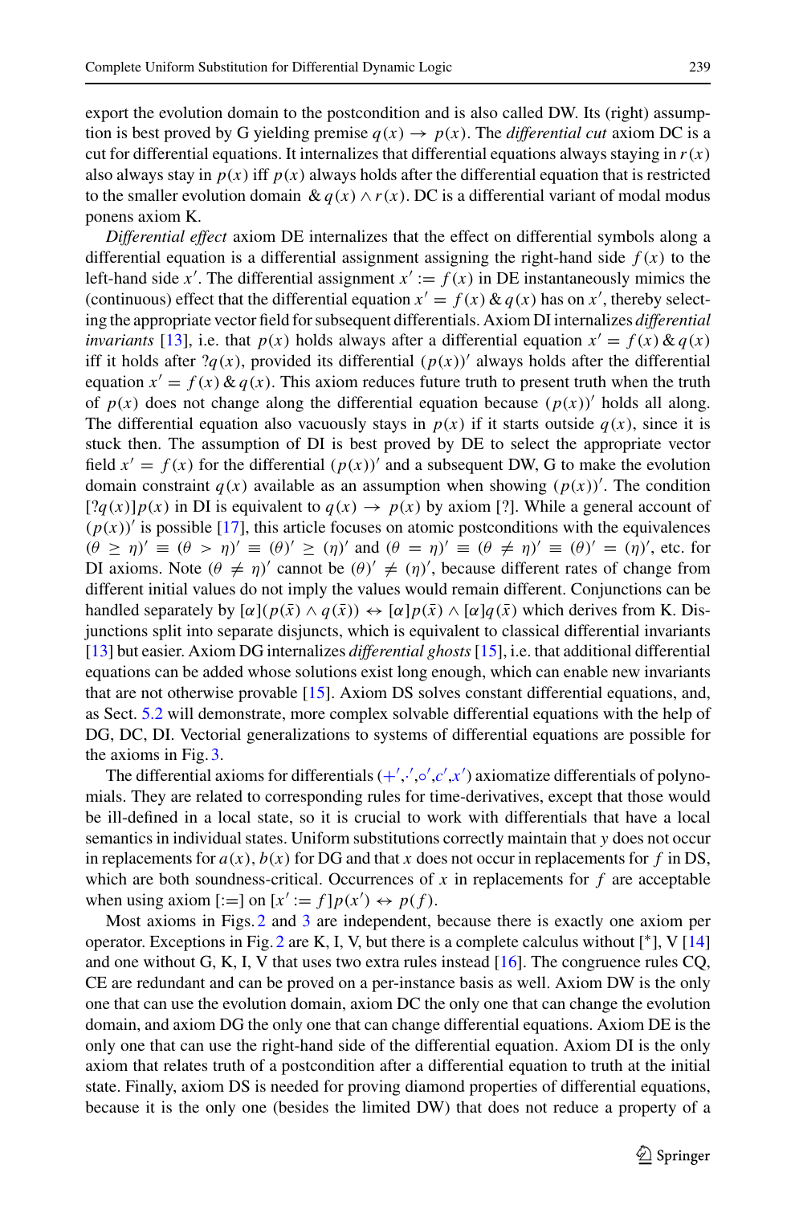export the evolution domain to the postcondition and is also called DW. Its (right) assumption is best proved by G yielding premise $q(x) \rightarrow p(x)$. The *differential cut* axiom DC is a cut for differential equations. It internalizes that differential equations always staying in $r(x)$ also always stay in $p(x)$ iff $p(x)$ always holds after the differential equation that is restricted to the smaller evolution domain $\,\&\, q(x) \land r(x)$. DC is a differential variant of modal modus ponens axiom K.

*Differential effect* axiom DE internalizes that the effect on differential symbols along a differential equation is a differential assignment assigning the right-hand side $f(x)$ to the left-hand side $x'$. The differential assignment $x' := f(x)$ in DE instantaneously mimics the (continuous) effect that the differential equation $x' = f(x) \,\&\, q(x)$ has on $x'$, thereby selecting the appropriate vector field for subsequent differentials. Axiom DI internalizes *differential invariants* [13], i.e. that $p(x)$ holds always after a differential equation $x' = f(x) \,\&\, q(x)$ iff it holds after $?q(x)$, provided its differential $(p(x))'$ always holds after the differential equation $x' = f(x) \,\&\, q(x)$. This axiom reduces future truth to present truth when the truth of $p(x)$ does not change along the differential equation because $(p(x))'$ holds all along. The differential equation also vacuously stays in $p(x)$ if it starts outside $q(x)$, since it is stuck then. The assumption of DI is best proved by DE to select the appropriate vector field $x' = f(x)$ for the differential $(p(x))'$ and a subsequent DW, G to make the evolution domain constraint $q(x)$ available as an assumption when showing $(p(x))'$. The condition $[?q(x)]p(x)$ in DI is equivalent to $q(x) \rightarrow p(x)$ by axiom [?]. While a general account of $(p(x))'$ is possible [17], this article focuses on atomic postconditions with the equivalences $(\theta \geq \eta)' \equiv (\theta > \eta)' \equiv (\theta)' \geq (\eta)'$ and $(\theta = \eta)' \equiv (\theta \neq \eta)' \equiv (\theta)' = (\eta)'$, etc. for DI axioms. Note $(\theta \neq \eta)'$ cannot be $(\theta)' \neq (\eta)'$, because different rates of change from different initial values do not imply the values would remain different. Conjunctions can be handled separately by $[\alpha](p(\bar{x}) \land q(\bar{x})) \leftrightarrow [\alpha]p(\bar{x}) \land [\alpha]q(\bar{x})$ which derives from K. Disjunctions split into separate disjuncts, which is equivalent to classical differential invariants [13] but easier. Axiom DG internalizes *differential ghosts* [15], i.e. that additional differential equations can be added whose solutions exist long enough, which can enable new invariants that are not otherwise provable [15]. Axiom DS solves constant differential equations, and, as Sect. 5.2 will demonstrate, more complex solvable differential equations with the help of DG, DC, DI. Vectorial generalizations to systems of differential equations are possible for the axioms in Fig. 3.

The differential axioms for differentials ($+'$,$\cdot'$,$\circ'$,$c'$,$x'$) axiomatize differentials of polynomials. They are related to corresponding rules for time-derivatives, except that those would be ill-defined in a local state, so it is crucial to work with differentials that have a local semantics in individual states. Uniform substitutions correctly maintain that $y$ does not occur in replacements for $a(x)$, $b(x)$ for DG and that $x$ does not occur in replacements for $f$ in DS, which are both soundness-critical. Occurrences of $x$ in replacements for $f$ are acceptable when using axiom [:=] on $[x' := f]p(x') \leftrightarrow p(f)$.

Most axioms in Figs. 2 and 3 are independent, because there is exactly one axiom per operator. Exceptions in Fig. 2 are K, I, V, but there is a complete calculus without [$^*$], V [14] and one without G, K, I, V that uses two extra rules instead [16]. The congruence rules CQ, CE are redundant and can be proved on a per-instance basis as well. Axiom DW is the only one that can use the evolution domain, axiom DC the only one that can change the evolution domain, and axiom DG the only one that can change differential equations. Axiom DE is the only one that can use the right-hand side of the differential equation. Axiom DI is the only axiom that relates truth of a postcondition after a differential equation to truth at the initial state. Finally, axiom DS is needed for proving diamond properties of differential equations, because it is the only one (besides the limited DW) that does not reduce a property of a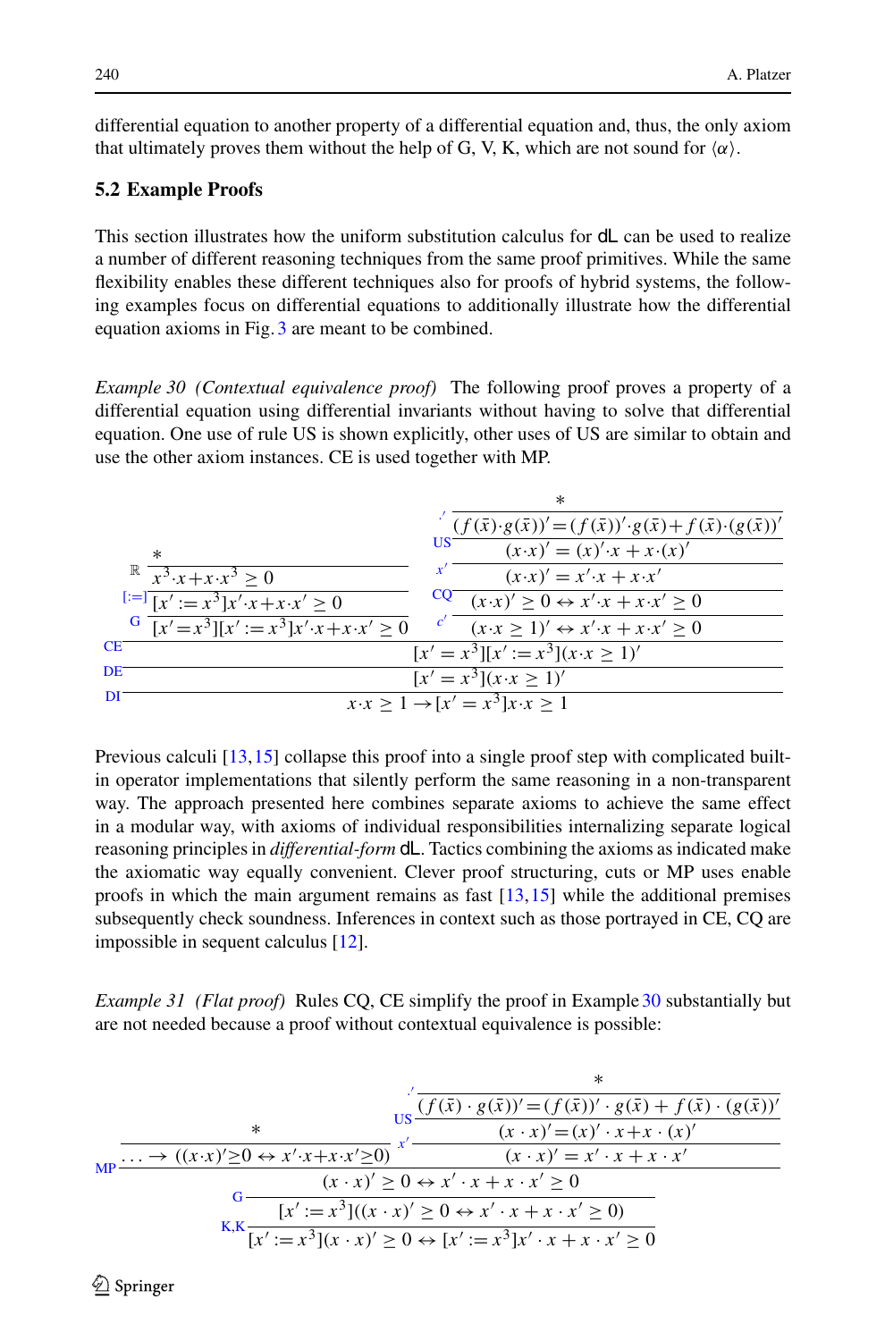differential equation to another property of a differential equation and, thus, the only axiom that ultimately proves them without the help of G, V, K, which are not sound for $\langle\alpha\rangle$.

### 5.2 Example Proofs

This section illustrates how the uniform substitution calculus for dL can be used to realize a number of different reasoning techniques from the same proof primitives. While the same flexibility enables these different techniques also for proofs of hybrid systems, the following examples focus on differential equations to additionally illustrate how the differential equation axioms in Fig. 3 are meant to be combined.

*Example 30 (Contextual equivalence proof)* The following proof proves a property of a differential equation using differential invariants without having to solve that differential equation. One use of rule US is shown explicitly, other uses of US are similar to obtain and use the other axiom instances. CE is used together with MP.

$$
\dfrac{\dfrac{\dfrac{\dfrac{*}{x^3{\cdot}x+x{\cdot}x^3\geq 0}\ \mathbb{R}}{[x':=x^3]x'{\cdot}x+x{\cdot}x'\geq 0}\ [:=]}{[x'=x^3][x':=x^3]x'{\cdot}x+x{\cdot}x'\geq 0}\ \text{G}
\qquad
\dfrac{\dfrac{\dfrac{\dfrac{\dfrac{*}{(f(\bar{x}){\cdot}g(\bar{x}))'=(f(\bar{x}))'{\cdot}g(\bar{x})+f(\bar{x}){\cdot}(g(\bar{x}))'}\ {\cdot}'}{(x{\cdot}x)'=(x)'{\cdot}x+x{\cdot}(x)'}\ \text{US}}{(x{\cdot}x)'=x'{\cdot}x+x{\cdot}x'}\ x'}{(x{\cdot}x)'\geq 0\leftrightarrow x'{\cdot}x+x{\cdot}x'\geq 0}\ \text{CQ}}{(x{\cdot}x\geq 1)'\leftrightarrow x'{\cdot}x+x{\cdot}x'\geq 0}\ c'}
{\dfrac{\dfrac{[x'=x^3][x':=x^3](x{\cdot}x\geq 1)'}{[x'=x^3](x{\cdot}x\geq 1)'}\ \text{DE}}{x{\cdot}x\geq 1\rightarrow[x'=x^3]x{\cdot}x\geq 1}\ \text{DI}}\ \text{CE}
$$

Previous calculi [13,15] collapse this proof into a single proof step with complicated built-in operator implementations that silently perform the same reasoning in a non-transparent way. The approach presented here combines separate axioms to achieve the same effect in a modular way, with axioms of individual responsibilities internalizing separate logical reasoning principles in *differential-form* dL. Tactics combining the axioms as indicated make the axiomatic way equally convenient. Clever proof structuring, cuts or MP uses enable proofs in which the main argument remains as fast [13,15] while the additional premises subsequently check soundness. Inferences in context such as those portrayed in CE, CQ are impossible in sequent calculus [12].

*Example 31 (Flat proof)* Rules CQ, CE simplify the proof in Example 30 substantially but are not needed because a proof without contextual equivalence is possible:

$$
\dfrac{\dfrac{\dfrac{\dfrac{*}{\ldots\rightarrow((x{\cdot}x)'\geq 0\leftrightarrow x'{\cdot}x+x{\cdot}x'\geq 0)}
\qquad
\dfrac{\dfrac{\dfrac{*}{(f(\bar{x})\cdot g(\bar{x}))'=(f(\bar{x}))'\cdot g(\bar{x})+f(\bar{x})\cdot(g(\bar{x}))'}\ {\cdot}'}{(x\cdot x)'=(x)'\cdot x+x\cdot(x)'}\ \text{US}}{(x\cdot x)'=x'\cdot x+x\cdot x'}\ x'}
{(x\cdot x)'\geq 0\leftrightarrow x'\cdot x+x\cdot x'\geq 0}\ \text{MP}}
{[x':=x^3]((x\cdot x)'\geq 0\leftrightarrow x'\cdot x+x\cdot x'\geq 0)}\ \text{G}}
{[x':=x^3](x\cdot x)'\geq 0\leftrightarrow[x':=x^3]x'\cdot x+x\cdot x'\geq 0}\ \text{K,K}
$$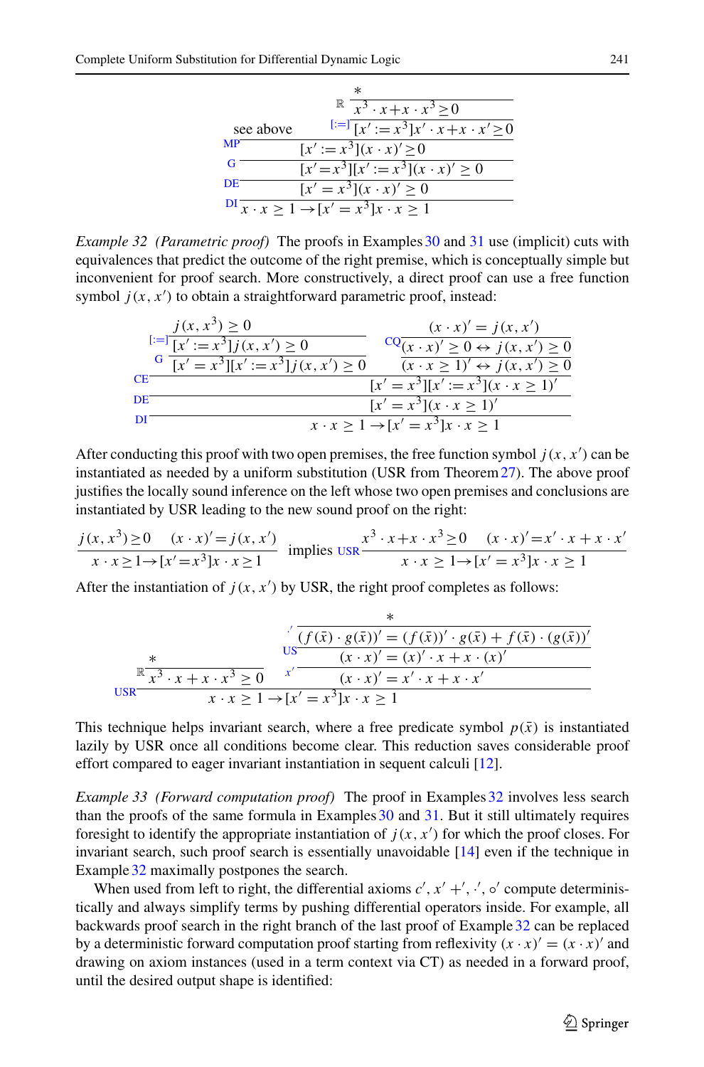$$
\dfrac{\dfrac{\text{see above}\qquad \dfrac{\dfrac{*}{x^3\cdot x+x\cdot x^3\ge 0}\,\mathbb{R}}{[x':=x^3]x'\cdot x+x\cdot x'\ge 0}\,[:=]}{\dfrac{[x':=x^3](x\cdot x)'\ge 0}{\dfrac{[x'=x^3][x':=x^3](x\cdot x)'\ge 0}{[x'=x^3](x\cdot x)'\ge 0}\,\text{DE}}\,\text{G}}\,\text{MP}}{x\cdot x\ge 1\rightarrow [x'=x^3]x\cdot x\ge 1}\,\text{DI}
$$

*Example 32 (Parametric proof)* The proofs in Examples 30 and 31 use (implicit) cuts with equivalences that predict the outcome of the right premise, which is conceptually simple but inconvenient for proof search. More constructively, a direct proof can use a free function symbol $j(x, x')$ to obtain a straightforward parametric proof, instead:

$$
\dfrac{\dfrac{\dfrac{\dfrac{j(x,x^3)\ge 0}{[x':=x^3]j(x,x')\ge 0}\,[:=]}{[x'=x^3][x':=x^3]j(x,x')\ge 0}\,\text{G}\qquad \dfrac{\dfrac{(x\cdot x)'=j(x,x')}{(x\cdot x)'\ge 0\leftrightarrow j(x,x')\ge 0}\,\text{CQ}}{(x\cdot x\ge 1)'\leftrightarrow j(x,x')\ge 0}}{\dfrac{[x'=x^3][x':=x^3](x\cdot x\ge 1)'}{[x'=x^3](x\cdot x\ge 1)'}\,\text{DE}}\,\text{CE}}{x\cdot x\ge 1\rightarrow [x'=x^3]x\cdot x\ge 1}\,\text{DI}
$$

After conducting this proof with two open premises, the free function symbol $j(x, x')$ can be instantiated as needed by a uniform substitution (USR from Theorem 27). The above proof justifies the locally sound inference on the left whose two open premises and conclusions are instantiated by USR leading to the new sound proof on the right:

$$
\dfrac{j(x,x^3)\ge 0 \qquad (x\cdot x)'=j(x,x')}{x\cdot x\ge 1\rightarrow [x'=x^3]x\cdot x\ge 1}\quad \text{implies}\quad \dfrac{x^3\cdot x+x\cdot x^3\ge 0 \qquad (x\cdot x)'=x'\cdot x+x\cdot x'}{x\cdot x\ge 1\rightarrow [x'=x^3]x\cdot x\ge 1}\,\text{USR}
$$

After the instantiation of $j(x, x')$ by USR, the right proof completes as follows:

$$
\dfrac{\dfrac{*}{x^3\cdot x+x\cdot x^3\ge 0}\,\mathbb{R}\qquad \dfrac{\dfrac{\dfrac{*}{(f(\bar{x})\cdot g(\bar{x}))'=(f(\bar{x}))'\cdot g(\bar{x})+f(\bar{x})\cdot(g(\bar{x}))'}\,\cdot'}{(x\cdot x)'=(x)'\cdot x+x\cdot(x)'}\,\text{US}}{(x\cdot x)'=x'\cdot x+x\cdot x'}\,x'}{x\cdot x\ge 1\rightarrow [x'=x^3]x\cdot x\ge 1}\,\text{USR}
$$

This technique helps invariant search, where a free predicate symbol $p(\bar{x})$ is instantiated lazily by USR once all conditions become clear. This reduction saves considerable proof effort compared to eager invariant instantiation in sequent calculi [12].

*Example 33 (Forward computation proof)* The proof in Examples 32 involves less search than the proofs of the same formula in Examples 30 and 31. But it still ultimately requires foresight to identify the appropriate instantiation of $j(x, x')$ for which the proof closes. For invariant search, such proof search is essentially unavoidable [14] even if the technique in Example 32 maximally postpones the search.

When used from left to right, the differential axioms $c'$, $x'$ $+'$, $\cdot'$, $\circ'$ compute deterministically and always simplify terms by pushing differential operators inside. For example, all backwards proof search in the right branch of the last proof of Example 32 can be replaced by a deterministic forward computation proof starting from reflexivity $(x\cdot x)' = (x\cdot x)'$ and drawing on axiom instances (used in a term context via CT) as needed in a forward proof, until the desired output shape is identified: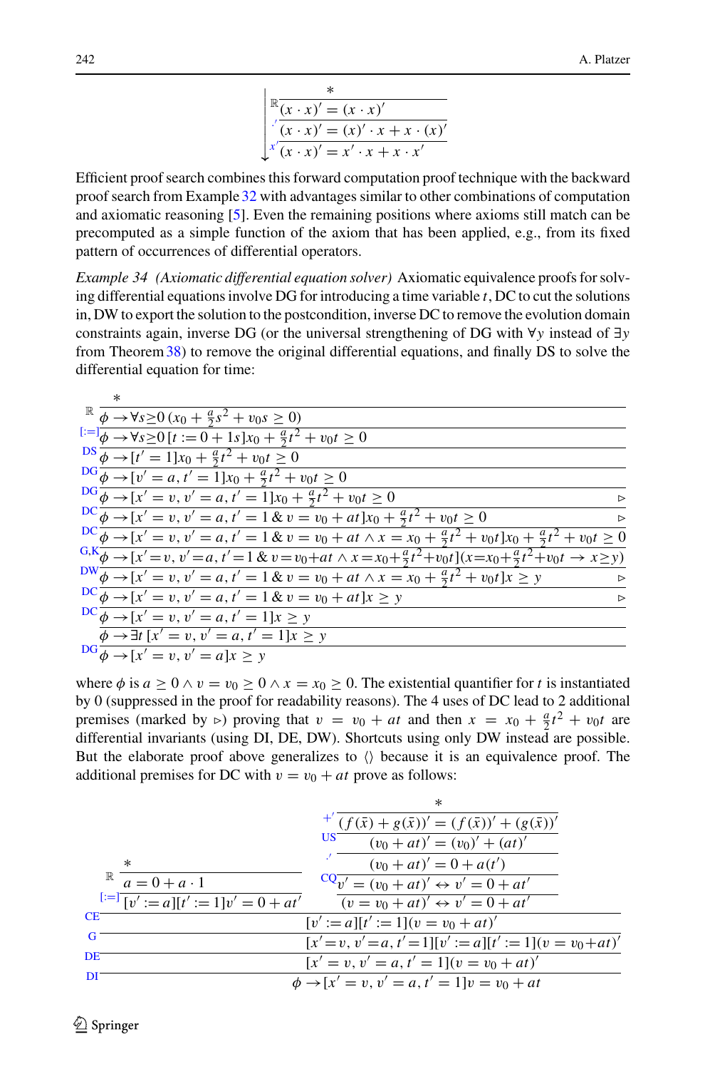$$
\begin{array}{l}
\quad * \\
\hline
\mathbb{R}\ (x \cdot x)' = (x \cdot x)' \\
\hline
{}^{\cdot'}\ (x \cdot x)' = (x)' \cdot x + x \cdot (x)' \\
\hline
{}^{x'}\ (x \cdot x)' = x' \cdot x + x \cdot x'
\end{array}
$$

Efficient proof search combines this forward computation proof technique with the backward proof search from Example 32 with advantages similar to other combinations of computation and axiomatic reasoning [5]. Even the remaining positions where axioms still match can be precomputed as a simple function of the axiom that has been applied, e.g., from its fixed pattern of occurrences of differential operators.

*Example 34 (Axiomatic differential equation solver)* Axiomatic equivalence proofs for solving differential equations involve DG for introducing a time variable $t$, DC to cut the solutions in, DW to export the solution to the postcondition, inverse DC to remove the evolution domain constraints again, inverse DG (or the universal strengthening of DG with $\forall y$ instead of $\exists y$ from Theorem 38) to remove the original differential equations, and finally DS to solve the differential equation for time:

$$
\begin{array}{ll}
 & * \\
\hline
\mathbb{R} & \phi \to \forall s{\geq}0\, (x_0 + \frac{a}{2}s^2 + v_0 s \geq 0) \\
\hline
[:=] & \phi \to \forall s{\geq}0\, [t := 0 + 1s] x_0 + \frac{a}{2}t^2 + v_0 t \geq 0 \\
\hline
\text{DS} & \phi \to [t' = 1] x_0 + \frac{a}{2}t^2 + v_0 t \geq 0 \\
\hline
\text{DG} & \phi \to [v' = a, t' = 1] x_0 + \frac{a}{2}t^2 + v_0 t \geq 0 \\
\hline
\text{DG} & \phi \to [x' = v, v' = a, t' = 1] x_0 + \frac{a}{2}t^2 + v_0 t \geq 0 \quad \triangleright \\
\hline
\text{DC} & \phi \to [x' = v, v' = a, t' = 1 \,\&\, v = v_0 + at] x_0 + \frac{a}{2}t^2 + v_0 t \geq 0 \quad \triangleright \\
\hline
\text{DC} & \phi \to [x' = v, v' = a, t' = 1 \,\&\, v = v_0 + at \wedge x = x_0 + \frac{a}{2}t^2 + v_0 t] x_0 + \frac{a}{2}t^2 + v_0 t \geq 0 \\
\hline
\text{G,K} & \phi \to [x' = v, v' = a, t' = 1 \,\&\, v = v_0 + at \wedge x = x_0 + \frac{a}{2}t^2 + v_0 t](x = x_0 + \frac{a}{2}t^2 + v_0 t \to x \geq y) \\
\hline
\text{DW} & \phi \to [x' = v, v' = a, t' = 1 \,\&\, v = v_0 + at \wedge x = x_0 + \frac{a}{2}t^2 + v_0 t] x \geq y \quad \triangleright \\
\hline
\text{DC} & \phi \to [x' = v, v' = a, t' = 1 \,\&\, v = v_0 + at] x \geq y \quad \triangleright \\
\hline
\text{DC} & \phi \to [x' = v, v' = a, t' = 1] x \geq y \\
\hline
 & \phi \to \exists t\, [x' = v, v' = a, t' = 1] x \geq y \\
\hline
\text{DG} & \phi \to [x' = v, v' = a] x \geq y
\end{array}
$$

where $\phi$ is $a \geq 0 \wedge v = v_0 \geq 0 \wedge x = x_0 \geq 0$. The existential quantifier for $t$ is instantiated by 0 (suppressed in the proof for readability reasons). The 4 uses of DC lead to 2 additional premises (marked by $\triangleright$) proving that $v = v_0 + at$ and then $x = x_0 + \frac{a}{2}t^2 + v_0 t$ are differential invariants (using DI, DE, DW). Shortcuts using only DW instead are possible. But the elaborate proof above generalizes to $\langle\rangle$ because it is an equivalence proof. The additional premises for DC with $v = v_0 + at$ prove as follows:

$$
\begin{array}{ll}
 & \dfrac{\dfrac{*}{\mathbb{R}\ \ a = 0 + a \cdot 1}}{[:=]\ \ [v' := a][t' := 1] v' = 0 + at'}
\qquad
\dfrac{\dfrac{\dfrac{\dfrac{*}{{}^{+'}\ (f(\bar{x}) + g(\bar{x}))' = (f(\bar{x}))' + (g(\bar{x}))'}}{\text{US}\ \ (v_0 + at)' = (v_0)' + (at)'}}{{}^{\cdot'}\ \ (v_0 + at)' = 0 + a(t')}}{\text{CQ}\ \ \dfrac{v' = (v_0 + at)' \leftrightarrow v' = 0 + at'}{(v = v_0 + at)' \leftrightarrow v' = 0 + at'}} \\
\hline
\text{CE} & [v' := a][t' := 1](v = v_0 + at)' \\
\hline
\text{G} & [x' = v, v' = a, t' = 1][v' := a][t' := 1](v = v_0 + at)' \\
\hline
\text{DE} & [x' = v, v' = a, t' = 1](v = v_0 + at)' \\
\hline
\text{DI} & \phi \to [x' = v, v' = a, t' = 1] v = v_0 + at
\end{array}
$$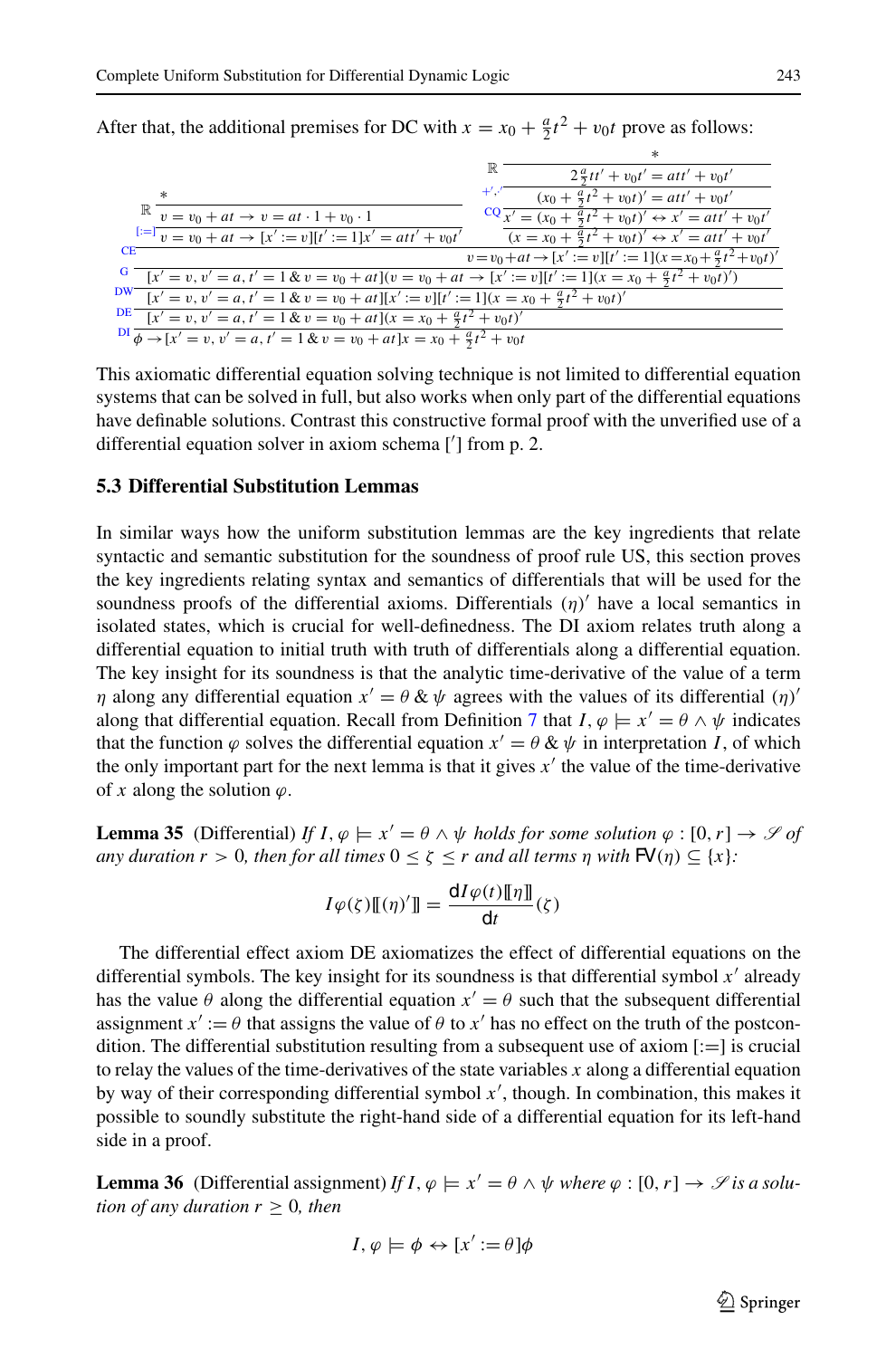After that, the additional premises for DC with $x = x_0 + \frac{a}{2}t^2 + v_0 t$ prove as follows:

$$
\dfrac{
  \dfrac{
    \dfrac{
      \dfrac{
        \dfrac{
          \dfrac{*}{v = v_0 + at \rightarrow v = at \cdot 1 + v_0 \cdot 1}\ \mathbb{R}
        }{v = v_0 + at \rightarrow [x' := v][t' := 1]x' = att' + v_0 t'}\ [:=]
        \qquad
        \dfrac{
          \dfrac{
            \dfrac{
              \dfrac{*}{2\frac{a}{2}tt' + v_0 t' = att' + v_0 t'}\ \mathbb{R}
            }{(x_0 + \frac{a}{2}t^2 + v_0 t)' = att' + v_0 t'}\ {+',\cdot'}
          }{x' = (x_0 + \frac{a}{2}t^2 + v_0 t)' \leftrightarrow x' = att' + v_0 t'}\ \text{CQ}
        }{(x = x_0 + \frac{a}{2}t^2 + v_0 t)' \leftrightarrow x' = att' + v_0 t'}
      }{v = v_0 + at \rightarrow [x' := v][t' := 1](x = x_0 + \frac{a}{2}t^2 + v_0 t)'}\ \text{CE}
    }{[x' = v, v' = a, t' = 1\ \&\ v = v_0 + at](v = v_0 + at \rightarrow [x' := v][t' := 1](x = x_0 + \frac{a}{2}t^2 + v_0 t)')}\ \text{G}
  }{
    \dfrac{[x' = v, v' = a, t' = 1\ \&\ v = v_0 + at][x' := v][t' := 1](x = x_0 + \frac{a}{2}t^2 + v_0 t)'}{[x' = v, v' = a, t' = 1\ \&\ v = v_0 + at](x = x_0 + \frac{a}{2}t^2 + v_0 t)'}\ \text{DE}
  }\ \text{DW}
}{\phi \rightarrow [x' = v, v' = a, t' = 1\ \&\ v = v_0 + at]x = x_0 + \frac{a}{2}t^2 + v_0 t}\ \text{DI}
$$

This axiomatic differential equation solving technique is not limited to differential equation systems that can be solved in full, but also works when only part of the differential equations have definable solutions. Contrast this constructive formal proof with the unverified use of a differential equation solver in axiom schema [$'$] from p. 2.

### 5.3 Differential Substitution Lemmas

In similar ways how the uniform substitution lemmas are the key ingredients that relate syntactic and semantic substitution for the soundness of proof rule US, this section proves the key ingredients relating syntax and semantics of differentials that will be used for the soundness proofs of the differential axioms. Differentials $(\eta)'$ have a local semantics in isolated states, which is crucial for well-definedness. The DI axiom relates truth along a differential equation to initial truth with truth of differentials along a differential equation. The key insight for its soundness is that the analytic time-derivative of the value of a term $\eta$ along any differential equation $x' = \theta\ \&\ \psi$ agrees with the values of its differential $(\eta)'$ along that differential equation. Recall from Definition 7 that $I, \varphi \models x' = \theta \wedge \psi$ indicates that the function $\varphi$ solves the differential equation $x' = \theta\ \&\ \psi$ in interpretation $I$, of which the only important part for the next lemma is that it gives $x'$ the value of the time-derivative of $x$ along the solution $\varphi$.

**Lemma 35** (Differential) *If $I, \varphi \models x' = \theta \wedge \psi$ holds for some solution $\varphi : [0, r] \rightarrow \mathscr{S}$ of any duration $r > 0$, then for all times $0 \leq \zeta \leq r$ and all terms $\eta$ with $\mathsf{FV}(\eta) \subseteq \{x\}$:*

$$I\varphi(\zeta)[\![(\eta)']\!] = \frac{\mathsf{d}I\varphi(t)[\![\eta]\!]}{\mathsf{d}t}(\zeta)$$

The differential effect axiom DE axiomatizes the effect of differential equations on the differential symbols. The key insight for its soundness is that differential symbol $x'$ already has the value $\theta$ along the differential equation $x' = \theta$ such that the subsequent differential assignment $x' := \theta$ that assigns the value of $\theta$ to $x'$ has no effect on the truth of the postcondition. The differential substitution resulting from a subsequent use of axiom [:=] is crucial to relay the values of the time-derivatives of the state variables $x$ along a differential equation by way of their corresponding differential symbol $x'$, though. In combination, this makes it possible to soundly substitute the right-hand side of a differential equation for its left-hand side in a proof.

**Lemma 36** (Differential assignment) *If $I, \varphi \models x' = \theta \wedge \psi$ where $\varphi : [0, r] \rightarrow \mathscr{S}$ is a solution of any duration $r \geq 0$, then*

$$I, \varphi \models \phi \leftrightarrow [x' := \theta]\phi$$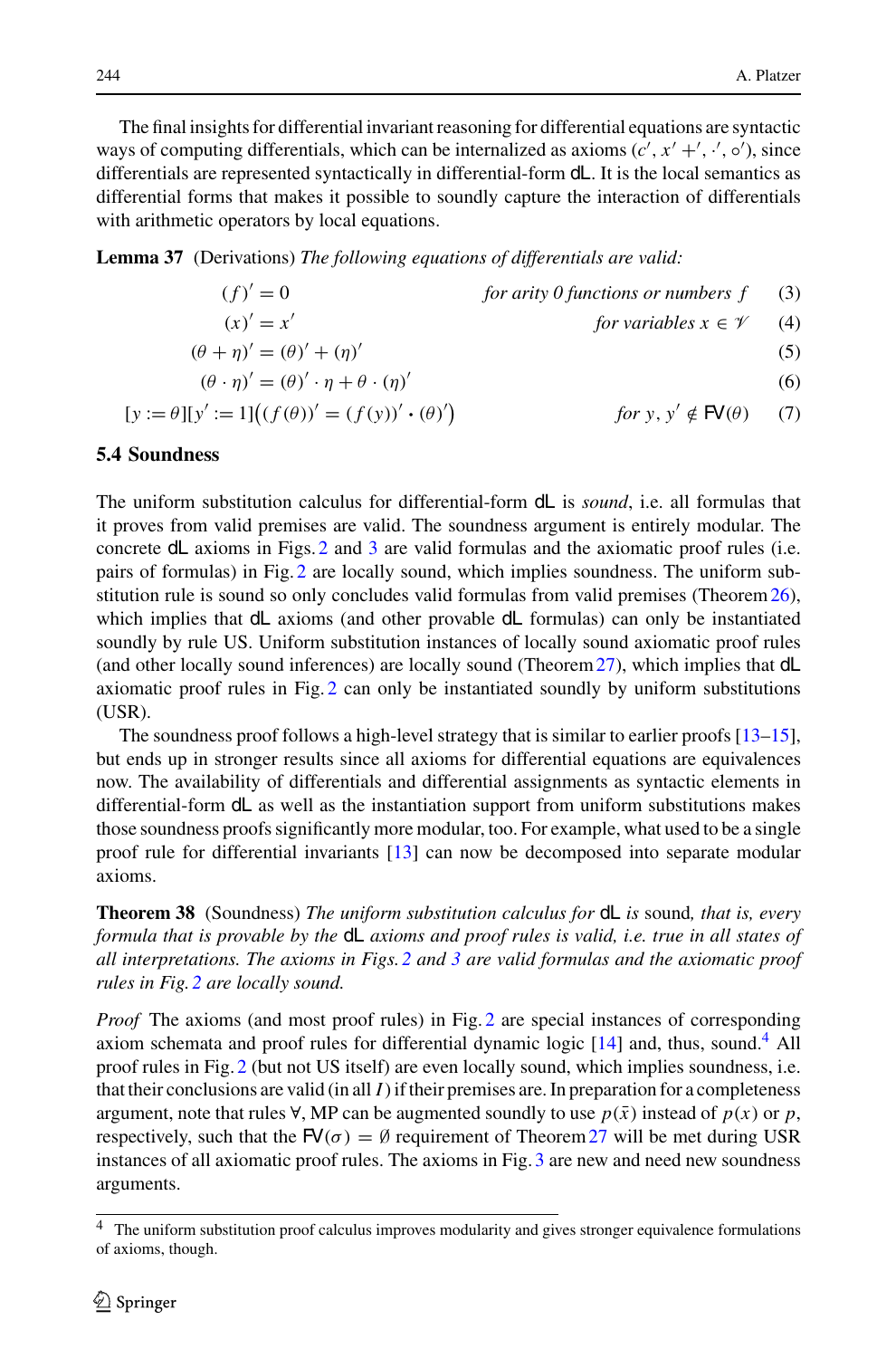The final insights for differential invariant reasoning for differential equations are syntactic ways of computing differentials, which can be internalized as axioms ($c'$, $x'$ $+'$, $\cdot'$, $\circ'$), since differentials are represented syntactically in differential-form dL. It is the local semantics as differential forms that makes it possible to soundly capture the interaction of differentials with arithmetic operators by local equations.

**Lemma 37** (Derivations) *The following equations of differentials are valid:*

$$(f)' = 0 \qquad \textit{for arity 0 functions or numbers } f \tag{3}$$

$$(x)' = x' \qquad \textit{for variables } x \in \mathcal{V} \tag{4}$$

$$(\theta + \eta)' = (\theta)' + (\eta)' \tag{5}$$

$$(\theta \cdot \eta)' = (\theta)' \cdot \eta + \theta \cdot (\eta)' \tag{6}$$

$$[y := \theta][y' := 1]\big((f(\theta))' = (f(y))' \cdot (\theta)'\big) \qquad \textit{for } y, y' \notin \mathsf{FV}(\theta) \tag{7}$$

### 5.4 Soundness

The uniform substitution calculus for differential-form dL is *sound*, i.e. all formulas that it proves from valid premises are valid. The soundness argument is entirely modular. The concrete dL axioms in Figs. 2 and 3 are valid formulas and the axiomatic proof rules (i.e. pairs of formulas) in Fig. 2 are locally sound, which implies soundness. The uniform substitution rule is sound so only concludes valid formulas from valid premises (Theorem 26), which implies that dL axioms (and other provable dL formulas) can only be instantiated soundly by rule US. Uniform substitution instances of locally sound axiomatic proof rules (and other locally sound inferences) are locally sound (Theorem 27), which implies that dL axiomatic proof rules in Fig. 2 can only be instantiated soundly by uniform substitutions (USR).

The soundness proof follows a high-level strategy that is similar to earlier proofs [13–15], but ends up in stronger results since all axioms for differential equations are equivalences now. The availability of differentials and differential assignments as syntactic elements in differential-form dL as well as the instantiation support from uniform substitutions makes those soundness proofs significantly more modular, too. For example, what used to be a single proof rule for differential invariants [13] can now be decomposed into separate modular axioms.

**Theorem 38** (Soundness) *The uniform substitution calculus for* dL *is* sound*, that is, every formula that is provable by the* dL *axioms and proof rules is valid, i.e. true in all states of all interpretations. The axioms in Figs. 2 and 3 are valid formulas and the axiomatic proof rules in Fig. 2 are locally sound.*

*Proof* The axioms (and most proof rules) in Fig. 2 are special instances of corresponding axiom schemata and proof rules for differential dynamic logic [14] and, thus, sound.[4] All proof rules in Fig. 2 (but not US itself) are even locally sound, which implies soundness, i.e. that their conclusions are valid (in all $I$) if their premises are. In preparation for a completeness argument, note that rules ∀, MP can be augmented soundly to use $p(\bar{x})$ instead of $p(x)$ or $p$, respectively, such that the $\mathsf{FV}(\sigma) = \emptyset$ requirement of Theorem 27 will be met during USR instances of all axiomatic proof rules. The axioms in Fig. 3 are new and need new soundness arguments.

[4] The uniform substitution proof calculus improves modularity and gives stronger equivalence formulations of axioms, though.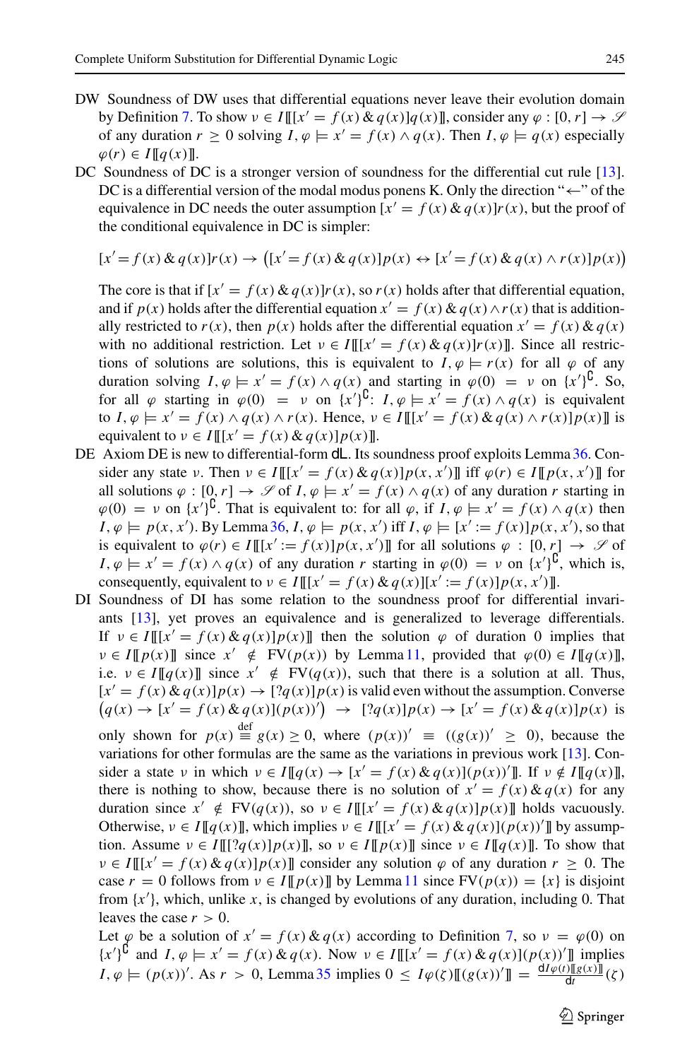- DW Soundness of DW uses that differential equations never leave their evolution domain by Definition 7. To show $\nu \in I[\![[x' = f(x)\,\&\,q(x)]q(x)]\!]$, consider any $\varphi : [0, r] \to \mathscr{S}$ of any duration $r \geq 0$ solving $I, \varphi \models x' = f(x) \land q(x)$. Then $I, \varphi \models q(x)$ especially $\varphi(r) \in I[\![q(x)]\!]$.
- DC Soundness of DC is a stronger version of soundness for the differential cut rule [13]. DC is a differential version of the modal modus ponens K. Only the direction "←" of the equivalence in DC needs the outer assumption $[x' = f(x)\,\&\,q(x)]r(x)$, but the proof of the conditional equivalence in DC is simpler:

  $$[x' = f(x)\,\&\,q(x)]r(x) \to \big([x' = f(x)\,\&\,q(x)]p(x) \leftrightarrow [x' = f(x)\,\&\,q(x) \land r(x)]p(x)\big)$$

  The core is that if $[x' = f(x)\,\&\,q(x)]r(x)$, so $r(x)$ holds after that differential equation, and if $p(x)$ holds after the differential equation $x' = f(x)\,\&\,q(x) \land r(x)$ that is additionally restricted to $r(x)$, then $p(x)$ holds after the differential equation $x' = f(x)\,\&\,q(x)$ with no additional restriction. Let $\nu \in I[\![[x' = f(x)\,\&\,q(x)]r(x)]\!]$. Since all restrictions of solutions are solutions, this is equivalent to $I, \varphi \models r(x)$ for all $\varphi$ of any duration solving $I, \varphi \models x' = f(x) \land q(x)$ and starting in $\varphi(0) = \nu$ on $\{x'\}^{\complement}$. So, for all $\varphi$ starting in $\varphi(0) = \nu$ on $\{x'\}^{\complement}$: $I, \varphi \models x' = f(x) \land q(x)$ is equivalent to $I, \varphi \models x' = f(x) \land q(x) \land r(x)$. Hence, $\nu \in I[\![[x' = f(x)\,\&\,q(x) \land r(x)]p(x)]\!]$ is equivalent to $\nu \in I[\![[x' = f(x)\,\&\,q(x)]p(x)]\!]$.
- DE Axiom DE is new to differential-form dL. Its soundness proof exploits Lemma 36. Consider any state $\nu$. Then $\nu \in I[\![[x' = f(x)\,\&\,q(x)]p(x, x')]\!]$ iff $\varphi(r) \in I[\![p(x, x')]\!]$ for all solutions $\varphi : [0, r] \to \mathscr{S}$ of $I, \varphi \models x' = f(x) \land q(x)$ of any duration $r$ starting in $\varphi(0) = \nu$ on $\{x'\}^{\complement}$. That is equivalent to: for all $\varphi$, if $I, \varphi \models x' = f(x) \land q(x)$ then $I, \varphi \models p(x, x')$. By Lemma 36, $I, \varphi \models p(x, x')$ iff $I, \varphi \models [x' := f(x)]p(x, x')$, so that is equivalent to $\varphi(r) \in I[\![[x' := f(x)]p(x, x')]\!]$ for all solutions $\varphi : [0, r] \to \mathscr{S}$ of $I, \varphi \models x' = f(x) \land q(x)$ of any duration $r$ starting in $\varphi(0) = \nu$ on $\{x'\}^{\complement}$, which is, consequently, equivalent to $\nu \in I[\![[x' = f(x)\,\&\,q(x)][x' := f(x)]p(x, x')]\!]$.
- DI Soundness of DI has some relation to the soundness proof for differential invariants [13], yet proves an equivalence and is generalized to leverage differentials. If $\nu \in I[\![[x' = f(x)\,\&\,q(x)]p(x)]\!]$ then the solution $\varphi$ of duration 0 implies that $\nu \in I[\![p(x)]\!]$ since $x' \notin \mathrm{FV}(p(x))$ by Lemma 11, provided that $\varphi(0) \in I[\![q(x)]\!]$, i.e. $\nu \in I[\![q(x)]\!]$ since $x' \notin \mathrm{FV}(q(x))$, such that there is a solution at all. Thus, $[x' = f(x)\,\&\,q(x)]p(x) \to [?q(x)]p(x)$ is valid even without the assumption. Converse $\big(q(x) \to [x' = f(x)\,\&\,q(x)](p(x))'\big) \to [?q(x)]p(x) \to [x' = f(x)\,\&\,q(x)]p(x)$ is only shown for $p(x) \stackrel{\text{def}}{\equiv} g(x) \geq 0$, where $(p(x))' \equiv ((g(x))' \geq 0)$, because the variations for other formulas are the same as the variations in previous work [13]. Consider a state $\nu$ in which $\nu \in I[\![q(x) \to [x' = f(x)\,\&\,q(x)](p(x))']\!]$. If $\nu \notin I[\![q(x)]\!]$, there is nothing to show, because there is no solution of $x' = f(x)\,\&\,q(x)$ for any duration since $x' \notin \mathrm{FV}(q(x))$, so $\nu \in I[\![[x' = f(x)\,\&\,q(x)]p(x)]\!]$ holds vacuously. Otherwise, $\nu \in I[\![q(x)]\!]$, which implies $\nu \in I[\![[x' = f(x)\,\&\,q(x)](p(x))']\!]$ by assumption. Assume $\nu \in I[\![[?q(x)]p(x)]\!]$, so $\nu \in I[\![p(x)]\!]$ since $\nu \in I[\![q(x)]\!]$. To show that $\nu \in I[\![[x' = f(x)\,\&\,q(x)]p(x)]\!]$ consider any solution $\varphi$ of any duration $r \geq 0$. The case $r = 0$ follows from $\nu \in I[\![p(x)]\!]$ by Lemma 11 since $\mathrm{FV}(p(x)) = \{x\}$ is disjoint from $\{x'\}$, which, unlike $x$, is changed by evolutions of any duration, including 0. That leaves the case $r > 0$.

  Let $\varphi$ be a solution of $x' = f(x)\,\&\,q(x)$ according to Definition 7, so $\nu = \varphi(0)$ on $\{x'\}^{\complement}$ and $I, \varphi \models x' = f(x)\,\&\,q(x)$. Now $\nu \in I[\![[x' = f(x)\,\&\,q(x)](p(x))']\!]$ implies $I, \varphi \models (p(x))'$. As $r > 0$, Lemma 35 implies $0 \leq I\varphi(\zeta)[\![(g(x))']\!] = \frac{\mathrm{d}I\varphi(t)[\![g(x)]\!]}{\mathrm{d}t}(\zeta)$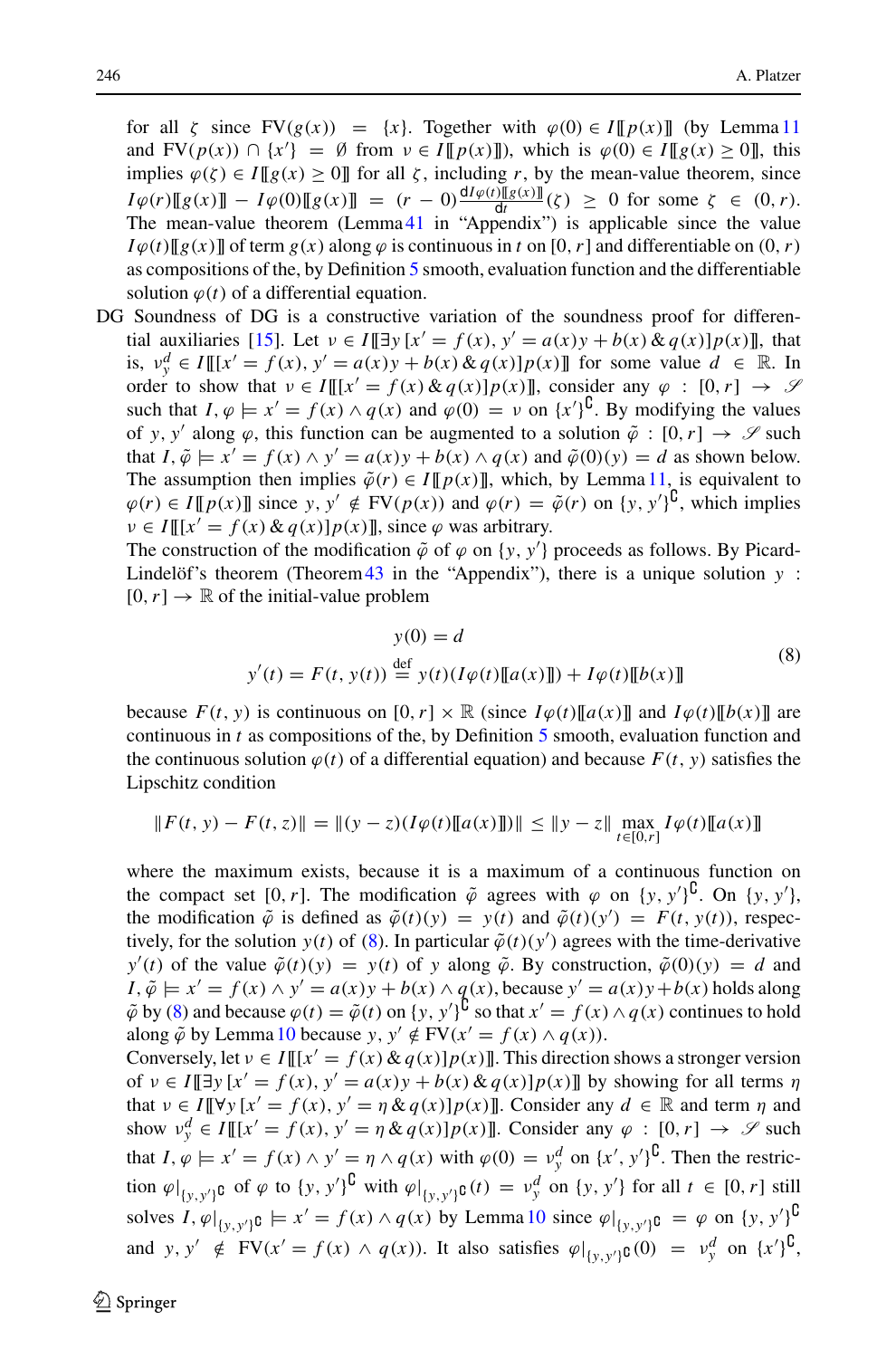for all $\zeta$ since $\text{FV}(g(x)) = \{x\}$. Together with $\varphi(0) \in I[\![p(x)]\!]$ (by Lemma 11 and $\text{FV}(p(x)) \cap \{x'\} = \emptyset$ from $\nu \in I[\![p(x)]\!]$), which is $\varphi(0) \in I[\![g(x) \geq 0]\!]$, this implies $\varphi(\zeta) \in I[\![g(x) \geq 0]\!]$ for all $\zeta$, including $r$, by the mean-value theorem, since $I\varphi(r)[\![g(x)]\!] - I\varphi(0)[\![g(x)]\!] = (r-0)\frac{\mathrm{d}I\varphi(t)[\![g(x)]\!]}{\mathrm{d}t}(\zeta) \geq 0$ for some $\zeta \in (0, r)$. The mean-value theorem (Lemma 41 in "Appendix") is applicable since the value $I\varphi(t)[\![g(x)]\!]$ of term $g(x)$ along $\varphi$ is continuous in $t$ on $[0, r]$ and differentiable on $(0, r)$ as compositions of the, by Definition 5 smooth, evaluation function and the differentiable solution $\varphi(t)$ of a differential equation.

DG Soundness of DG is a constructive variation of the soundness proof for differential auxiliaries [15]. Let $\nu \in I[\![\exists y\, [x' = f(x), y' = a(x)y + b(x) \,\&\, q(x)]p(x)]\!]$, that is, $\nu_y^d \in I[\![[x' = f(x), y' = a(x)y + b(x) \,\&\, q(x)]p(x)]\!]$ for some value $d \in \mathbb{R}$. In order to show that $\nu \in I[\![[x' = f(x) \,\&\, q(x)]p(x)]\!]$, consider any $\varphi : [0, r] \to \mathscr{S}$ such that $I, \varphi \models x' = f(x) \wedge q(x)$ and $\varphi(0) = \nu$ on $\{x'\}^\complement$. By modifying the values of $y, y'$ along $\varphi$, this function can be augmented to a solution $\tilde{\varphi} : [0, r] \to \mathscr{S}$ such that $I, \tilde{\varphi} \models x' = f(x) \wedge y' = a(x)y + b(x) \wedge q(x)$ and $\tilde{\varphi}(0)(y) = d$ as shown below. The assumption then implies $\tilde{\varphi}(r) \in I[\![p(x)]\!]$, which, by Lemma 11, is equivalent to $\varphi(r) \in I[\![p(x)]\!]$ since $y, y' \notin \text{FV}(p(x))$ and $\varphi(r) = \tilde{\varphi}(r)$ on $\{y, y'\}^\complement$, which implies $\nu \in I[\![[x' = f(x) \,\&\, q(x)]p(x)]\!]$, since $\varphi$ was arbitrary.

The construction of the modification $\tilde{\varphi}$ of $\varphi$ on $\{y, y'\}$ proceeds as follows. By Picard-Lindelöf's theorem (Theorem 43 in the "Appendix"), there is a unique solution $y : [0, r] \to \mathbb{R}$ of the initial-value problem

$$
\begin{aligned}
y(0) &= d \\
y'(t) = F(t, y(t)) &\stackrel{\text{def}}{=} y(t)(I\varphi(t)[\![a(x)]\!]) + I\varphi(t)[\![b(x)]\!]
\end{aligned}
\tag{8}
$$

because $F(t, y)$ is continuous on $[0, r] \times \mathbb{R}$ (since $I\varphi(t)[\![a(x)]\!]$ and $I\varphi(t)[\![b(x)]\!]$ are continuous in $t$ as compositions of the, by Definition 5 smooth, evaluation function and the continuous solution $\varphi(t)$ of a differential equation) and because $F(t, y)$ satisfies the Lipschitz condition

$$
\|F(t, y) - F(t, z)\| = \|(y - z)(I\varphi(t)[\![a(x)]\!])\| \leq \|y - z\| \max_{t \in [0, r]} I\varphi(t)[\![a(x)]\!]
$$

where the maximum exists, because it is a maximum of a continuous function on the compact set $[0, r]$. The modification $\tilde{\varphi}$ agrees with $\varphi$ on $\{y, y'\}^\complement$. On $\{y, y'\}$, the modification $\tilde{\varphi}$ is defined as $\tilde{\varphi}(t)(y) = y(t)$ and $\tilde{\varphi}(t)(y') = F(t, y(t))$, respectively, for the solution $y(t)$ of (8). In particular $\tilde{\varphi}(t)(y')$ agrees with the time-derivative $y'(t)$ of the value $\tilde{\varphi}(t)(y) = y(t)$ of $y$ along $\tilde{\varphi}$. By construction, $\tilde{\varphi}(0)(y) = d$ and $I, \tilde{\varphi} \models x' = f(x) \wedge y' = a(x)y + b(x) \wedge q(x)$, because $y' = a(x)y + b(x)$ holds along $\tilde{\varphi}$ by (8) and because $\varphi(t) = \tilde{\varphi}(t)$ on $\{y, y'\}^\complement$ so that $x' = f(x) \wedge q(x)$ continues to hold along $\tilde{\varphi}$ by Lemma 10 because $y, y' \notin \text{FV}(x' = f(x) \wedge q(x))$.

Conversely, let $\nu \in I[\![[x' = f(x) \,\&\, q(x)]p(x)]\!]$. This direction shows a stronger version of $\nu \in I[\![\exists y\, [x' = f(x), y' = a(x)y + b(x) \,\&\, q(x)]p(x)]\!]$ by showing for all terms $\eta$ that $\nu \in I[\![\forall y\, [x' = f(x), y' = \eta \,\&\, q(x)]p(x)]\!]$. Consider any $d \in \mathbb{R}$ and term $\eta$ and show $\nu_y^d \in I[\![[x' = f(x), y' = \eta \,\&\, q(x)]p(x)]\!]$. Consider any $\varphi : [0, r] \to \mathscr{S}$ such that $I, \varphi \models x' = f(x) \wedge y' = \eta \wedge q(x)$ with $\varphi(0) = \nu_y^d$ on $\{x', y'\}^\complement$. Then the restriction $\varphi|_{\{y,y'\}^\complement}$ of $\varphi$ to $\{y, y'\}^\complement$ with $\varphi|_{\{y,y'\}^\complement}(t) = \nu_y^d$ on $\{y, y'\}$ for all $t \in [0, r]$ still solves $I, \varphi|_{\{y,y'\}^\complement} \models x' = f(x) \wedge q(x)$ by Lemma 10 since $\varphi|_{\{y,y'\}^\complement} = \varphi$ on $\{y, y'\}^\complement$ and $y, y' \notin \text{FV}(x' = f(x) \wedge q(x))$. It also satisfies $\varphi|_{\{y,y'\}^\complement}(0) = \nu_y^d$ on $\{x'\}^\complement$,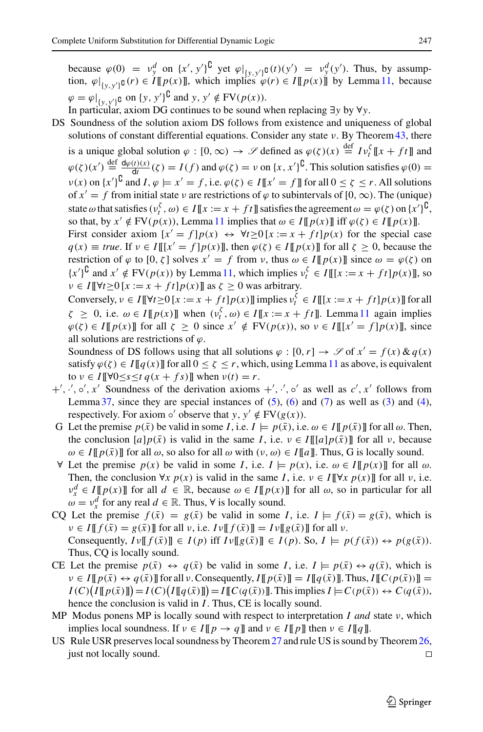because $\varphi(0) = \nu_y^d$ on $\{x', y'\}^\complement$ yet $\varphi|_{\{y,y'\}^\complement}(t)(y') = \nu_y^d(y')$. Thus, by assumption, $\varphi|_{\{y,y'\}^\complement}(r) \in I[\![p(x)]\!]$, which implies $\varphi(r) \in I[\![p(x)]\!]$ by Lemma 11, because $\varphi = \varphi|_{\{y,y'\}^\complement}$ on $\{y, y'\}^\complement$ and $y, y' \notin \mathrm{FV}(p(x))$.

In particular, axiom DG continues to be sound when replacing $\exists y$ by $\forall y$.

DS Soundness of the solution axiom DS follows from existence and uniqueness of global solutions of constant differential equations. Consider any state $\nu$. By Theorem 43, there is a unique global solution $\varphi : [0, \infty) \to \mathscr{S}$ defined as $\varphi(\zeta)(x) \overset{\text{def}}{=} I\nu_t^\zeta[\![x + ft]\!]$ and $\varphi(\zeta)(x') \overset{\text{def}}{=} \frac{\mathrm{d}\varphi(t)(x)}{\mathrm{d}t}(\zeta) = I(f)$ and $\varphi(\zeta) = \nu$ on $\{x, x'\}^\complement$. This solution satisfies $\varphi(0) = \nu(x)$ on $\{x'\}^\complement$ and $I, \varphi \models x' = f$, i.e. $\varphi(\zeta) \in I[\![x' = f]\!]$ for all $0 \le \zeta \le r$. All solutions of $x' = f$ from initial state $\nu$ are restrictions of $\varphi$ to subintervals of $[0, \infty)$. The (unique) state $\omega$ that satisfies $(\nu_t^\zeta, \omega) \in I[\![x := x + ft]\!]$ satisfies the agreement $\omega = \varphi(\zeta)$ on $\{x'\}^\complement$, so that, by $x' \notin \mathrm{FV}(p(x))$, Lemma 11 implies that $\omega \in I[\![p(x)]\!]$ iff $\varphi(\zeta) \in I[\![p(x)]\!]$.

First consider axiom $[x' = f]p(x) \leftrightarrow \forall t{\ge}0\, [x := x + ft]p(x)$ for the special case $q(x) \equiv \mathit{true}$. If $\nu \in I[\![[x' = f]p(x)]\!]$, then $\varphi(\zeta) \in I[\![p(x)]\!]$ for all $\zeta \ge 0$, because the restriction of $\varphi$ to $[0, \zeta]$ solves $x' = f$ from $\nu$, thus $\omega \in I[\![p(x)]\!]$ since $\omega = \varphi(\zeta)$ on $\{x'\}^\complement$ and $x' \notin \mathrm{FV}(p(x))$ by Lemma 11, which implies $\nu_t^\zeta \in I[\![[x := x + ft]p(x)]\!]$, so $\nu \in I[\![\forall t{\ge}0\, [x := x + ft]p(x)]\!]$ as $\zeta \ge 0$ was arbitrary.

Conversely, $\nu \in I[\![\forall t{\ge}0\, [x := x + ft]p(x)]\!]$ implies $\nu_t^\zeta \in I[\![[x := x + ft]p(x)]\!]$ for all $\zeta \ge 0$, i.e. $\omega \in I[\![p(x)]\!]$ when $(\nu_t^\zeta, \omega) \in I[\![x := x + ft]\!]$. Lemma 11 again implies $\varphi(\zeta) \in I[\![p(x)]\!]$ for all $\zeta \ge 0$ since $x' \notin \mathrm{FV}(p(x))$, so $\nu \in I[\![[x' = f]p(x)]\!]$, since all solutions are restrictions of $\varphi$.

Soundness of DS follows using that all solutions $\varphi : [0, r] \to \mathscr{S}$ of $x' = f(x)\,\&\, q(x)$ satisfy $\varphi(\zeta) \in I[\![q(x)]\!]$ for all $0 \le \zeta \le r$, which, using Lemma 11 as above, is equivalent to $\nu \in I[\![\forall 0{\le}s{\le}t\, q(x + fs)]\!]$ when $\nu(t) = r$.

$+', \cdot', \circ', x'$ Soundness of the derivation axioms $+', \cdot', \circ'$ as well as $c', x'$ follows from Lemma 37, since they are special instances of (5), (6) and (7) as well as (3) and (4), respectively. For axiom $\circ'$ observe that $y, y' \notin \mathrm{FV}(g(x))$.

G Let the premise $p(\bar{x})$ be valid in some $I$, i.e. $I \models p(\bar{x})$, i.e. $\omega \in I[\![p(\bar{x})]\!]$ for all $\omega$. Then, the conclusion $[a]p(\bar{x})$ is valid in the same $I$, i.e. $\nu \in I[\![[a]p(\bar{x})]\!]$ for all $\nu$, because $\omega \in I[\![p(\bar{x})]\!]$ for all $\omega$, so also for all $\omega$ with $(\nu, \omega) \in I[\![a]\!]$. Thus, G is locally sound.

$\forall$ Let the premise $p(x)$ be valid in some $I$, i.e. $I \models p(x)$, i.e. $\omega \in I[\![p(x)]\!]$ for all $\omega$. Then, the conclusion $\forall x\, p(x)$ is valid in the same $I$, i.e. $\nu \in I[\![\forall x\, p(x)]\!]$ for all $\nu$, i.e. $\nu_x^d \in I[\![p(x)]\!]$ for all $d \in \mathbb{R}$, because $\omega \in I[\![p(x)]\!]$ for all $\omega$, so in particular for all $\omega = \nu_x^d$ for any real $d \in \mathbb{R}$. Thus, $\forall$ is locally sound.

CQ Let the premise $f(\bar{x}) = g(\bar{x})$ be valid in some $I$, i.e. $I \models f(\bar{x}) = g(\bar{x})$, which is $\nu \in I[\![f(\bar{x}) = g(\bar{x})]\!]$ for all $\nu$, i.e. $I\nu[\![f(\bar{x})]\!] = I\nu[\![g(\bar{x})]\!]$ for all $\nu$.
Consequently, $I\nu[\![f(\bar{x})]\!] \in I(p)$ iff $I\nu[\![g(\bar{x})]\!] \in I(p)$. So, $I \models p(f(\bar{x})) \leftrightarrow p(g(\bar{x}))$. Thus, CQ is locally sound.

CE Let the premise $p(\bar{x}) \leftrightarrow q(\bar{x})$ be valid in some $I$, i.e. $I \models p(\bar{x}) \leftrightarrow q(\bar{x})$, which is $\nu \in I[\![p(\bar{x}) \leftrightarrow q(\bar{x})]\!]$ for all $\nu$. Consequently, $I[\![p(\bar{x})]\!] = I[\![q(\bar{x})]\!]$. Thus, $I[\![C(p(\bar{x}))]\!] = I(C)\big(I[\![p(\bar{x})]\!]\big) = I(C)\big(I[\![q(\bar{x})]\!]\big) = I[\![C(q(\bar{x}))]\!]$. This implies $I \models C(p(\bar{x})) \leftrightarrow C(q(\bar{x}))$, hence the conclusion is valid in $I$. Thus, CE is locally sound.

MP Modus ponens MP is locally sound with respect to interpretation $I$ *and* state $\nu$, which implies local soundness. If $\nu \in I[\![p \to q]\!]$ and $\nu \in I[\![p]\!]$ then $\nu \in I[\![q]\!]$.

US Rule USR preserves local soundness by Theorem 27 and rule US is sound by Theorem 26, just not locally sound. $\square$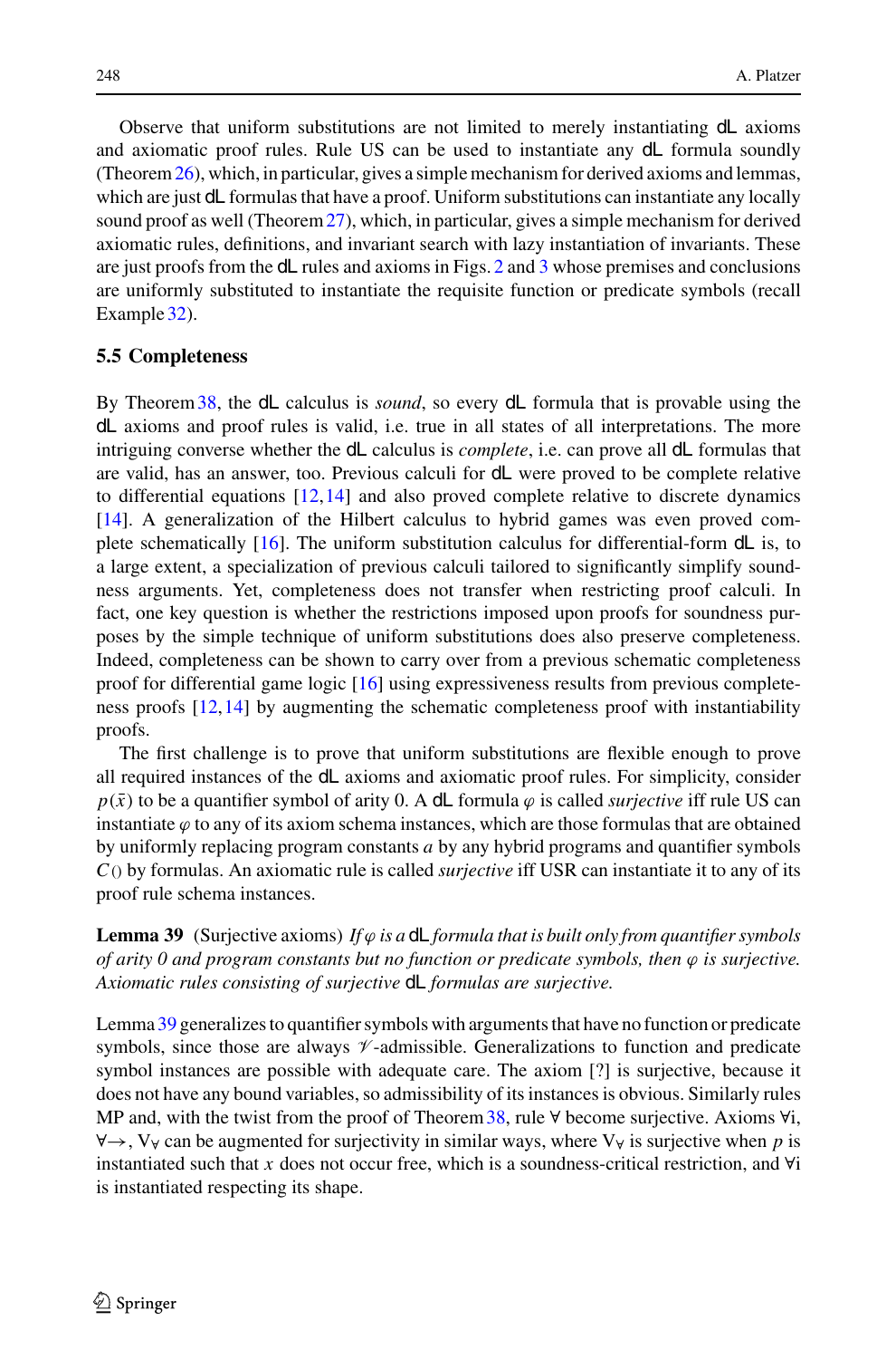Observe that uniform substitutions are not limited to merely instantiating dL axioms and axiomatic proof rules. Rule US can be used to instantiate any dL formula soundly (Theorem 26), which, in particular, gives a simple mechanism for derived axioms and lemmas, which are just dL formulas that have a proof. Uniform substitutions can instantiate any locally sound proof as well (Theorem 27), which, in particular, gives a simple mechanism for derived axiomatic rules, definitions, and invariant search with lazy instantiation of invariants. These are just proofs from the dL rules and axioms in Figs. 2 and 3 whose premises and conclusions are uniformly substituted to instantiate the requisite function or predicate symbols (recall Example 32).

### 5.5 Completeness

By Theorem 38, the dL calculus is *sound*, so every dL formula that is provable using the dL axioms and proof rules is valid, i.e. true in all states of all interpretations. The more intriguing converse whether the dL calculus is *complete*, i.e. can prove all dL formulas that are valid, has an answer, too. Previous calculi for dL were proved to be complete relative to differential equations [12,14] and also proved complete relative to discrete dynamics [14]. A generalization of the Hilbert calculus to hybrid games was even proved complete schematically [16]. The uniform substitution calculus for differential-form dL is, to a large extent, a specialization of previous calculi tailored to significantly simplify soundness arguments. Yet, completeness does not transfer when restricting proof calculi. In fact, one key question is whether the restrictions imposed upon proofs for soundness purposes by the simple technique of uniform substitutions does also preserve completeness. Indeed, completeness can be shown to carry over from a previous schematic completeness proof for differential game logic [16] using expressiveness results from previous completeness proofs [12,14] by augmenting the schematic completeness proof with instantiability proofs.

The first challenge is to prove that uniform substitutions are flexible enough to prove all required instances of the dL axioms and axiomatic proof rules. For simplicity, consider $p(\bar{x})$ to be a quantifier symbol of arity 0. A dL formula $\varphi$ is called *surjective* iff rule US can instantiate $\varphi$ to any of its axiom schema instances, which are those formulas that are obtained by uniformly replacing program constants $a$ by any hybrid programs and quantifier symbols $C()$ by formulas. An axiomatic rule is called *surjective* iff USR can instantiate it to any of its proof rule schema instances.

**Lemma 39** (Surjective axioms) *If $\varphi$ is a dL formula that is built only from quantifier symbols of arity 0 and program constants but no function or predicate symbols, then $\varphi$ is surjective. Axiomatic rules consisting of surjective dL formulas are surjective.*

Lemma 39 generalizes to quantifier symbols with arguments that have no function or predicate symbols, since those are always $\mathcal{V}$-admissible. Generalizations to function and predicate symbol instances are possible with adequate care. The axiom [?] is surjective, because it does not have any bound variables, so admissibility of its instances is obvious. Similarly rules MP and, with the twist from the proof of Theorem 38, rule ∀ become surjective. Axioms ∀i, ∀→, V∀ can be augmented for surjectivity in similar ways, where V∀ is surjective when $p$ is instantiated such that $x$ does not occur free, which is a soundness-critical restriction, and ∀i is instantiated respecting its shape.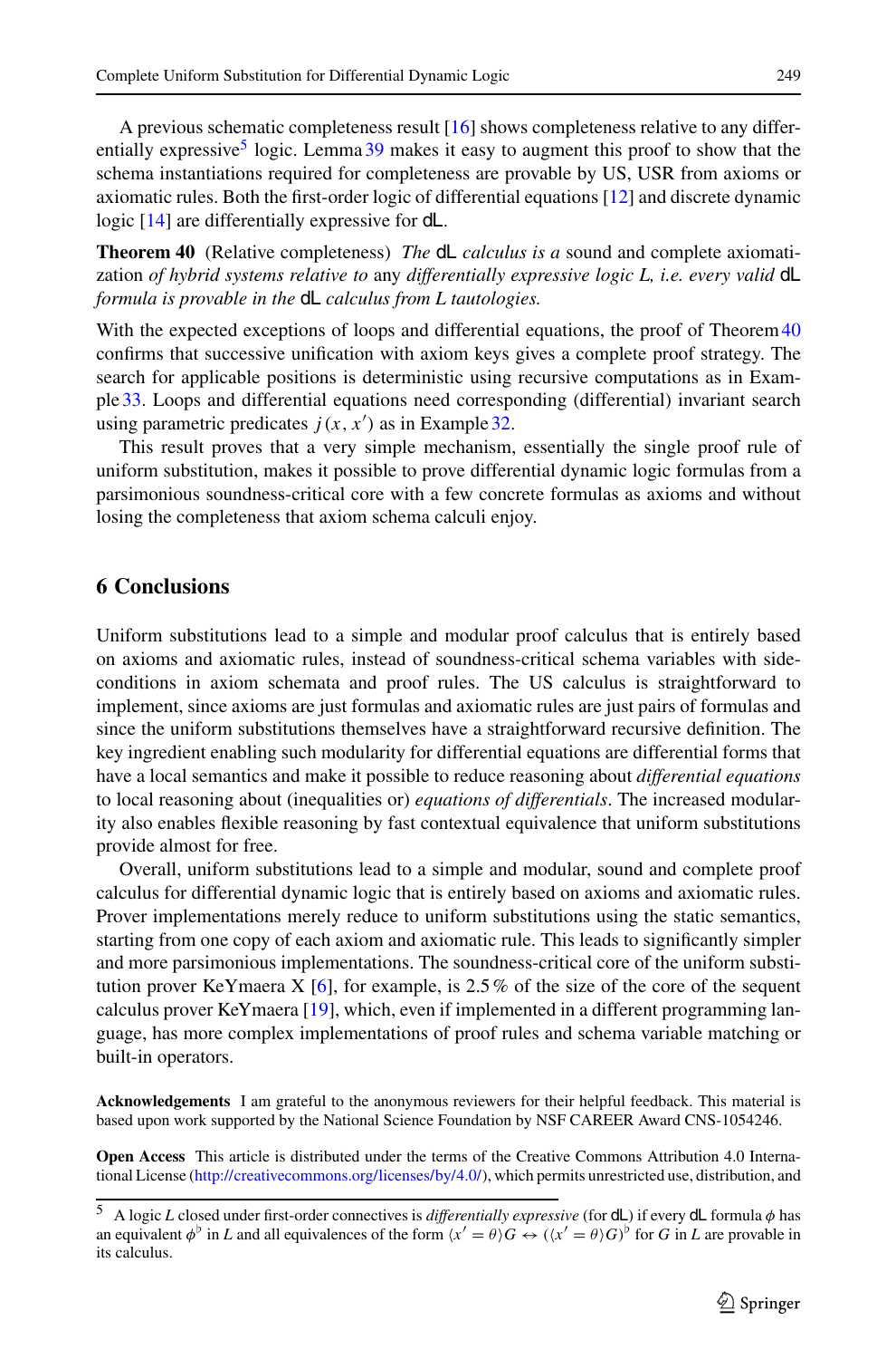A previous schematic completeness result [16] shows completeness relative to any differentially expressive[5] logic. Lemma 39 makes it easy to augment this proof to show that the schema instantiations required for completeness are provable by US, USR from axioms or axiomatic rules. Both the first-order logic of differential equations [12] and discrete dynamic logic [14] are differentially expressive for dL.

**Theorem 40** (Relative completeness) *The* dL *calculus is a* sound and complete axiomatization *of hybrid systems relative to* any *differentially expressive logic L, i.e. every valid* dL *formula is provable in the* dL *calculus from L tautologies.*

With the expected exceptions of loops and differential equations, the proof of Theorem 40 confirms that successive unification with axiom keys gives a complete proof strategy. The search for applicable positions is deterministic using recursive computations as in Example 33. Loops and differential equations need corresponding (differential) invariant search using parametric predicates $j(x, x')$ as in Example 32.

This result proves that a very simple mechanism, essentially the single proof rule of uniform substitution, makes it possible to prove differential dynamic logic formulas from a parsimonious soundness-critical core with a few concrete formulas as axioms and without losing the completeness that axiom schema calculi enjoy.

## 6 Conclusions

Uniform substitutions lead to a simple and modular proof calculus that is entirely based on axioms and axiomatic rules, instead of soundness-critical schema variables with side-conditions in axiom schemata and proof rules. The US calculus is straightforward to implement, since axioms are just formulas and axiomatic rules are just pairs of formulas and since the uniform substitutions themselves have a straightforward recursive definition. The key ingredient enabling such modularity for differential equations are differential forms that have a local semantics and make it possible to reduce reasoning about *differential equations* to local reasoning about (inequalities or) *equations of differentials*. The increased modularity also enables flexible reasoning by fast contextual equivalence that uniform substitutions provide almost for free.

Overall, uniform substitutions lead to a simple and modular, sound and complete proof calculus for differential dynamic logic that is entirely based on axioms and axiomatic rules. Prover implementations merely reduce to uniform substitutions using the static semantics, starting from one copy of each axiom and axiomatic rule. This leads to significantly simpler and more parsimonious implementations. The soundness-critical core of the uniform substitution prover KeYmaera X [6], for example, is 2.5 % of the size of the core of the sequent calculus prover KeYmaera [19], which, even if implemented in a different programming language, has more complex implementations of proof rules and schema variable matching or built-in operators.

**Acknowledgements** I am grateful to the anonymous reviewers for their helpful feedback. This material is based upon work supported by the National Science Foundation by NSF CAREER Award CNS-1054246.

**Open Access** This article is distributed under the terms of the Creative Commons Attribution 4.0 International License (http://creativecommons.org/licenses/by/4.0/), which permits unrestricted use, distribution, and

[5] A logic $L$ closed under first-order connectives is *differentially expressive* (for dL) if every dL formula $\phi$ has an equivalent $\phi^\flat$ in $L$ and all equivalences of the form $\langle x' = \theta \rangle G \leftrightarrow (\langle x' = \theta \rangle G)^\flat$ for $G$ in $L$ are provable in its calculus.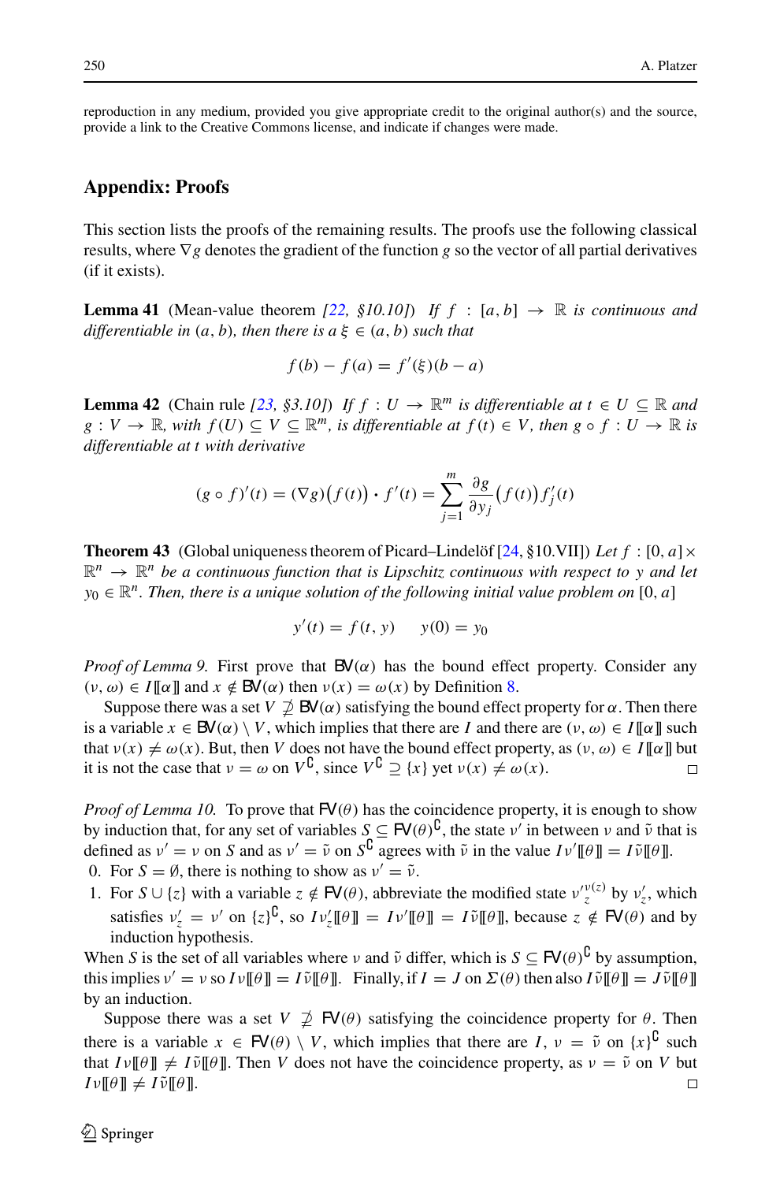reproduction in any medium, provided you give appropriate credit to the original author(s) and the source, provide a link to the Creative Commons license, and indicate if changes were made.

## Appendix: Proofs

This section lists the proofs of the remaining results. The proofs use the following classical results, where $\nabla g$ denotes the gradient of the function $g$ so the vector of all partial derivatives (if it exists).

**Lemma 41** (Mean-value theorem *[22, §10.10]*) *If $f : [a, b] \to \mathbb{R}$ is continuous and differentiable in $(a, b)$, then there is a $\xi \in (a, b)$ such that*

$$f(b) - f(a) = f'(\xi)(b - a)$$

**Lemma 42** (Chain rule *[23, §3.10]*) *If $f : U \to \mathbb{R}^m$ is differentiable at $t \in U \subseteq \mathbb{R}$ and $g : V \to \mathbb{R}$, with $f(U) \subseteq V \subseteq \mathbb{R}^m$, is differentiable at $f(t) \in V$, then $g \circ f : U \to \mathbb{R}$ is differentiable at $t$ with derivative*

$$(g \circ f)'(t) = (\nabla g)\big(f(t)\big) \cdot f'(t) = \sum_{j=1}^{m} \frac{\partial g}{\partial y_j}\big(f(t)\big) f_j'(t)$$

**Theorem 43** (Global uniqueness theorem of Picard–Lindelöf [24, §10.VII]) *Let $f : [0, a] \times \mathbb{R}^n \to \mathbb{R}^n$ be a continuous function that is Lipschitz continuous with respect to $y$ and let $y_0 \in \mathbb{R}^n$. Then, there is a unique solution of the following initial value problem on $[0, a]$*

$$y'(t) = f(t, y) \qquad y(0) = y_0$$

*Proof of Lemma 9.* First prove that $\mathsf{BV}(\alpha)$ has the bound effect property. Consider any $(\nu, \omega) \in I[\![\alpha]\!]$ and $x \notin \mathsf{BV}(\alpha)$ then $\nu(x) = \omega(x)$ by Definition 8.

Suppose there was a set $V \not\supseteq \mathsf{BV}(\alpha)$ satisfying the bound effect property for $\alpha$. Then there is a variable $x \in \mathsf{BV}(\alpha) \setminus V$, which implies that there are $I$ and there are $(\nu, \omega) \in I[\![\alpha]\!]$ such that $\nu(x) \neq \omega(x)$. But, then $V$ does not have the bound effect property, as $(\nu, \omega) \in I[\![\alpha]\!]$ but it is not the case that $\nu = \omega$ on $V^{\complement}$, since $V^{\complement} \supseteq \{x\}$ yet $\nu(x) \neq \omega(x)$. □

*Proof of Lemma 10.* To prove that $\mathsf{FV}(\theta)$ has the coincidence property, it is enough to show by induction that, for any set of variables $S \subseteq \mathsf{FV}(\theta)^{\complement}$, the state $\nu'$ in between $\nu$ and $\tilde{\nu}$ that is defined as $\nu' = \nu$ on $S$ and as $\nu' = \tilde{\nu}$ on $S^{\complement}$ agrees with $\tilde{\nu}$ in the value $I\nu'[\![\theta]\!] = I\tilde{\nu}[\![\theta]\!]$.

0. For $S = \emptyset$, there is nothing to show as $\nu' = \tilde{\nu}$.
1. For $S \cup \{z\}$ with a variable $z \notin \mathsf{FV}(\theta)$, abbreviate the modified state $\nu'^{\nu(z)}_z$ by $\nu'_z$, which satisfies $\nu'_z = \nu'$ on $\{z\}^{\complement}$, so $I\nu'_z[\![\theta]\!] = I\nu'[\![\theta]\!] = I\tilde{\nu}[\![\theta]\!]$, because $z \notin \mathsf{FV}(\theta)$ and by induction hypothesis.

When $S$ is the set of all variables where $\nu$ and $\tilde{\nu}$ differ, which is $S \subseteq \mathsf{FV}(\theta)^{\complement}$ by assumption, this implies $\nu' = \nu$ so $I\nu[\![\theta]\!] = I\tilde{\nu}[\![\theta]\!]$. Finally, if $I = J$ on $\Sigma(\theta)$ then also $I\tilde{\nu}[\![\theta]\!] = J\tilde{\nu}[\![\theta]\!]$ by an induction.

Suppose there was a set $V \not\supseteq \mathsf{FV}(\theta)$ satisfying the coincidence property for $\theta$. Then there is a variable $x \in \mathsf{FV}(\theta) \setminus V$, which implies that there are $I$, $\nu = \tilde{\nu}$ on $\{x\}^{\complement}$ such that $I\nu[\![\theta]\!] \neq I\tilde{\nu}[\![\theta]\!]$. Then $V$ does not have the coincidence property, as $\nu = \tilde{\nu}$ on $V$ but $I\nu[\![\theta]\!] \neq I\tilde{\nu}[\![\theta]\!]$. □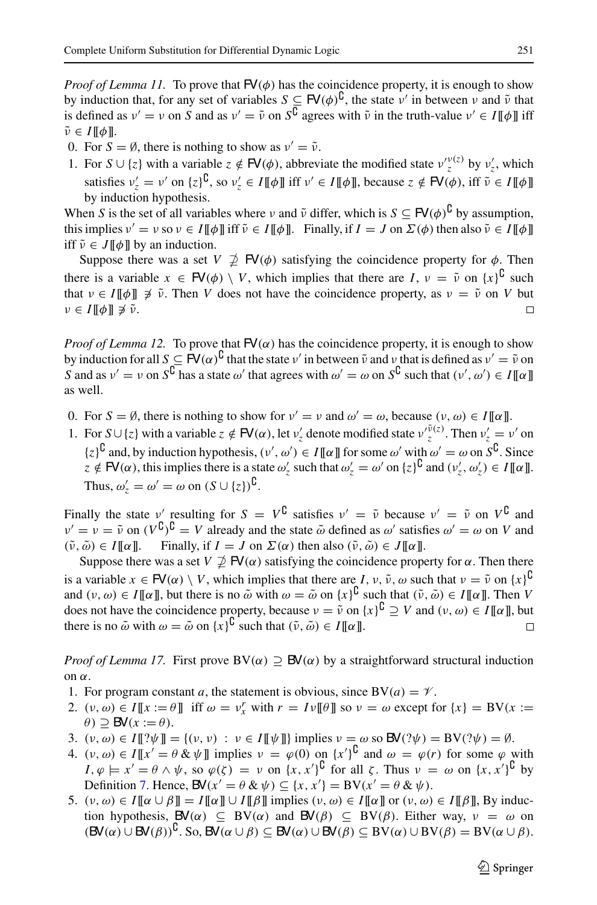*Proof of Lemma 11.* To prove that $\mathsf{FV}(\phi)$ has the coincidence property, it is enough to show by induction that, for any set of variables $S \subseteq \mathsf{FV}(\phi)^\complement$, the state $\nu'$ in between $\nu$ and $\tilde{\nu}$ that is defined as $\nu' = \nu$ on $S$ and as $\nu' = \tilde{\nu}$ on $S^\complement$ agrees with $\tilde{\nu}$ in the truth-value $\nu' \in I[\![\phi]\!]$ iff $\tilde{\nu} \in I[\![\phi]\!]$.

0. For $S = \emptyset$, there is nothing to show as $\nu' = \tilde{\nu}$.
1. For $S \cup \{z\}$ with a variable $z \notin \mathsf{FV}(\phi)$, abbreviate the modified state $\nu'^{\nu(z)}_z$ by $\nu'_z$, which satisfies $\nu'_z = \nu'$ on $\{z\}^\complement$, so $\nu'_z \in I[\![\phi]\!]$ iff $\nu' \in I[\![\phi]\!]$, because $z \notin \mathsf{FV}(\phi)$, iff $\tilde{\nu} \in I[\![\phi]\!]$ by induction hypothesis.

When $S$ is the set of all variables where $\nu$ and $\tilde{\nu}$ differ, which is $S \subseteq \mathsf{FV}(\phi)^\complement$ by assumption, this implies $\nu' = \nu$ so $\nu \in I[\![\phi]\!]$ iff $\tilde{\nu} \in I[\![\phi]\!]$. Finally, if $I = J$ on $\Sigma(\phi)$ then also $\tilde{\nu} \in I[\![\phi]\!]$ iff $\tilde{\nu} \in J[\![\phi]\!]$ by an induction.

Suppose there was a set $V \not\supseteq \mathsf{FV}(\phi)$ satisfying the coincidence property for $\phi$. Then there is a variable $x \in \mathsf{FV}(\phi) \setminus V$, which implies that there are $I$, $\nu = \tilde{\nu}$ on $\{x\}^\complement$ such that $\nu \in I[\![\phi]\!] \not\ni \tilde{\nu}$. Then $V$ does not have the coincidence property, as $\nu = \tilde{\nu}$ on $V$ but $\nu \in I[\![\phi]\!] \not\ni \tilde{\nu}$. $\square$

*Proof of Lemma 12.* To prove that $\mathsf{FV}(\alpha)$ has the coincidence property, it is enough to show by induction for all $S \subseteq \mathsf{FV}(\alpha)^\complement$ that the state $\nu'$ in between $\tilde{\nu}$ and $\nu$ that is defined as $\nu' = \tilde{\nu}$ on $S$ and as $\nu' = \nu$ on $S^\complement$ has a state $\omega'$ that agrees with $\omega' = \omega$ on $S^\complement$ such that $(\nu', \omega') \in I[\![\alpha]\!]$ as well.

0. For $S = \emptyset$, there is nothing to show for $\nu' = \nu$ and $\omega' = \omega$, because $(\nu, \omega) \in I[\![\alpha]\!]$.
1. For $S \cup \{z\}$ with a variable $z \notin \mathsf{FV}(\alpha)$, let $\nu'_z$ denote modified state $\nu'^{\tilde{\nu}(z)}_z$. Then $\nu'_z = \nu'$ on $\{z\}^\complement$ and, by induction hypothesis, $(\nu', \omega') \in I[\![\alpha]\!]$ for some $\omega'$ with $\omega' = \omega$ on $S^\complement$. Since $z \notin \mathsf{FV}(\alpha)$, this implies there is a state $\omega'_z$ such that $\omega'_z = \omega'$ on $\{z\}^\complement$ and $(\nu'_z, \omega'_z) \in I[\![\alpha]\!]$. Thus, $\omega'_z = \omega' = \omega$ on $(S \cup \{z\})^\complement$.

Finally the state $\nu'$ resulting for $S = V^\complement$ satisfies $\nu' = \tilde{\nu}$ because $\nu' = \tilde{\nu}$ on $V^\complement$ and $\nu' = \nu = \tilde{\nu}$ on $(V^\complement)^\complement = V$ already and the state $\tilde{\omega}$ defined as $\omega'$ satisfies $\omega' = \omega$ on $V$ and $(\tilde{\nu}, \tilde{\omega}) \in I[\![\alpha]\!]$. Finally, if $I = J$ on $\Sigma(\alpha)$ then also $(\tilde{\nu}, \tilde{\omega}) \in J[\![\alpha]\!]$.

Suppose there was a set $V \not\supseteq \mathsf{FV}(\alpha)$ satisfying the coincidence property for $\alpha$. Then there is a variable $x \in \mathsf{FV}(\alpha) \setminus V$, which implies that there are $I, \nu, \tilde{\nu}, \omega$ such that $\nu = \tilde{\nu}$ on $\{x\}^\complement$ and $(\nu, \omega) \in I[\![\alpha]\!]$, but there is no $\tilde{\omega}$ with $\omega = \tilde{\omega}$ on $\{x\}^\complement$ such that $(\tilde{\nu}, \tilde{\omega}) \in I[\![\alpha]\!]$. Then $V$ does not have the coincidence property, because $\nu = \tilde{\nu}$ on $\{x\}^\complement \supseteq V$ and $(\nu, \omega) \in I[\![\alpha]\!]$, but there is no $\tilde{\omega}$ with $\omega = \tilde{\omega}$ on $\{x\}^\complement$ such that $(\tilde{\nu}, \tilde{\omega}) \in I[\![\alpha]\!]$. $\square$

*Proof of Lemma 17.* First prove $\mathrm{BV}(\alpha) \supseteq \mathsf{BV}(\alpha)$ by a straightforward structural induction on $\alpha$.

1. For program constant $a$, the statement is obvious, since $\mathrm{BV}(a) = \mathscr{V}$.
2. $(\nu, \omega) \in I[\![x := \theta]\!]$ iff $\omega = \nu_x^r$ with $r = I\nu[\![\theta]\!]$ so $\nu = \omega$ except for $\{x\} = \mathrm{BV}(x := \theta) \supseteq \mathsf{BV}(x := \theta)$.
3. $(\nu, \omega) \in I[\![?\psi]\!] = \{(\nu, \nu) : \nu \in I[\![\psi]\!]\}$ implies $\nu = \omega$ so $\mathsf{BV}(?\psi) = \mathrm{BV}(?\psi) = \emptyset$.
4. $(\nu, \omega) \in I[\![x' = \theta \,\&\, \psi]\!]$ implies $\nu = \varphi(0)$ on $\{x'\}^\complement$ and $\omega = \varphi(r)$ for some $\varphi$ with $I, \varphi \models x' = \theta \wedge \psi$, so $\varphi(\zeta) = \nu$ on $\{x, x'\}^\complement$ for all $\zeta$. Thus $\nu = \omega$ on $\{x, x'\}^\complement$ by Definition 7. Hence, $\mathsf{BV}(x' = \theta \,\&\, \psi) \subseteq \{x, x'\} = \mathrm{BV}(x' = \theta \,\&\, \psi)$.
5. $(\nu, \omega) \in I[\![\alpha \cup \beta]\!] = I[\![\alpha]\!] \cup I[\![\beta]\!]$ implies $(\nu, \omega) \in I[\![\alpha]\!]$ or $(\nu, \omega) \in I[\![\beta]\!]$, By induction hypothesis, $\mathsf{BV}(\alpha) \subseteq \mathrm{BV}(\alpha)$ and $\mathsf{BV}(\beta) \subseteq \mathrm{BV}(\beta)$. Either way, $\nu = \omega$ on $(\mathsf{BV}(\alpha) \cup \mathsf{BV}(\beta))^\complement$. So, $\mathsf{BV}(\alpha \cup \beta) \subseteq \mathsf{BV}(\alpha) \cup \mathsf{BV}(\beta) \subseteq \mathrm{BV}(\alpha) \cup \mathrm{BV}(\beta) = \mathrm{BV}(\alpha \cup \beta)$.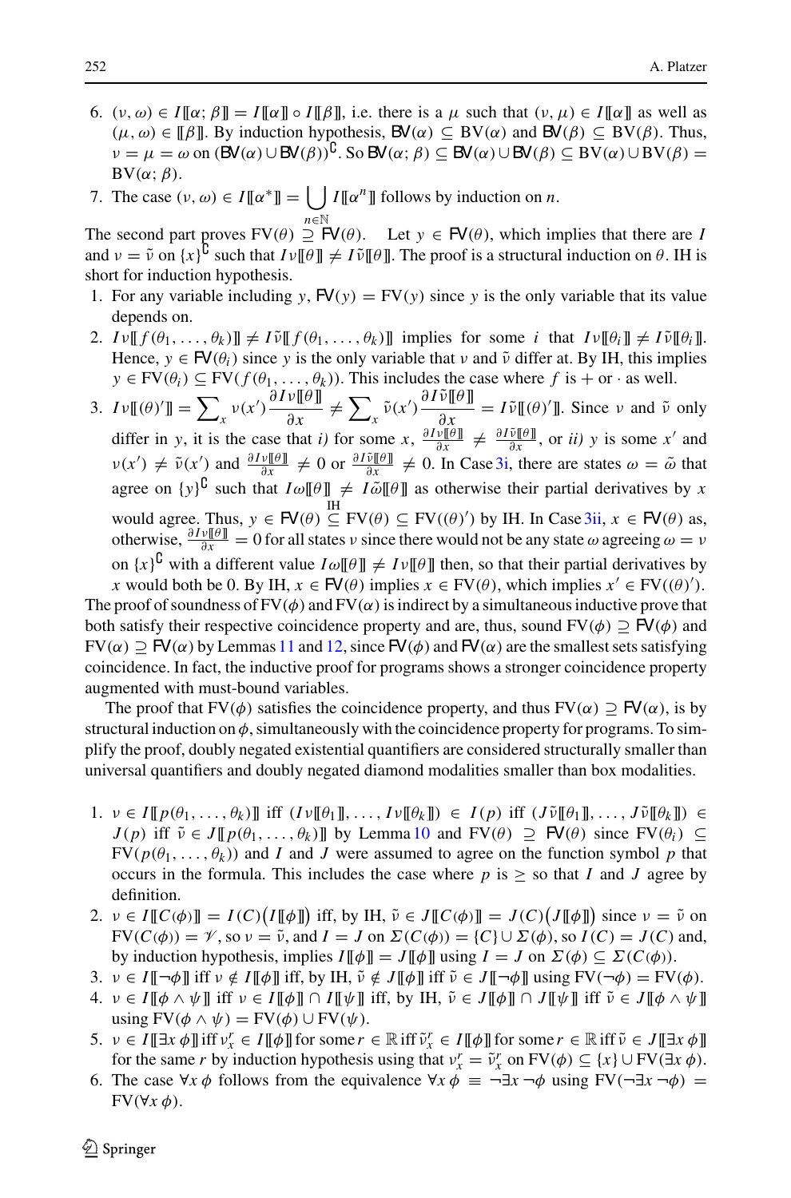6. $(\nu, \omega) \in I[\![\alpha; \beta]\!] = I[\![\alpha]\!] \circ I[\![\beta]\!]$, i.e. there is a $\mu$ such that $(\nu, \mu) \in I[\![\alpha]\!]$ as well as $(\mu, \omega) \in [\![\beta]\!]$. By induction hypothesis, $\mathsf{BV}(\alpha) \subseteq \mathrm{BV}(\alpha)$ and $\mathsf{BV}(\beta) \subseteq \mathrm{BV}(\beta)$. Thus, $\nu = \mu = \omega$ on $(\mathsf{BV}(\alpha) \cup \mathsf{BV}(\beta))^{\complement}$. So $\mathsf{BV}(\alpha; \beta) \subseteq \mathsf{BV}(\alpha) \cup \mathsf{BV}(\beta) \subseteq \mathrm{BV}(\alpha) \cup \mathrm{BV}(\beta) = \mathrm{BV}(\alpha; \beta)$.
7. The case $(\nu, \omega) \in I[\![\alpha^*]\!] = \bigcup_{n \in \mathbb{N}} I[\![\alpha^n]\!]$ follows by induction on $n$.

The second part proves $\mathrm{FV}(\theta) \supseteq \mathsf{FV}(\theta)$. Let $y \in \mathsf{FV}(\theta)$, which implies that there are $I$ and $\nu = \tilde{\nu}$ on $\{x\}^{\complement}$ such that $I\nu[\![\theta]\!] \neq I\tilde{\nu}[\![\theta]\!]$. The proof is a structural induction on $\theta$. IH is short for induction hypothesis.

1. For any variable including $y$, $\mathsf{FV}(y) = \mathrm{FV}(y)$ since $y$ is the only variable that its value depends on.
2. $I\nu[\![f(\theta_1, \ldots, \theta_k)]\!] \neq I\tilde{\nu}[\![f(\theta_1, \ldots, \theta_k)]\!]$ implies for some $i$ that $I\nu[\![\theta_i]\!] \neq I\tilde{\nu}[\![\theta_i]\!]$. Hence, $y \in \mathsf{FV}(\theta_i)$ since $y$ is the only variable that $\nu$ and $\tilde{\nu}$ differ at. By IH, this implies $y \in \mathrm{FV}(\theta_i) \subseteq \mathrm{FV}(f(\theta_1, \ldots, \theta_k))$. This includes the case where $f$ is $+$ or $\cdot$ as well.
3. $I\nu[\![(\theta)']\!] = \sum_x \nu(x')\dfrac{\partial I\nu[\![\theta]\!]}{\partial x} \neq \sum_x \tilde{\nu}(x')\dfrac{\partial I\tilde{\nu}[\![\theta]\!]}{\partial x} = I\tilde{\nu}[\![(\theta)']\!]$. Since $\nu$ and $\tilde{\nu}$ only differ in $y$, it is the case that *i)* for some $x$, $\frac{\partial I\nu[\![\theta]\!]}{\partial x} \neq \frac{\partial I\tilde{\nu}[\![\theta]\!]}{\partial x}$, or *ii)* $y$ is some $x'$ and $\nu(x') \neq \tilde{\nu}(x')$ and $\frac{\partial I\nu[\![\theta]\!]}{\partial x} \neq 0$ or $\frac{\partial I\tilde{\nu}[\![\theta]\!]}{\partial x} \neq 0$. In Case 3i, there are states $\omega = \tilde{\omega}$ that agree on $\{y\}^{\complement}$ such that $I\omega[\![\theta]\!] \neq I\tilde{\omega}[\![\theta]\!]$ as otherwise their partial derivatives by $x$ would agree. Thus, $y \in \mathsf{FV}(\theta) \overset{\text{IH}}{\subseteq} \mathrm{FV}(\theta) \subseteq \mathrm{FV}((\theta)')$ by IH. In Case 3ii, $x \in \mathsf{FV}(\theta)$ as, otherwise, $\frac{\partial I\nu[\![\theta]\!]}{\partial x} = 0$ for all states $\nu$ since there would not be any state $\omega$ agreeing $\omega = \nu$ on $\{x\}^{\complement}$ with a different value $I\omega[\![\theta]\!] \neq I\nu[\![\theta]\!]$ then, so that their partial derivatives by $x$ would both be 0. By IH, $x \in \mathsf{FV}(\theta)$ implies $x \in \mathrm{FV}(\theta)$, which implies $x' \in \mathrm{FV}((\theta)')$.

The proof of soundness of $\mathrm{FV}(\phi)$ and $\mathrm{FV}(\alpha)$ is indirect by a simultaneous inductive prove that both satisfy their respective coincidence property and are, thus, sound $\mathrm{FV}(\phi) \supseteq \mathsf{FV}(\phi)$ and $\mathrm{FV}(\alpha) \supseteq \mathsf{FV}(\alpha)$ by Lemmas 11 and 12, since $\mathsf{FV}(\phi)$ and $\mathsf{FV}(\alpha)$ are the smallest sets satisfying coincidence. In fact, the inductive proof for programs shows a stronger coincidence property augmented with must-bound variables.

The proof that $\mathrm{FV}(\phi)$ satisfies the coincidence property, and thus $\mathrm{FV}(\alpha) \supseteq \mathsf{FV}(\alpha)$, is by structural induction on $\phi$, simultaneously with the coincidence property for programs. To simplify the proof, doubly negated existential quantifiers are considered structurally smaller than universal quantifiers and doubly negated diamond modalities smaller than box modalities.

1. $\nu \in I[\![p(\theta_1, \ldots, \theta_k)]\!]$ iff $(I\nu[\![\theta_1]\!], \ldots, I\nu[\![\theta_k]\!]) \in I(p)$ iff $(J\tilde{\nu}[\![\theta_1]\!], \ldots, J\tilde{\nu}[\![\theta_k]\!]) \in J(p)$ iff $\tilde{\nu} \in J[\![p(\theta_1, \ldots, \theta_k)]\!]$ by Lemma 10 and $\mathrm{FV}(\theta) \supseteq \mathsf{FV}(\theta)$ since $\mathrm{FV}(\theta_i) \subseteq \mathrm{FV}(p(\theta_1, \ldots, \theta_k))$ and $I$ and $J$ were assumed to agree on the function symbol $p$ that occurs in the formula. This includes the case where $p$ is $\geq$ so that $I$ and $J$ agree by definition.
2. $\nu \in I[\![C(\phi)]\!] = I(C)\big(I[\![\phi]\!]\big)$ iff, by IH, $\tilde{\nu} \in J[\![C(\phi)]\!] = J(C)\big(J[\![\phi]\!]\big)$ since $\nu = \tilde{\nu}$ on $\mathrm{FV}(C(\phi)) = \mathscr{V}$, so $\nu = \tilde{\nu}$, and $I = J$ on $\Sigma(C(\phi)) = \{C\} \cup \Sigma(\phi)$, so $I(C) = J(C)$ and, by induction hypothesis, implies $I[\![\phi]\!] = J[\![\phi]\!]$ using $I = J$ on $\Sigma(\phi) \subseteq \Sigma(C(\phi))$.
3. $\nu \in I[\![\neg\phi]\!]$ iff $\nu \notin I[\![\phi]\!]$ iff, by IH, $\tilde{\nu} \notin J[\![\phi]\!]$ iff $\tilde{\nu} \in J[\![\neg\phi]\!]$ using $\mathrm{FV}(\neg\phi) = \mathrm{FV}(\phi)$.
4. $\nu \in I[\![\phi \wedge \psi]\!]$ iff $\nu \in I[\![\phi]\!] \cap I[\![\psi]\!]$ iff, by IH, $\tilde{\nu} \in J[\![\phi]\!] \cap J[\![\psi]\!]$ iff $\tilde{\nu} \in J[\![\phi \wedge \psi]\!]$ using $\mathrm{FV}(\phi \wedge \psi) = \mathrm{FV}(\phi) \cup \mathrm{FV}(\psi)$.
5. $\nu \in I[\![\exists x\, \phi]\!]$ iff $\nu_x^r \in I[\![\phi]\!]$ for some $r \in \mathbb{R}$ iff $\tilde{\nu}_x^r \in I[\![\phi]\!]$ for some $r \in \mathbb{R}$ iff $\tilde{\nu} \in J[\![\exists x\, \phi]\!]$ for the same $r$ by induction hypothesis using that $\nu_x^r = \tilde{\nu}_x^r$ on $\mathrm{FV}(\phi) \subseteq \{x\} \cup \mathrm{FV}(\exists x\, \phi)$.
6. The case $\forall x\, \phi$ follows from the equivalence $\forall x\, \phi \equiv \neg\exists x\, \neg\phi$ using $\mathrm{FV}(\neg\exists x\, \neg\phi) = \mathrm{FV}(\forall x\, \phi)$.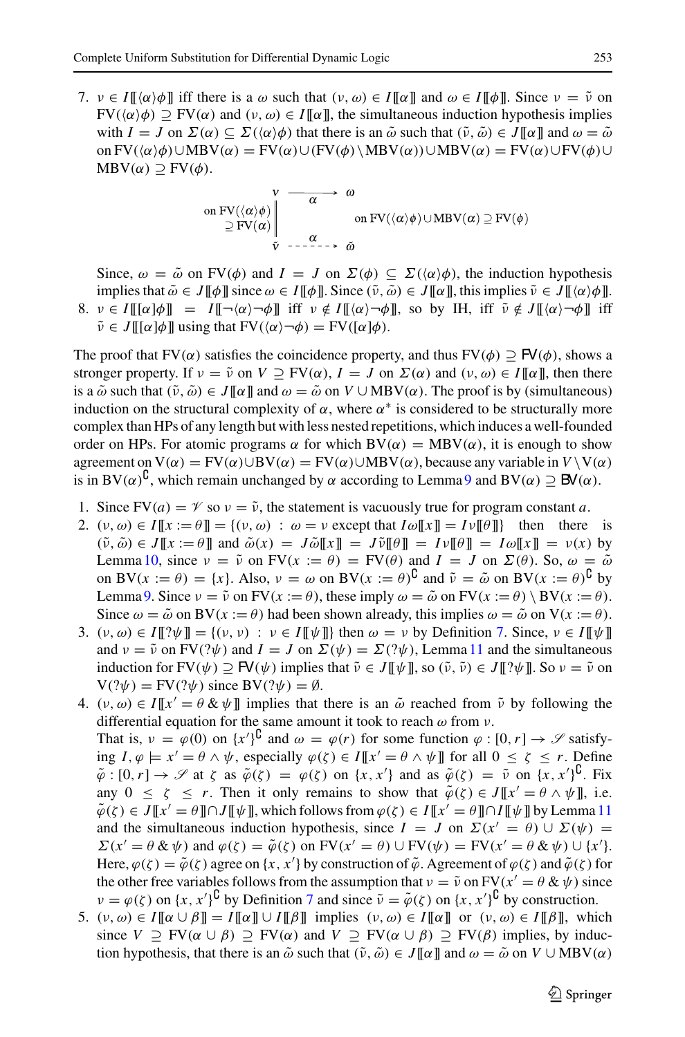7. $\nu \in I[\![\langle\alpha\rangle\phi]\!]$ iff there is a $\omega$ such that $(\nu,\omega) \in I[\![\alpha]\!]$ and $\omega \in I[\![\phi]\!]$. Since $\nu = \tilde\nu$ on $\text{FV}(\langle\alpha\rangle\phi) \supseteq \text{FV}(\alpha)$ and $(\nu,\omega) \in I[\![\alpha]\!]$, the simultaneous induction hypothesis implies with $I = J$ on $\Sigma(\alpha) \subseteq \Sigma(\langle\alpha\rangle\phi)$ that there is an $\tilde\omega$ such that $(\tilde\nu,\tilde\omega) \in J[\![\alpha]\!]$ and $\omega = \tilde\omega$ on $\text{FV}(\langle\alpha\rangle\phi) \cup \text{MBV}(\alpha) = \text{FV}(\alpha) \cup (\text{FV}(\phi) \setminus \text{MBV}(\alpha)) \cup \text{MBV}(\alpha) = \text{FV}(\alpha) \cup \text{FV}(\phi) \cup \text{MBV}(\alpha) \supseteq \text{FV}(\phi)$.

$$\begin{array}{ccc} \nu & \xrightarrow{\quad\alpha\quad} & \omega \\ \text{on FV}(\langle\alpha\rangle\phi) \supseteq \text{FV}(\alpha) \Big\| & & \text{on FV}(\langle\alpha\rangle\phi) \cup \text{MBV}(\alpha) \supseteq \text{FV}(\phi) \\ \tilde\nu & \xrightarrow[\quad\alpha\quad]{} & \tilde\omega \end{array}$$

Since, $\omega = \tilde\omega$ on $\text{FV}(\phi)$ and $I = J$ on $\Sigma(\phi) \subseteq \Sigma(\langle\alpha\rangle\phi)$, the induction hypothesis implies that $\tilde\omega \in J[\![\phi]\!]$ since $\omega \in I[\![\phi]\!]$. Since $(\tilde\nu,\tilde\omega) \in J[\![\alpha]\!]$, this implies $\tilde\nu \in J[\![\langle\alpha\rangle\phi]\!]$.

8. $\nu \in I[\![[\alpha]\phi]\!] = I[\![\neg\langle\alpha\rangle\neg\phi]\!]$ iff $\nu \notin I[\![\langle\alpha\rangle\neg\phi]\!]$, so by IH, iff $\tilde\nu \notin J[\![\langle\alpha\rangle\neg\phi]\!]$ iff $\tilde\nu \in J[\![[\alpha]\phi]\!]$ using that $\text{FV}(\langle\alpha\rangle\neg\phi) = \text{FV}([\alpha]\phi)$.

The proof that $\text{FV}(\alpha)$ satisfies the coincidence property, and thus $\text{FV}(\phi) \supseteq \mathsf{FV}(\phi)$, shows a stronger property. If $\nu = \tilde\nu$ on $V \supseteq \text{FV}(\alpha)$, $I = J$ on $\Sigma(\alpha)$ and $(\nu,\omega) \in I[\![\alpha]\!]$, then there is a $\tilde\omega$ such that $(\tilde\nu,\tilde\omega) \in J[\![\alpha]\!]$ and $\omega = \tilde\omega$ on $V \cup \text{MBV}(\alpha)$. The proof is by (simultaneous) induction on the structural complexity of $\alpha$, where $\alpha^*$ is considered to be structurally more complex than HPs of any length but with less nested repetitions, which induces a well-founded order on HPs. For atomic programs $\alpha$ for which $\text{BV}(\alpha) = \text{MBV}(\alpha)$, it is enough to show agreement on $\text{V}(\alpha) = \text{FV}(\alpha) \cup \text{BV}(\alpha) = \text{FV}(\alpha) \cup \text{MBV}(\alpha)$, because any variable in $V \setminus \text{V}(\alpha)$ is in $\text{BV}(\alpha)^{\complement}$, which remain unchanged by $\alpha$ according to Lemma 9 and $\text{BV}(\alpha) \supseteq \mathsf{BV}(\alpha)$.

1. Since $\text{FV}(a) = \mathscr{V}$ so $\nu = \tilde\nu$, the statement is vacuously true for program constant $a$.
2. $(\nu,\omega) \in I[\![x := \theta]\!] = \{(\nu,\omega) : \omega = \nu \text{ except that } I\omega[\![x]\!] = I\nu[\![\theta]\!]\}$ then there is $(\tilde\nu,\tilde\omega) \in J[\![x := \theta]\!]$ and $\tilde\omega(x) = J\tilde\omega[\![x]\!] = J\tilde\nu[\![\theta]\!] = I\nu[\![\theta]\!] = I\omega[\![x]\!] = \nu(x)$ by Lemma 10, since $\nu = \tilde\nu$ on $\text{FV}(x := \theta) = \text{FV}(\theta)$ and $I = J$ on $\Sigma(\theta)$. So, $\omega = \tilde\omega$ on $\text{BV}(x := \theta) = \{x\}$. Also, $\nu = \omega$ on $\text{BV}(x := \theta)^{\complement}$ and $\tilde\nu = \tilde\omega$ on $\text{BV}(x := \theta)^{\complement}$ by Lemma 9. Since $\nu = \tilde\nu$ on $\text{FV}(x := \theta)$, these imply $\omega = \tilde\omega$ on $\text{FV}(x := \theta) \setminus \text{BV}(x := \theta)$. Since $\omega = \tilde\omega$ on $\text{BV}(x := \theta)$ had been shown already, this implies $\omega = \tilde\omega$ on $\text{V}(x := \theta)$.
3. $(\nu,\omega) \in I[\![?\psi]\!] = \{(\nu,\nu) : \nu \in I[\![\psi]\!]\}$ then $\omega = \nu$ by Definition 7. Since, $\nu \in I[\![\psi]\!]$ and $\nu = \tilde\nu$ on $\text{FV}(?\psi)$ and $I = J$ on $\Sigma(\psi) = \Sigma(?\psi)$, Lemma 11 and the simultaneous induction for $\text{FV}(\psi) \supseteq \mathsf{FV}(\psi)$ implies that $\tilde\nu \in J[\![\psi]\!]$, so $(\tilde\nu,\tilde\nu) \in J[\![?\psi]\!]$. So $\nu = \tilde\nu$ on $\text{V}(?\psi) = \text{FV}(?\psi)$ since $\text{BV}(?\psi) = \emptyset$.
4. $(\nu,\omega) \in I[\![x' = \theta \,\&\, \psi]\!]$ implies that there is an $\tilde\omega$ reached from $\tilde\nu$ by following the differential equation for the same amount it took to reach $\omega$ from $\nu$.
That is, $\nu = \varphi(0)$ on $\{x'\}^{\complement}$ and $\omega = \varphi(r)$ for some function $\varphi : [0,r] \to \mathscr{S}$ satisfying $I,\varphi \models x' = \theta \wedge \psi$, especially $\varphi(\zeta) \in I[\![x' = \theta \wedge \psi]\!]$ for all $0 \le \zeta \le r$. Define $\tilde\varphi : [0,r] \to \mathscr{S}$ at $\zeta$ as $\tilde\varphi(\zeta) = \varphi(\zeta)$ on $\{x,x'\}$ and as $\tilde\varphi(\zeta) = \tilde\nu$ on $\{x,x'\}^{\complement}$. Fix any $0 \le \zeta \le r$. Then it only remains to show that $\tilde\varphi(\zeta) \in J[\![x' = \theta \wedge \psi]\!]$, i.e. $\tilde\varphi(\zeta) \in J[\![x' = \theta]\!] \cap J[\![\psi]\!]$, which follows from $\varphi(\zeta) \in I[\![x' = \theta]\!] \cap I[\![\psi]\!]$ by Lemma 11 and the simultaneous induction hypothesis, since $I = J$ on $\Sigma(x' = \theta) \cup \Sigma(\psi) = \Sigma(x' = \theta \,\&\, \psi)$ and $\varphi(\zeta) = \tilde\varphi(\zeta)$ on $\text{FV}(x' = \theta) \cup \text{FV}(\psi) = \text{FV}(x' = \theta \,\&\, \psi) \cup \{x'\}$. Here, $\varphi(\zeta) = \tilde\varphi(\zeta)$ agree on $\{x,x'\}$ by construction of $\tilde\varphi$. Agreement of $\varphi(\zeta)$ and $\tilde\varphi(\zeta)$ for the other free variables follows from the assumption that $\nu = \tilde\nu$ on $\text{FV}(x' = \theta \,\&\, \psi)$ since $\nu = \varphi(\zeta)$ on $\{x,x'\}^{\complement}$ by Definition 7 and since $\tilde\nu = \tilde\varphi(\zeta)$ on $\{x,x'\}^{\complement}$ by construction.
5. $(\nu,\omega) \in I[\![\alpha \cup \beta]\!] = I[\![\alpha]\!] \cup I[\![\beta]\!]$ implies $(\nu,\omega) \in I[\![\alpha]\!]$ or $(\nu,\omega) \in I[\![\beta]\!]$, which since $V \supseteq \text{FV}(\alpha \cup \beta) \supseteq \text{FV}(\alpha)$ and $V \supseteq \text{FV}(\alpha \cup \beta) \supseteq \text{FV}(\beta)$ implies, by induction hypothesis, that there is an $\tilde\omega$ such that $(\tilde\nu,\tilde\omega) \in J[\![\alpha]\!]$ and $\omega = \tilde\omega$ on $V \cup \text{MBV}(\alpha)$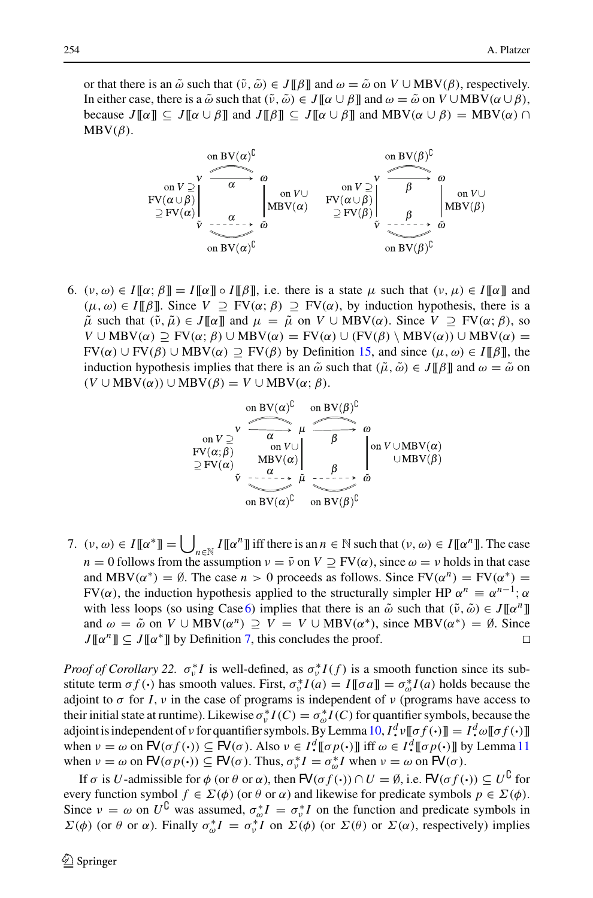or that there is an $\tilde{\omega}$ such that $(\tilde{\nu}, \tilde{\omega}) \in J[\![\beta]\!]$ and $\omega = \tilde{\omega}$ on $V \cup \mathrm{MBV}(\beta)$, respectively. In either case, there is a $\tilde{\omega}$ such that $(\tilde{\nu}, \tilde{\omega}) \in J[\![\alpha \cup \beta]\!]$ and $\omega = \tilde{\omega}$ on $V \cup \mathrm{MBV}(\alpha \cup \beta)$, because $J[\![\alpha]\!] \subseteq J[\![\alpha \cup \beta]\!]$ and $J[\![\beta]\!] \subseteq J[\![\alpha \cup \beta]\!]$ and $\mathrm{MBV}(\alpha \cup \beta) = \mathrm{MBV}(\alpha) \cap \mathrm{MBV}(\beta)$.

$$\begin{array}{ccc} \nu & \xrightarrow[\text{on } \mathrm{BV}(\alpha)^{\complement}]{\alpha} & \omega \\ \text{on } V \supseteq \mathrm{FV}(\alpha\cup\beta) \supseteq \mathrm{FV}(\alpha) \| & & \| \text{ on } V\cup \mathrm{MBV}(\alpha) \\ \tilde{\nu} & \xrightarrow[\text{on } \mathrm{BV}(\alpha)^{\complement}]{\alpha} & \tilde{\omega} \end{array} \qquad \begin{array}{ccc} \nu & \xrightarrow[\text{on } \mathrm{BV}(\beta)^{\complement}]{\beta} & \omega \\ \text{on } V \supseteq \mathrm{FV}(\alpha\cup\beta) \supseteq \mathrm{FV}(\beta) \| & & \| \text{ on } V\cup \mathrm{MBV}(\beta) \\ \tilde{\nu} & \xrightarrow[\text{on } \mathrm{BV}(\beta)^{\complement}]{\beta} & \tilde{\omega} \end{array}$$

6. $(\nu, \omega) \in I[\![\alpha; \beta]\!] = I[\![\alpha]\!] \circ I[\![\beta]\!]$, i.e. there is a state $\mu$ such that $(\nu, \mu) \in I[\![\alpha]\!]$ and $(\mu, \omega) \in I[\![\beta]\!]$. Since $V \supseteq \mathrm{FV}(\alpha; \beta) \supseteq \mathrm{FV}(\alpha)$, by induction hypothesis, there is a $\tilde{\mu}$ such that $(\tilde{\nu}, \tilde{\mu}) \in J[\![\alpha]\!]$ and $\mu = \tilde{\mu}$ on $V \cup \mathrm{MBV}(\alpha)$. Since $V \supseteq \mathrm{FV}(\alpha; \beta)$, so $V \cup \mathrm{MBV}(\alpha) \supseteq \mathrm{FV}(\alpha; \beta) \cup \mathrm{MBV}(\alpha) = \mathrm{FV}(\alpha) \cup (\mathrm{FV}(\beta) \setminus \mathrm{MBV}(\alpha)) \cup \mathrm{MBV}(\alpha) = \mathrm{FV}(\alpha) \cup \mathrm{FV}(\beta) \cup \mathrm{MBV}(\alpha) \supseteq \mathrm{FV}(\beta)$ by Definition 15, and since $(\mu, \omega) \in I[\![\beta]\!]$, the induction hypothesis implies that there is an $\tilde{\omega}$ such that $(\tilde{\mu}, \tilde{\omega}) \in J[\![\beta]\!]$ and $\omega = \tilde{\omega}$ on $(V \cup \mathrm{MBV}(\alpha)) \cup \mathrm{MBV}(\beta) = V \cup \mathrm{MBV}(\alpha; \beta)$.

$$\begin{array}{ccccc} \nu & \xrightarrow[\text{on } \mathrm{BV}(\alpha)^{\complement}]{\alpha} & \mu & \xrightarrow[\text{on } \mathrm{BV}(\beta)^{\complement}]{\beta} & \omega \\ \text{on } V \supseteq \mathrm{FV}(\alpha;\beta) \supseteq \mathrm{FV}(\alpha) \| & & \| \text{ on } V\cup \mathrm{MBV}(\alpha) & & \| \text{ on } V \cup \mathrm{MBV}(\alpha) \cup \mathrm{MBV}(\beta) \\ \tilde{\nu} & \xrightarrow[\text{on } \mathrm{BV}(\alpha)^{\complement}]{\alpha} & \tilde{\mu} & \xrightarrow[\text{on } \mathrm{BV}(\beta)^{\complement}]{\beta} & \tilde{\omega} \end{array}$$

7. $(\nu, \omega) \in I[\![\alpha^*]\!] = \bigcup_{n \in \mathbb{N}} I[\![\alpha^n]\!]$ iff there is an $n \in \mathbb{N}$ such that $(\nu, \omega) \in I[\![\alpha^n]\!]$. The case $n = 0$ follows from the assumption $\nu = \tilde{\nu}$ on $V \supseteq \mathrm{FV}(\alpha)$, since $\omega = \nu$ holds in that case and $\mathrm{MBV}(\alpha^*) = \emptyset$. The case $n > 0$ proceeds as follows. Since $\mathrm{FV}(\alpha^n) = \mathrm{FV}(\alpha^*) = \mathrm{FV}(\alpha)$, the induction hypothesis applied to the structurally simpler HP $\alpha^n \equiv \alpha^{n-1}; \alpha$ with less loops (so using Case 6) implies that there is an $\tilde{\omega}$ such that $(\tilde{\nu}, \tilde{\omega}) \in J[\![\alpha^n]\!]$ and $\omega = \tilde{\omega}$ on $V \cup \mathrm{MBV}(\alpha^n) \supseteq V = V \cup \mathrm{MBV}(\alpha^*)$, since $\mathrm{MBV}(\alpha^*) = \emptyset$. Since $J[\![\alpha^n]\!] \subseteq J[\![\alpha^*]\!]$ by Definition 7, this concludes the proof. ☐

*Proof of Corollary 22.* $\sigma^*_\nu I$ is well-defined, as $\sigma^*_\nu I(f)$ is a smooth function since its substitute term $\sigma f(\cdot)$ has smooth values. First, $\sigma^*_\nu I(a) = I[\![\sigma a]\!] = \sigma^*_\omega I(a)$ holds because the adjoint to $\sigma$ for $I, \nu$ in the case of programs is independent of $\nu$ (programs have access to their initial state at runtime). Likewise $\sigma^*_\nu I(C) = \sigma^*_\omega I(C)$ for quantifier symbols, because the adjoint is independent of $\nu$ for quantifier symbols. By Lemma 10, $I^d_\cdot \nu[\![\sigma f(\cdot)]\!] = I^d_\cdot \omega[\![\sigma f(\cdot)]\!]$ when $\nu = \omega$ on $\mathsf{FV}(\sigma f(\cdot)) \subseteq \mathsf{FV}(\sigma)$. Also $\nu \in I^d_\cdot[\![\sigma p(\cdot)]\!]$ iff $\omega \in I^d_\cdot[\![\sigma p(\cdot)]\!]$ by Lemma 11 when $\nu = \omega$ on $\mathsf{FV}(\sigma p(\cdot)) \subseteq \mathsf{FV}(\sigma)$. Thus, $\sigma^*_\nu I = \sigma^*_\omega I$ when $\nu = \omega$ on $\mathsf{FV}(\sigma)$.

If $\sigma$ is $U$-admissible for $\phi$ (or $\theta$ or $\alpha$), then $\mathsf{FV}(\sigma f(\cdot)) \cap U = \emptyset$, i.e. $\mathsf{FV}(\sigma f(\cdot)) \subseteq U^{\complement}$ for every function symbol $f \in \Sigma(\phi)$ (or $\theta$ or $\alpha$) and likewise for predicate symbols $p \in \Sigma(\phi)$. Since $\nu = \omega$ on $U^{\complement}$ was assumed, $\sigma^*_\omega I = \sigma^*_\nu I$ on the function and predicate symbols in $\Sigma(\phi)$ (or $\theta$ or $\alpha$). Finally $\sigma^*_\omega I = \sigma^*_\nu I$ on $\Sigma(\phi)$ (or $\Sigma(\theta)$ or $\Sigma(\alpha)$, respectively) implies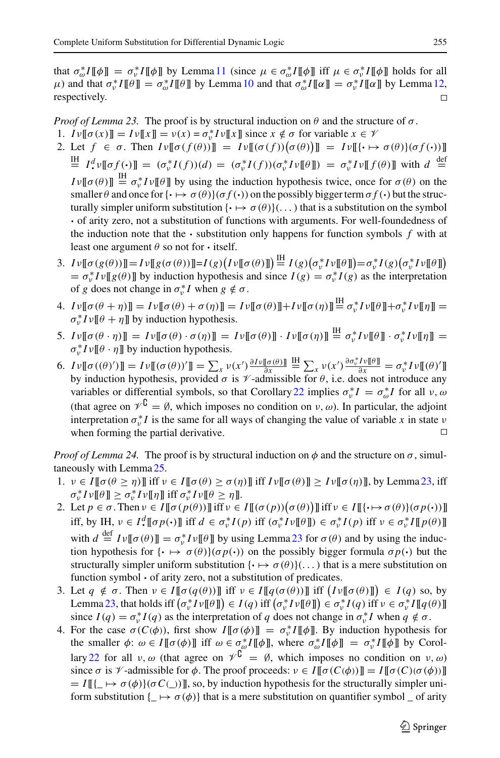that $\sigma^*_\omega I[\![\phi]\!] = \sigma^*_\nu I[\![\phi]\!]$ by Lemma 11 (since $\mu \in \sigma^*_\omega I[\![\phi]\!]$ iff $\mu \in \sigma^*_\nu I[\![\phi]\!]$ holds for all $\mu$) and that $\sigma^*_\nu I[\![\theta]\!] = \sigma^*_\omega I[\![\theta]\!]$ by Lemma 10 and that $\sigma^*_\omega I[\![\alpha]\!] = \sigma^*_\nu I[\![\alpha]\!]$ by Lemma 12, respectively. □

*Proof of Lemma 23.* The proof is by structural induction on $\theta$ and the structure of $\sigma$.

1. $I\nu[\![\sigma(x)]\!] = I\nu[\![x]\!] = \nu(x) = \sigma^*_\nu I\nu[\![x]\!]$ since $x \notin \sigma$ for variable $x \in \mathscr{V}$
2. Let $f \in \sigma$. Then $I\nu[\![\sigma(f(\theta))]\!] = I\nu[\![(\sigma(f))\big(\sigma(\theta)\big)]\!] = I\nu[\![\{\cdot \mapsto \sigma(\theta)\}(\sigma f(\cdot))]\!] \overset{\text{IH}}{=} I^d_{\cdot}\nu[\![\sigma f(\cdot)]\!] = (\sigma^*_\nu I(f))(d) = (\sigma^*_\nu I(f))(\sigma^*_\nu I\nu[\![\theta]\!]) = \sigma^*_\nu I\nu[\![f(\theta)]\!]$ with $d \overset{\text{def}}{=} I\nu[\![\sigma(\theta)]\!] \overset{\text{IH}}{=} \sigma^*_\nu I\nu[\![\theta]\!]$ by using the induction hypothesis twice, once for $\sigma(\theta)$ on the smaller $\theta$ and once for $\{\cdot \mapsto \sigma(\theta)\}(\sigma f(\cdot))$ on the possibly bigger term $\sigma f(\cdot)$ but the structurally simpler uniform substitution $\{\cdot \mapsto \sigma(\theta)\}(\dots)$ that is a substitution on the symbol $\cdot$ of arity zero, not a substitution of functions with arguments. For well-foundedness of the induction note that the $\cdot$ substitution only happens for function symbols $f$ with at least one argument $\theta$ so not for $\cdot$ itself.
3. $I\nu[\![\sigma(g(\theta))]\!] = I\nu[\![g(\sigma(\theta))]\!] = I(g)\big(I\nu[\![\sigma(\theta)]\!]\big) \overset{\text{IH}}{=} I(g)\big(\sigma^*_\nu I\nu[\![\theta]\!]\big) = \sigma^*_\nu I(g)\big(\sigma^*_\nu I\nu[\![\theta]\!]\big) = \sigma^*_\nu I\nu[\![g(\theta)]\!]$ by induction hypothesis and since $I(g) = \sigma^*_\nu I(g)$ as the interpretation of $g$ does not change in $\sigma^*_\nu I$ when $g \notin \sigma$.
4. $I\nu[\![\sigma(\theta + \eta)]\!] = I\nu[\![\sigma(\theta) + \sigma(\eta)]\!] = I\nu[\![\sigma(\theta)]\!] + I\nu[\![\sigma(\eta)]\!] \overset{\text{IH}}{=} \sigma^*_\nu I\nu[\![\theta]\!] + \sigma^*_\nu I\nu[\![\eta]\!] = \sigma^*_\nu I\nu[\![\theta + \eta]\!]$ by induction hypothesis.
5. $I\nu[\![\sigma(\theta \cdot \eta)]\!] = I\nu[\![\sigma(\theta) \cdot \sigma(\eta)]\!] = I\nu[\![\sigma(\theta)]\!] \cdot I\nu[\![\sigma(\eta)]\!] \overset{\text{IH}}{=} \sigma^*_\nu I\nu[\![\theta]\!] \cdot \sigma^*_\nu I\nu[\![\eta]\!] = \sigma^*_\nu I\nu[\![\theta \cdot \eta]\!]$ by induction hypothesis.
6. $I\nu[\![\sigma((\theta)')]\!] = I\nu[\![(\sigma(\theta))']\!] = \sum_x \nu(x')\frac{\partial I\nu[\![\sigma(\theta)]\!]}{\partial x} \overset{\text{IH}}{=} \sum_x \nu(x')\frac{\partial \sigma^*_\nu I\nu[\![\theta]\!]}{\partial x} = \sigma^*_\nu I\nu[\![(\theta)']\!]$ by induction hypothesis, provided $\sigma$ is $\mathscr{V}$-admissible for $\theta$, i.e. does not introduce any variables or differential symbols, so that Corollary 22 implies $\sigma^*_\nu I = \sigma^*_\omega I$ for all $\nu, \omega$ (that agree on $\mathscr{V}^\complement = \emptyset$, which imposes no condition on $\nu, \omega$). In particular, the adjoint interpretation $\sigma^*_\nu I$ is the same for all ways of changing the value of variable $x$ in state $\nu$ when forming the partial derivative. □

*Proof of Lemma 24.* The proof is by structural induction on $\phi$ and the structure on $\sigma$, simultaneously with Lemma 25.

1. $\nu \in I[\![\sigma(\theta \geq \eta)]\!]$ iff $\nu \in I[\![\sigma(\theta) \geq \sigma(\eta)]\!]$ iff $I\nu[\![\sigma(\theta)]\!] \geq I\nu[\![\sigma(\eta)]\!]$, by Lemma 23, iff $\sigma^*_\nu I\nu[\![\theta]\!] \geq \sigma^*_\nu I\nu[\![\eta]\!]$ iff $\sigma^*_\nu I\nu[\![\theta \geq \eta]\!]$.
2. Let $p \in \sigma$. Then $\nu \in I[\![\sigma(p(\theta))]\!]$ iff $\nu \in I[\![(\sigma(p))\big(\sigma(\theta)\big)]\!]$ iff $\nu \in I[\![\{\cdot \mapsto \sigma(\theta)\}(\sigma p(\cdot))]\!]$ iff, by IH, $\nu \in I^d_{\cdot}[\![\sigma p(\cdot)]\!]$ iff $d \in \sigma^*_\nu I(p)$ iff $(\sigma^*_\nu I\nu[\![\theta]\!]) \in \sigma^*_\nu I(p)$ iff $\nu \in \sigma^*_\nu I[\![p(\theta)]\!]$ with $d \overset{\text{def}}{=} I\nu[\![\sigma(\theta)]\!] = \sigma^*_\nu I\nu[\![\theta]\!]$ by using Lemma 23 for $\sigma(\theta)$ and by using the induction hypothesis for $\{\cdot \mapsto \sigma(\theta)\}(\sigma p(\cdot))$ on the possibly bigger formula $\sigma p(\cdot)$ but the structurally simpler uniform substitution $\{\cdot \mapsto \sigma(\theta)\}(\dots)$ that is a mere substitution on function symbol $\cdot$ of arity zero, not a substitution of predicates.
3. Let $q \notin \sigma$. Then $\nu \in I[\![\sigma(q(\theta))]\!]$ iff $\nu \in I[\![q(\sigma(\theta))]\!]$ iff $\big(I\nu[\![\sigma(\theta)]\!]\big) \in I(q)$ so, by Lemma 23, that holds iff $\big(\sigma^*_\nu I\nu[\![\theta]\!]\big) \in I(q)$ iff $\big(\sigma^*_\nu I\nu[\![\theta]\!]\big) \in \sigma^*_\nu I(q)$ iff $\nu \in \sigma^*_\nu I[\![q(\theta)]\!]$ since $I(q) = \sigma^*_\nu I(q)$ as the interpretation of $q$ does not change in $\sigma^*_\nu I$ when $q \notin \sigma$.
4. For the case $\sigma(C(\phi))$, first show $I[\![\sigma(\phi)]\!] = \sigma^*_\nu I[\![\phi]\!]$. By induction hypothesis for the smaller $\phi$: $\omega \in I[\![\sigma(\phi)]\!]$ iff $\omega \in \sigma^*_\omega I[\![\phi]\!]$, where $\sigma^*_\omega I[\![\phi]\!] = \sigma^*_\nu I[\![\phi]\!]$ by Corollary 22 for all $\nu, \omega$ (that agree on $\mathscr{V}^\complement = \emptyset$, which imposes no condition on $\nu, \omega$) since $\sigma$ is $\mathscr{V}$-admissible for $\phi$. The proof proceeds: $\nu \in I[\![\sigma(C(\phi))]\!] = I[\![\sigma(C)(\sigma(\phi))]\!]$ $= I[\![\{\_ \mapsto \sigma(\phi)\}(\sigma C(\_))]\!]$, so, by induction hypothesis for the structurally simpler uniform substitution $\{\_ \mapsto \sigma(\phi)\}$ that is a mere substitution on quantifier symbol $\_$ of arity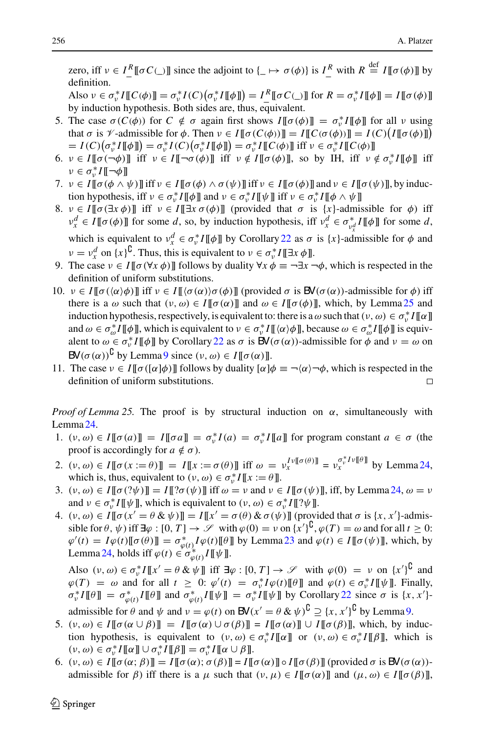zero, iff $\nu \in I^R_{\_}[\![\sigma C(\_)]\!]$ since the adjoint to $\{\_ \mapsto \sigma(\phi)\}$ is $I^R_{\_}$ with $R \stackrel{\text{def}}{=} I[\![\sigma(\phi)]\!]$ by definition.

Also $\nu \in \sigma^*_\nu I[\![C(\phi)]\!] = \sigma^*_\nu I(C)\big(\sigma^*_\nu I[\![\phi]\!]\big) = I^R_{\_}[\![\sigma C(\_)]\!]$ for $R = \sigma^*_\nu I[\![\phi]\!] = I[\![\sigma(\phi)]\!]$ by induction hypothesis. Both sides are, thus, equivalent.

5. The case $\sigma(C(\phi))$ for $C \notin \sigma$ again first shows $I[\![\sigma(\phi)]\!] = \sigma^*_\nu I[\![\phi]\!]$ for all $\nu$ using that $\sigma$ is $\mathscr{V}$-admissible for $\phi$. Then $\nu \in I[\![\sigma(C(\phi))]\!] = I[\![C(\sigma(\phi))]\!] = I(C)\big(I[\![\sigma(\phi)]\!]\big)$ $= I(C)\big(\sigma^*_\nu I[\![\phi]\!]\big) = \sigma^*_\nu I(C)\big(\sigma^*_\nu I[\![\phi]\!]\big) = \sigma^*_\nu I[\![C(\phi)]\!]$ iff $\nu \in \sigma^*_\nu I[\![C(\phi)]\!]$
6. $\nu \in I[\![\sigma(\neg\phi)]\!]$ iff $\nu \in I[\![\neg\sigma(\phi)]\!]$ iff $\nu \notin I[\![\sigma(\phi)]\!]$, so by IH, iff $\nu \notin \sigma^*_\nu I[\![\phi]\!]$ iff $\nu \in \sigma^*_\nu I[\![\neg\phi]\!]$
7. $\nu \in I[\![\sigma(\phi \wedge \psi)]\!]$ iff $\nu \in I[\![\sigma(\phi) \wedge \sigma(\psi)]\!]$ iff $\nu \in I[\![\sigma(\phi)]\!]$ and $\nu \in I[\![\sigma(\psi)]\!]$, by induction hypothesis, iff $\nu \in \sigma^*_\nu I[\![\phi]\!]$ and $\nu \in \sigma^*_\nu I[\![\psi]\!]$ iff $\nu \in \sigma^*_\nu I[\![\phi \wedge \psi]\!]$
8. $\nu \in I[\![\sigma(\exists x\, \phi)]\!]$ iff $\nu \in I[\![\exists x\, \sigma(\phi)]\!]$ (provided that $\sigma$ is $\{x\}$-admissible for $\phi$) iff $\nu^d_x \in I[\![\sigma(\phi)]\!]$ for some $d$, so, by induction hypothesis, iff $\nu^d_x \in \sigma^*_{\nu^d_x} I[\![\phi]\!]$ for some $d$, which is equivalent to $\nu^d_x \in \sigma^*_\nu I[\![\phi]\!]$ by Corollary 22 as $\sigma$ is $\{x\}$-admissible for $\phi$ and $\nu = \nu^d_x$ on $\{x\}^\complement$. Thus, this is equivalent to $\nu \in \sigma^*_\nu I[\![\exists x\, \phi]\!]$.
9. The case $\nu \in I[\![\sigma(\forall x\, \phi)]\!]$ follows by duality $\forall x\, \phi \equiv \neg\exists x\, \neg\phi$, which is respected in the definition of uniform substitutions.
10. $\nu \in I[\![\sigma(\langle\alpha\rangle\phi)]\!]$ iff $\nu \in I[\![\langle\sigma(\alpha)\rangle\sigma(\phi)]\!]$ (provided $\sigma$ is $\mathsf{BV}(\sigma(\alpha))$-admissible for $\phi$) iff there is a $\omega$ such that $(\nu, \omega) \in I[\![\sigma(\alpha)]\!]$ and $\omega \in I[\![\sigma(\phi)]\!]$, which, by Lemma 25 and induction hypothesis, respectively, is equivalent to: there is a $\omega$ such that $(\nu, \omega) \in \sigma^*_\nu I[\![\alpha]\!]$ and $\omega \in \sigma^*_\omega I[\![\phi]\!]$, which is equivalent to $\nu \in \sigma^*_\nu I[\![\langle\alpha\rangle\phi]\!]$, because $\omega \in \sigma^*_\omega I[\![\phi]\!]$ is equivalent to $\omega \in \sigma^*_\nu I[\![\phi]\!]$ by Corollary 22 as $\sigma$ is $\mathsf{BV}(\sigma(\alpha))$-admissible for $\phi$ and $\nu = \omega$ on $\mathsf{BV}(\sigma(\alpha))^\complement$ by Lemma 9 since $(\nu, \omega) \in I[\![\sigma(\alpha)]\!]$.
11. The case $\nu \in I[\![\sigma([\alpha]\phi)]\!]$ follows by duality $[\alpha]\phi \equiv \neg\langle\alpha\rangle\neg\phi$, which is respected in the definition of uniform substitutions. □

*Proof of Lemma 25.* The proof is by structural induction on $\alpha$, simultaneously with Lemma 24.

1. $(\nu, \omega) \in I[\![\sigma(a)]\!] = I[\![\sigma a]\!] = \sigma^*_\nu I(a) = \sigma^*_\nu I[\![a]\!]$ for program constant $a \in \sigma$ (the proof is accordingly for $a \notin \sigma$).
2. $(\nu, \omega) \in I[\![\sigma(x := \theta)]\!] = I[\![x := \sigma(\theta)]\!]$ iff $\omega = \nu_x^{I\nu[\![\sigma(\theta)]\!]} = \nu_x^{\sigma^*_\nu I\nu[\![\theta]\!]}$ by Lemma 24, which is, thus, equivalent to $(\nu, \omega) \in \sigma^*_\nu I[\![x := \theta]\!]$.
3. $(\nu, \omega) \in I[\![\sigma(?\psi)]\!] = I[\![?\sigma(\psi)]\!]$ iff $\omega = \nu$ and $\nu \in I[\![\sigma(\psi)]\!]$, iff, by Lemma 24, $\omega = \nu$ and $\nu \in \sigma^*_\nu I[\![\psi]\!]$, which is equivalent to $(\nu, \omega) \in \sigma^*_\nu I[\![?\psi]\!]$.
4. $(\nu, \omega) \in I[\![\sigma(x' = \theta \,\&\, \psi)]\!] = I[\![x' = \sigma(\theta) \,\&\, \sigma(\psi)]\!]$ (provided that $\sigma$ is $\{x, x'\}$-admissible for $\theta, \psi$) iff $\exists \varphi : [0, T] \to \mathscr{S}$ with $\varphi(0) = \nu$ on $\{x'\}^\complement$, $\varphi(T) = \omega$ and for all $t \geq 0$: $\varphi'(t) = I\varphi(t)[\![\sigma(\theta)]\!] = \sigma^*_{\varphi(t)} I\varphi(t)[\![\theta]\!]$ by Lemma 23 and $\varphi(t) \in I[\![\sigma(\psi)]\!]$, which, by Lemma 24, holds iff $\varphi(t) \in \sigma^*_{\varphi(t)} I[\![\psi]\!]$.

   Also $(\nu, \omega) \in \sigma^*_\nu I[\![x' = \theta \,\&\, \psi]\!]$ iff $\exists \varphi : [0, T] \to \mathscr{S}$ with $\varphi(0) = \nu$ on $\{x'\}^\complement$ and $\varphi(T) = \omega$ and for all $t \geq 0$: $\varphi'(t) = \sigma^*_\nu I\varphi(t)[\![\theta]\!]$ and $\varphi(t) \in \sigma^*_\nu I[\![\psi]\!]$. Finally, $\sigma^*_\nu I[\![\theta]\!] = \sigma^*_{\varphi(t)} I[\![\theta]\!]$ and $\sigma^*_{\varphi(t)} I[\![\psi]\!] = \sigma^*_\nu I[\![\psi]\!]$ by Corollary 22 since $\sigma$ is $\{x, x'\}$-admissible for $\theta$ and $\psi$ and $\nu = \varphi(t)$ on $\mathsf{BV}(x' = \theta \,\&\, \psi)^\complement \supseteq \{x, x'\}^\complement$ by Lemma 9.
5. $(\nu, \omega) \in I[\![\sigma(\alpha \cup \beta)]\!] = I[\![\sigma(\alpha) \cup \sigma(\beta)]\!] = I[\![\sigma(\alpha)]\!] \cup I[\![\sigma(\beta)]\!]$, which, by induction hypothesis, is equivalent to $(\nu, \omega) \in \sigma^*_\nu I[\![\alpha]\!]$ or $(\nu, \omega) \in \sigma^*_\nu I[\![\beta]\!]$, which is $(\nu, \omega) \in \sigma^*_\nu I[\![\alpha]\!] \cup \sigma^*_\nu I[\![\beta]\!] = \sigma^*_\nu I[\![\alpha \cup \beta]\!]$.
6. $(\nu, \omega) \in I[\![\sigma(\alpha; \beta)]\!] = I[\![\sigma(\alpha); \sigma(\beta)]\!] = I[\![\sigma(\alpha)]\!] \circ I[\![\sigma(\beta)]\!]$ (provided $\sigma$ is $\mathsf{BV}(\sigma(\alpha))$-admissible for $\beta$) iff there is a $\mu$ such that $(\nu, \mu) \in I[\![\sigma(\alpha)]\!]$ and $(\mu, \omega) \in I[\![\sigma(\beta)]\!]$,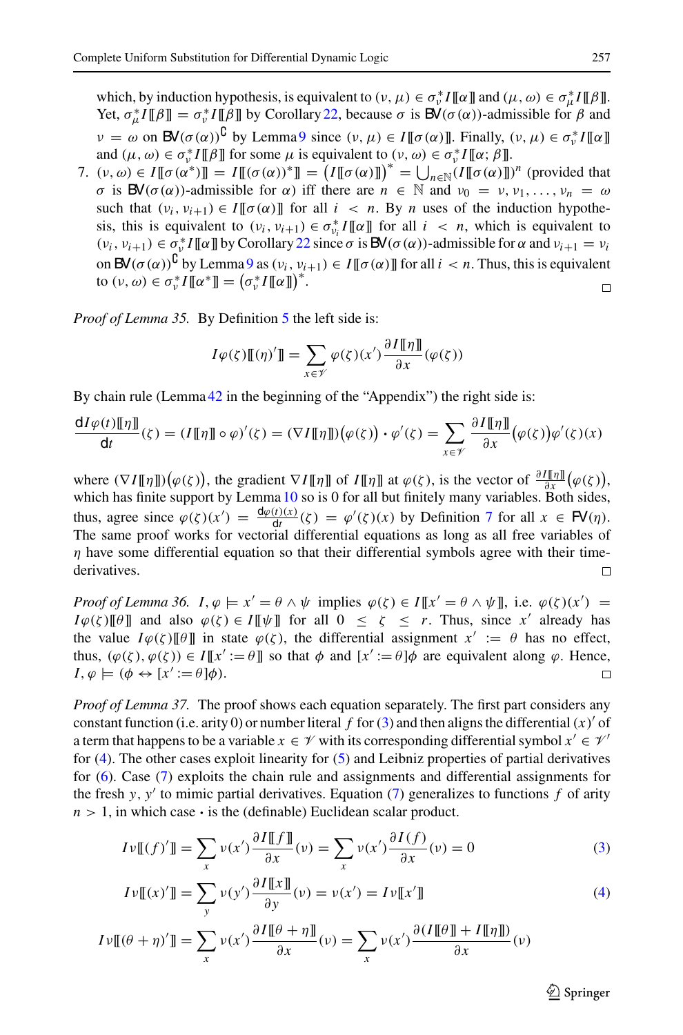which, by induction hypothesis, is equivalent to $(\nu, \mu) \in \sigma^*_\nu I[\![\alpha]\!]$ and $(\mu, \omega) \in \sigma^*_\mu I[\![\beta]\!]$. Yet, $\sigma^*_\mu I[\![\beta]\!] = \sigma^*_\nu I[\![\beta]\!]$ by Corollary 22, because $\sigma$ is $\mathsf{BV}(\sigma(\alpha))$-admissible for $\beta$ and $\nu = \omega$ on $\mathsf{BV}(\sigma(\alpha))^\complement$ by Lemma 9 since $(\nu, \mu) \in I[\![\sigma(\alpha)]\!]$. Finally, $(\nu, \mu) \in \sigma^*_\nu I[\![\alpha]\!]$ and $(\mu, \omega) \in \sigma^*_\nu I[\![\beta]\!]$ for some $\mu$ is equivalent to $(\nu, \omega) \in \sigma^*_\nu I[\![\alpha; \beta]\!]$.

7. $(\nu, \omega) \in I[\![\sigma(\alpha^*)]\!] = I[\![(\sigma(\alpha))^*]\!] = \big(I[\![\sigma(\alpha)]\!]\big)^* = \bigcup_{n\in\mathbb{N}}(I[\![\sigma(\alpha)]\!])^n$ (provided that $\sigma$ is $\mathsf{BV}(\sigma(\alpha))$-admissible for $\alpha$) iff there are $n \in \mathbb{N}$ and $\nu_0 = \nu, \nu_1, \ldots, \nu_n = \omega$ such that $(\nu_i, \nu_{i+1}) \in I[\![\sigma(\alpha)]\!]$ for all $i < n$. By $n$ uses of the induction hypothesis, this is equivalent to $(\nu_i, \nu_{i+1}) \in \sigma^*_{\nu_i} I[\![\alpha]\!]$ for all $i < n$, which is equivalent to $(\nu_i, \nu_{i+1}) \in \sigma^*_\nu I[\![\alpha]\!]$ by Corollary 22 since $\sigma$ is $\mathsf{BV}(\sigma(\alpha))$-admissible for $\alpha$ and $\nu_{i+1} = \nu_i$ on $\mathsf{BV}(\sigma(\alpha))^\complement$ by Lemma 9 as $(\nu_i, \nu_{i+1}) \in I[\![\sigma(\alpha)]\!]$ for all $i < n$. Thus, this is equivalent to $(\nu, \omega) \in \sigma^*_\nu I[\![\alpha^*]\!] = \big(\sigma^*_\nu I[\![\alpha]\!]\big)^*$. □

*Proof of Lemma 35.* By Definition 5 the left side is:

$$I\varphi(\zeta)[\![(\eta)']\!] = \sum_{x\in\mathscr{V}} \varphi(\zeta)(x')\frac{\partial I[\![\eta]\!]}{\partial x}(\varphi(\zeta))$$

By chain rule (Lemma 42 in the beginning of the "Appendix") the right side is:

$$\frac{\mathsf{d}I\varphi(t)[\![\eta]\!]}{\mathsf{d}t}(\zeta) = (I[\![\eta]\!] \circ \varphi)'(\zeta) = (\nabla I[\![\eta]\!])\big(\varphi(\zeta)\big) \cdot \varphi'(\zeta) = \sum_{x\in\mathscr{V}} \frac{\partial I[\![\eta]\!]}{\partial x}\big(\varphi(\zeta)\big)\varphi'(\zeta)(x)$$

where $(\nabla I[\![\eta]\!])\big(\varphi(\zeta)\big)$, the gradient $\nabla I[\![\eta]\!]$ of $I[\![\eta]\!]$ at $\varphi(\zeta)$, is the vector of $\frac{\partial I[\![\eta]\!]}{\partial x}\big(\varphi(\zeta)\big)$, which has finite support by Lemma 10 so is 0 for all but finitely many variables. Both sides, thus, agree since $\varphi(\zeta)(x') = \frac{\mathsf{d}\varphi(t)(x)}{\mathsf{d}t}(\zeta) = \varphi'(\zeta)(x)$ by Definition 7 for all $x \in \mathsf{FV}(\eta)$. The same proof works for vectorial differential equations as long as all free variables of $\eta$ have some differential equation so that their differential symbols agree with their time-derivatives. □

*Proof of Lemma 36.* $I, \varphi \models x' = \theta \wedge \psi$ implies $\varphi(\zeta) \in I[\![x' = \theta \wedge \psi]\!]$, i.e. $\varphi(\zeta)(x') = I\varphi(\zeta)[\![\theta]\!]$ and also $\varphi(\zeta) \in I[\![\psi]\!]$ for all $0 \leq \zeta \leq r$. Thus, since $x'$ already has the value $I\varphi(\zeta)[\![\theta]\!]$ in state $\varphi(\zeta)$, the differential assignment $x' := \theta$ has no effect, thus, $(\varphi(\zeta), \varphi(\zeta)) \in I[\![x' := \theta]\!]$ so that $\phi$ and $[x' := \theta]\phi$ are equivalent along $\varphi$. Hence, $I, \varphi \models (\phi \leftrightarrow [x' := \theta]\phi)$. □

*Proof of Lemma 37.* The proof shows each equation separately. The first part considers any constant function (i.e. arity 0) or number literal $f$ for (3) and then aligns the differential $(x)'$ of a term that happens to be a variable $x \in \mathscr{V}$ with its corresponding differential symbol $x' \in \mathscr{V}'$ for (4). The other cases exploit linearity for (5) and Leibniz properties of partial derivatives for (6). Case (7) exploits the chain rule and assignments and differential assignments for the fresh $y, y'$ to mimic partial derivatives. Equation (7) generalizes to functions $f$ of arity $n > 1$, in which case $\cdot$ is the (definable) Euclidean scalar product.

$$I\nu[\![(f)']\!] = \sum_x \nu(x')\frac{\partial I[\![f]\!]}{\partial x}(\nu) = \sum_x \nu(x')\frac{\partial I(f)}{\partial x}(\nu) = 0 \tag{3}$$

$$I\nu[\![(x)']\!] = \sum_y \nu(y')\frac{\partial I[\![x]\!]}{\partial y}(\nu) = \nu(x') = I\nu[\![x']\!] \tag{4}$$

$$I\nu[\![(\theta + \eta)']\!] = \sum_x \nu(x')\frac{\partial I[\![\theta + \eta]\!]}{\partial x}(\nu) = \sum_x \nu(x')\frac{\partial (I[\![\theta]\!] + I[\![\eta]\!])}{\partial x}(\nu)$$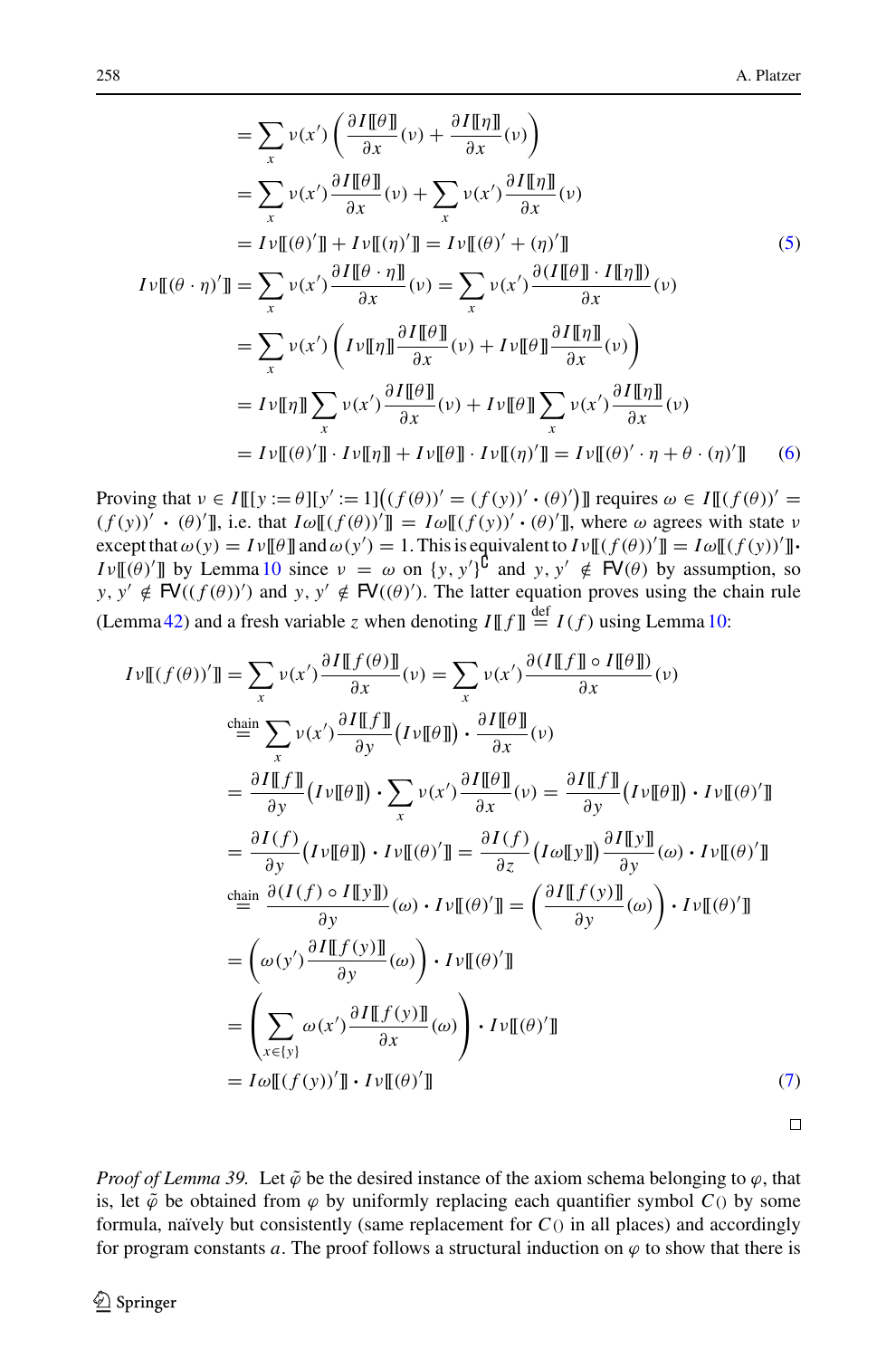$$
\begin{aligned}
&= \sum_x \nu(x') \left( \frac{\partial I[\![\theta]\!]}{\partial x}(\nu) + \frac{\partial I[\![\eta]\!]}{\partial x}(\nu) \right) \\
&= \sum_x \nu(x') \frac{\partial I[\![\theta]\!]}{\partial x}(\nu) + \sum_x \nu(x') \frac{\partial I[\![\eta]\!]}{\partial x}(\nu) \\
&= I\nu[\![(\theta)']\!] + I\nu[\![(\eta)']\!] = I\nu[\![(\theta)' + (\eta)']\!] \qquad (5)
\end{aligned}
$$

$$
\begin{aligned}
I\nu[\![(\theta \cdot \eta)']\!] &= \sum_x \nu(x') \frac{\partial I[\![\theta \cdot \eta]\!]}{\partial x}(\nu) = \sum_x \nu(x') \frac{\partial (I[\![\theta]\!] \cdot I[\![\eta]\!])}{\partial x}(\nu) \\
&= \sum_x \nu(x') \left( I\nu[\![\eta]\!] \frac{\partial I[\![\theta]\!]}{\partial x}(\nu) + I\nu[\![\theta]\!] \frac{\partial I[\![\eta]\!]}{\partial x}(\nu) \right) \\
&= I\nu[\![\eta]\!] \sum_x \nu(x') \frac{\partial I[\![\theta]\!]}{\partial x}(\nu) + I\nu[\![\theta]\!] \sum_x \nu(x') \frac{\partial I[\![\eta]\!]}{\partial x}(\nu) \\
&= I\nu[\![(\theta)']\!] \cdot I\nu[\![\eta]\!] + I\nu[\![\theta]\!] \cdot I\nu[\![(\eta)']\!] = I\nu[\![(\theta)' \cdot \eta + \theta \cdot (\eta)']\!] \qquad (6)
\end{aligned}
$$

Proving that $\nu \in I[\![[y := \theta][y' := 1]\big((f(\theta))' = (f(y))' \cdot (\theta)'\big)]\!]$ requires $\omega \in I[\![(f(\theta))' = (f(y))' \cdot (\theta)']\!]$, i.e. that $I\omega[\![(f(\theta))']\!] = I\omega[\![(f(y))' \cdot (\theta)']\!]$, where $\omega$ agrees with state $\nu$ except that $\omega(y) = I\nu[\![\theta]\!]$ and $\omega(y') = 1$. This is equivalent to $I\nu[\![(f(\theta))']\!] = I\omega[\![(f(y))']\!] \cdot I\nu[\![(\theta)']\!]$ by Lemma 10 since $\nu = \omega$ on $\{y, y'\}^{\complement}$ and $y, y' \notin \mathsf{FV}(\theta)$ by assumption, so $y, y' \notin \mathsf{FV}((f(\theta))')$ and $y, y' \notin \mathsf{FV}((\theta)')$. The latter equation proves using the chain rule (Lemma 42) and a fresh variable $z$ when denoting $I[\![f]\!] \overset{\text{def}}{=} I(f)$ using Lemma 10:

$$
\begin{aligned}
I\nu[\![(f(\theta))']\!] &= \sum_x \nu(x') \frac{\partial I[\![f(\theta)]\!]}{\partial x}(\nu) = \sum_x \nu(x') \frac{\partial (I[\![f]\!] \circ I[\![\theta]\!])}{\partial x}(\nu) \\
&\overset{\text{chain}}{=} \sum_x \nu(x') \frac{\partial I[\![f]\!]}{\partial y}\big(I\nu[\![\theta]\!]\big) \cdot \frac{\partial I[\![\theta]\!]}{\partial x}(\nu) \\
&= \frac{\partial I[\![f]\!]}{\partial y}\big(I\nu[\![\theta]\!]\big) \cdot \sum_x \nu(x') \frac{\partial I[\![\theta]\!]}{\partial x}(\nu) = \frac{\partial I[\![f]\!]}{\partial y}\big(I\nu[\![\theta]\!]\big) \cdot I\nu[\![(\theta)']\!] \\
&= \frac{\partial I(f)}{\partial y}\big(I\nu[\![\theta]\!]\big) \cdot I\nu[\![(\theta)']\!] = \frac{\partial I(f)}{\partial z}\big(I\omega[\![y]\!]\big) \frac{\partial I[\![y]\!]}{\partial y}(\omega) \cdot I\nu[\![(\theta)']\!] \\
&\overset{\text{chain}}{=} \frac{\partial (I(f) \circ I[\![y]\!])}{\partial y}(\omega) \cdot I\nu[\![(\theta)']\!] = \left( \frac{\partial I[\![f(y)]\!]}{\partial y}(\omega) \right) \cdot I\nu[\![(\theta)']\!] \\
&= \left( \omega(y') \frac{\partial I[\![f(y)]\!]}{\partial y}(\omega) \right) \cdot I\nu[\![(\theta)']\!] \\
&= \left( \sum_{x \in \{y\}} \omega(x') \frac{\partial I[\![f(y)]\!]}{\partial x}(\omega) \right) \cdot I\nu[\![(\theta)']\!] \\
&= I\omega[\![(f(y))']\!] \cdot I\nu[\![(\theta)']\!] \qquad (7)
\end{aligned}
$$

□

*Proof of Lemma 39.* Let $\tilde{\varphi}$ be the desired instance of the axiom schema belonging to $\varphi$, that is, let $\tilde{\varphi}$ be obtained from $\varphi$ by uniformly replacing each quantifier symbol $C()$ by some formula, naïvely but consistently (same replacement for $C()$ in all places) and accordingly for program constants $a$. The proof follows a structural induction on $\varphi$ to show that there is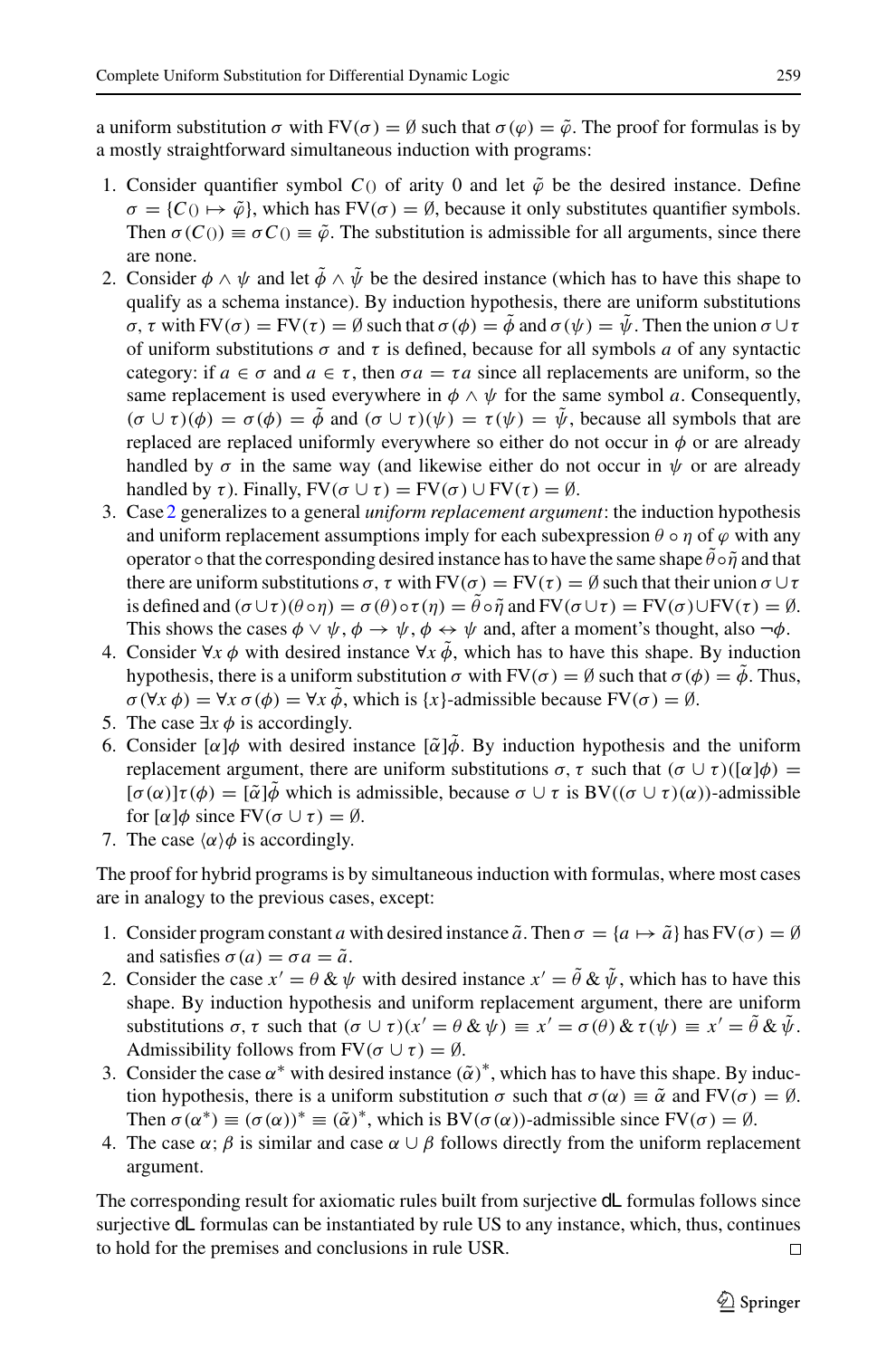a uniform substitution $\sigma$ with $\mathrm{FV}(\sigma) = \emptyset$ such that $\sigma(\varphi) = \tilde{\varphi}$. The proof for formulas is by a mostly straightforward simultaneous induction with programs:

1. Consider quantifier symbol $C()$ of arity 0 and let $\tilde{\varphi}$ be the desired instance. Define $\sigma = \{C() \mapsto \tilde{\varphi}\}$, which has $\mathrm{FV}(\sigma) = \emptyset$, because it only substitutes quantifier symbols. Then $\sigma(C()) \equiv \sigma C() \equiv \tilde{\varphi}$. The substitution is admissible for all arguments, since there are none.
2. Consider $\phi \wedge \psi$ and let $\tilde{\phi} \wedge \tilde{\psi}$ be the desired instance (which has to have this shape to qualify as a schema instance). By induction hypothesis, there are uniform substitutions $\sigma, \tau$ with $\mathrm{FV}(\sigma) = \mathrm{FV}(\tau) = \emptyset$ such that $\sigma(\phi) = \tilde{\phi}$ and $\sigma(\psi) = \tilde{\psi}$. Then the union $\sigma \cup \tau$ of uniform substitutions $\sigma$ and $\tau$ is defined, because for all symbols $a$ of any syntactic category: if $a \in \sigma$ and $a \in \tau$, then $\sigma a = \tau a$ since all replacements are uniform, so the same replacement is used everywhere in $\phi \wedge \psi$ for the same symbol $a$. Consequently, $(\sigma \cup \tau)(\phi) = \sigma(\phi) = \tilde{\phi}$ and $(\sigma \cup \tau)(\psi) = \tau(\psi) = \tilde{\psi}$, because all symbols that are replaced are replaced uniformly everywhere so either do not occur in $\phi$ or are already handled by $\sigma$ in the same way (and likewise either do not occur in $\psi$ or are already handled by $\tau$). Finally, $\mathrm{FV}(\sigma \cup \tau) = \mathrm{FV}(\sigma) \cup \mathrm{FV}(\tau) = \emptyset$.
3. Case 2 generalizes to a general *uniform replacement argument*: the induction hypothesis and uniform replacement assumptions imply for each subexpression $\theta \circ \eta$ of $\varphi$ with any operator $\circ$ that the corresponding desired instance has to have the same shape $\tilde{\theta} \circ \tilde{\eta}$ and that there are uniform substitutions $\sigma, \tau$ with $\mathrm{FV}(\sigma) = \mathrm{FV}(\tau) = \emptyset$ such that their union $\sigma \cup \tau$ is defined and $(\sigma \cup \tau)(\theta \circ \eta) = \sigma(\theta) \circ \tau(\eta) = \tilde{\theta} \circ \tilde{\eta}$ and $\mathrm{FV}(\sigma \cup \tau) = \mathrm{FV}(\sigma) \cup \mathrm{FV}(\tau) = \emptyset$. This shows the cases $\phi \vee \psi$, $\phi \rightarrow \psi$, $\phi \leftrightarrow \psi$ and, after a moment's thought, also $\neg \phi$.
4. Consider $\forall x\, \phi$ with desired instance $\forall x\, \tilde{\phi}$, which has to have this shape. By induction hypothesis, there is a uniform substitution $\sigma$ with $\mathrm{FV}(\sigma) = \emptyset$ such that $\sigma(\phi) = \tilde{\phi}$. Thus, $\sigma(\forall x\, \phi) = \forall x\, \sigma(\phi) = \forall x\, \tilde{\phi}$, which is $\{x\}$-admissible because $\mathrm{FV}(\sigma) = \emptyset$.
5. The case $\exists x\, \phi$ is accordingly.
6. Consider $[\alpha]\phi$ with desired instance $[\tilde{\alpha}]\tilde{\phi}$. By induction hypothesis and the uniform replacement argument, there are uniform substitutions $\sigma, \tau$ such that $(\sigma \cup \tau)([\alpha]\phi) = [\sigma(\alpha)]\tau(\phi) = [\tilde{\alpha}]\tilde{\phi}$ which is admissible, because $\sigma \cup \tau$ is $\mathrm{BV}((\sigma \cup \tau)(\alpha))$-admissible for $[\alpha]\phi$ since $\mathrm{FV}(\sigma \cup \tau) = \emptyset$.
7. The case $\langle \alpha \rangle \phi$ is accordingly.

The proof for hybrid programs is by simultaneous induction with formulas, where most cases are in analogy to the previous cases, except:

1. Consider program constant $a$ with desired instance $\tilde{a}$. Then $\sigma = \{a \mapsto \tilde{a}\}$ has $\mathrm{FV}(\sigma) = \emptyset$ and satisfies $\sigma(a) = \sigma a = \tilde{a}$.
2. Consider the case $x' = \theta \,\&\, \psi$ with desired instance $x' = \tilde{\theta} \,\&\, \tilde{\psi}$, which has to have this shape. By induction hypothesis and uniform replacement argument, there are uniform substitutions $\sigma, \tau$ such that $(\sigma \cup \tau)(x' = \theta \,\&\, \psi) \equiv x' = \sigma(\theta) \,\&\, \tau(\psi) \equiv x' = \tilde{\theta} \,\&\, \tilde{\psi}$. Admissibility follows from $\mathrm{FV}(\sigma \cup \tau) = \emptyset$.
3. Consider the case $\alpha^*$ with desired instance $(\tilde{\alpha})^*$, which has to have this shape. By induction hypothesis, there is a uniform substitution $\sigma$ such that $\sigma(\alpha) \equiv \tilde{\alpha}$ and $\mathrm{FV}(\sigma) = \emptyset$. Then $\sigma(\alpha^*) \equiv (\sigma(\alpha))^* \equiv (\tilde{\alpha})^*$, which is $\mathrm{BV}(\sigma(\alpha))$-admissible since $\mathrm{FV}(\sigma) = \emptyset$.
4. The case $\alpha; \beta$ is similar and case $\alpha \cup \beta$ follows directly from the uniform replacement argument.

The corresponding result for axiomatic rules built from surjective dL formulas follows since surjective dL formulas can be instantiated by rule US to any instance, which, thus, continues to hold for the premises and conclusions in rule USR. $\square$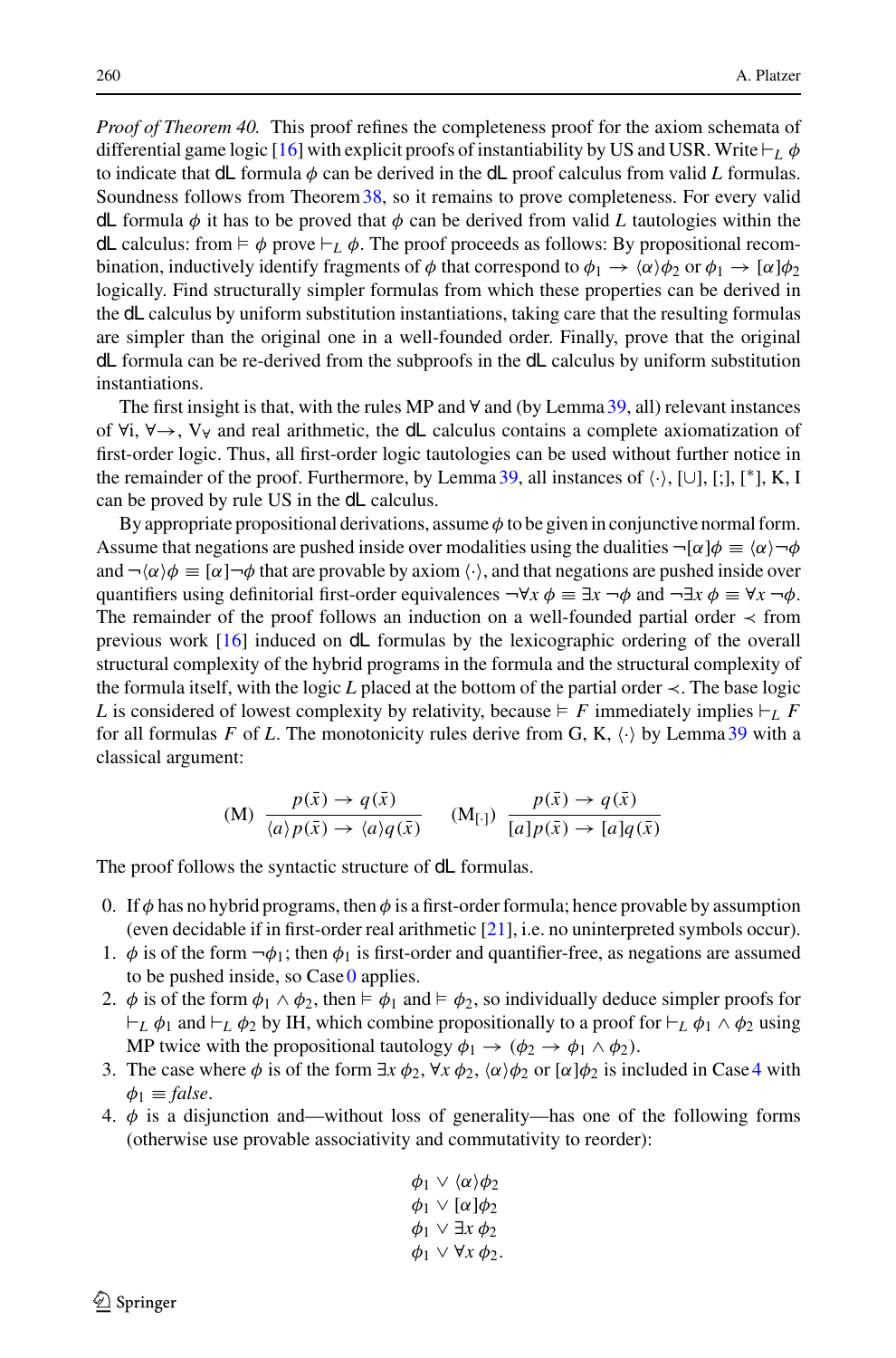*Proof of Theorem 40.* This proof refines the completeness proof for the axiom schemata of differential game logic [16] with explicit proofs of instantiability by US and USR. Write $\vdash_L \phi$ to indicate that dL formula $\phi$ can be derived in the dL proof calculus from valid $L$ formulas. Soundness follows from Theorem 38, so it remains to prove completeness. For every valid dL formula $\phi$ it has to be proved that $\phi$ can be derived from valid $L$ tautologies within the dL calculus: from $\vDash \phi$ prove $\vdash_L \phi$. The proof proceeds as follows: By propositional recombination, inductively identify fragments of $\phi$ that correspond to $\phi_1 \to \langle\alpha\rangle\phi_2$ or $\phi_1 \to [\alpha]\phi_2$ logically. Find structurally simpler formulas from which these properties can be derived in the dL calculus by uniform substitution instantiations, taking care that the resulting formulas are simpler than the original one in a well-founded order. Finally, prove that the original dL formula can be re-derived from the subproofs in the dL calculus by uniform substitution instantiations.

The first insight is that, with the rules MP and $\forall$ and (by Lemma 39, all) relevant instances of $\forall$i, $\forall\to$, $V_\forall$ and real arithmetic, the dL calculus contains a complete axiomatization of first-order logic. Thus, all first-order logic tautologies can be used without further notice in the remainder of the proof. Furthermore, by Lemma 39, all instances of $\langle\cdot\rangle$, $[\cup]$, $[;]$, $[^*]$, K, I can be proved by rule US in the dL calculus.

By appropriate propositional derivations, assume $\phi$ to be given in conjunctive normal form. Assume that negations are pushed inside over modalities using the dualities $\neg[\alpha]\phi \equiv \langle\alpha\rangle\neg\phi$ and $\neg\langle\alpha\rangle\phi \equiv [\alpha]\neg\phi$ that are provable by axiom $\langle\cdot\rangle$, and that negations are pushed inside over quantifiers using definitorial first-order equivalences $\neg\forall x\,\phi \equiv \exists x\,\neg\phi$ and $\neg\exists x\,\phi \equiv \forall x\,\neg\phi$. The remainder of the proof follows an induction on a well-founded partial order $\prec$ from previous work [16] induced on dL formulas by the lexicographic ordering of the overall structural complexity of the hybrid programs in the formula and the structural complexity of the formula itself, with the logic $L$ placed at the bottom of the partial order $\prec$. The base logic $L$ is considered of lowest complexity by relativity, because $\vDash F$ immediately implies $\vdash_L F$ for all formulas $F$ of $L$. The monotonicity rules derive from G, K, $\langle\cdot\rangle$ by Lemma 39 with a classical argument:

$$\text{(M)}\ \frac{p(\bar{x}) \to q(\bar{x})}{\langle a\rangle p(\bar{x}) \to \langle a\rangle q(\bar{x})} \qquad \text{(M}_{[\cdot]}\text{)}\ \frac{p(\bar{x}) \to q(\bar{x})}{[a]p(\bar{x}) \to [a]q(\bar{x})}$$

The proof follows the syntactic structure of dL formulas.

0. If $\phi$ has no hybrid programs, then $\phi$ is a first-order formula; hence provable by assumption (even decidable if in first-order real arithmetic [21], i.e. no uninterpreted symbols occur).
1. $\phi$ is of the form $\neg\phi_1$; then $\phi_1$ is first-order and quantifier-free, as negations are assumed to be pushed inside, so Case 0 applies.
2. $\phi$ is of the form $\phi_1 \wedge \phi_2$, then $\vDash \phi_1$ and $\vDash \phi_2$, so individually deduce simpler proofs for $\vdash_L \phi_1$ and $\vdash_L \phi_2$ by IH, which combine propositionally to a proof for $\vdash_L \phi_1 \wedge \phi_2$ using MP twice with the propositional tautology $\phi_1 \to (\phi_2 \to \phi_1 \wedge \phi_2)$.
3. The case where $\phi$ is of the form $\exists x\,\phi_2$, $\forall x\,\phi_2$, $\langle\alpha\rangle\phi_2$ or $[\alpha]\phi_2$ is included in Case 4 with $\phi_1 \equiv \mathit{false}$.
4. $\phi$ is a disjunction and—without loss of generality—has one of the following forms (otherwise use provable associativity and commutativity to reorder):

$$\begin{gathered}\phi_1 \vee \langle\alpha\rangle\phi_2\\ \phi_1 \vee [\alpha]\phi_2\\ \phi_1 \vee \exists x\,\phi_2\\ \phi_1 \vee \forall x\,\phi_2.\end{gathered}$$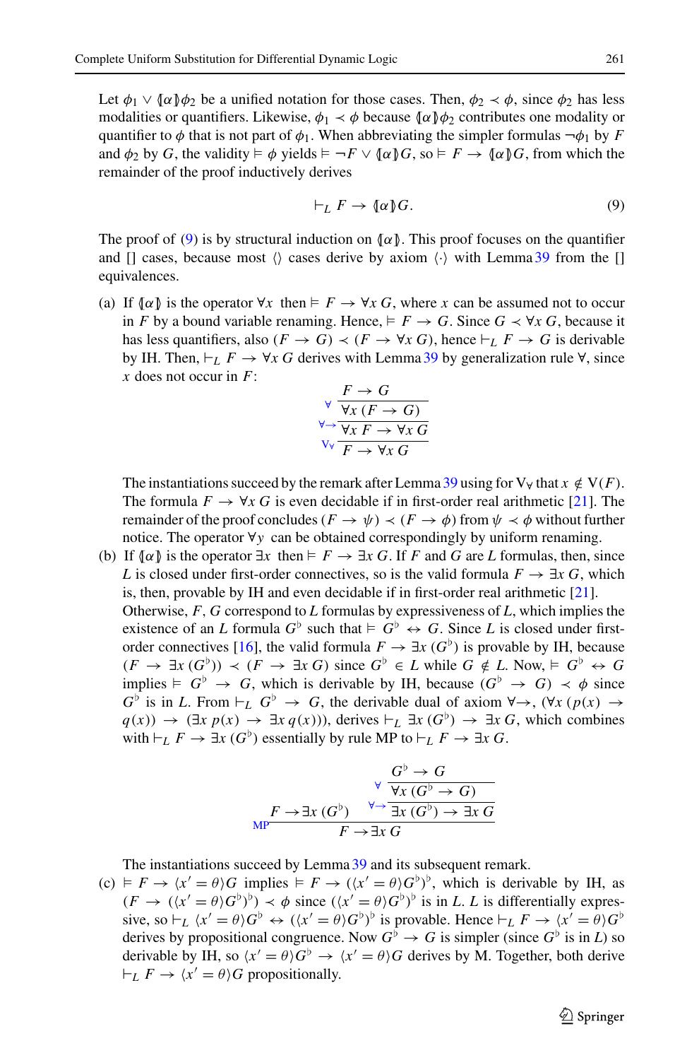Let $\phi_1 \vee (\!|\alpha|\!)\phi_2$ be a unified notation for those cases. Then, $\phi_2 \prec \phi$, since $\phi_2$ has less modalities or quantifiers. Likewise, $\phi_1 \prec \phi$ because $(\!|\alpha|\!)\phi_2$ contributes one modality or quantifier to $\phi$ that is not part of $\phi_1$. When abbreviating the simpler formulas $\neg\phi_1$ by $F$ and $\phi_2$ by $G$, the validity $\vDash \phi$ yields $\vDash \neg F \vee (\!|\alpha|\!)G$, so $\vDash F \rightarrow (\!|\alpha|\!)G$, from which the remainder of the proof inductively derives

$$\vdash_L F \rightarrow (\!|\alpha|\!)G. \tag{9}$$

The proof of (9) is by structural induction on $(\!|\alpha|\!)$. This proof focuses on the quantifier and $[]$ cases, because most $\langle\rangle$ cases derive by axiom $\langle\cdot\rangle$ with Lemma 39 from the $[]$ equivalences.

(a) If $(\!|\alpha|\!)$ is the operator $\forall x$ then $\vDash F \rightarrow \forall x\, G$, where $x$ can be assumed not to occur in $F$ by a bound variable renaming. Hence, $\vDash F \rightarrow G$. Since $G \prec \forall x\, G$, because it has less quantifiers, also $(F \rightarrow G) \prec (F \rightarrow \forall x\, G)$, hence $\vdash_L F \rightarrow G$ is derivable by IH. Then, $\vdash_L F \rightarrow \forall x\, G$ derives with Lemma 39 by generalization rule $\forall$, since $x$ does not occur in $F$:

$$\cfrac{\cfrac{\cfrac{F \rightarrow G}{\forall x\,(F \rightarrow G)}\;\forall}{\forall x\, F \rightarrow \forall x\, G}\;\forall\!\!\rightarrow}{F \rightarrow \forall x\, G}\;V_\forall$$

The instantiations succeed by the remark after Lemma 39 using for $V_\forall$ that $x \notin V(F)$. The formula $F \rightarrow \forall x\, G$ is even decidable if in first-order real arithmetic [21]. The remainder of the proof concludes $(F \rightarrow \psi) \prec (F \rightarrow \phi)$ from $\psi \prec \phi$ without further notice. The operator $\forall y$ can be obtained correspondingly by uniform renaming.

(b) If $(\!|\alpha|\!)$ is the operator $\exists x$ then $\vDash F \rightarrow \exists x\, G$. If $F$ and $G$ are $L$ formulas, then, since $L$ is closed under first-order connectives, so is the valid formula $F \rightarrow \exists x\, G$, which is, then, provable by IH and even decidable if in first-order real arithmetic [21]. Otherwise, $F, G$ correspond to $L$ formulas by expressiveness of $L$, which implies the existence of an $L$ formula $G^\flat$ such that $\vDash G^\flat \leftrightarrow G$. Since $L$ is closed under first-order connectives [16], the valid formula $F \rightarrow \exists x\,(G^\flat)$ is provable by IH, because $(F \rightarrow \exists x\,(G^\flat)) \prec (F \rightarrow \exists x\, G)$ since $G^\flat \in L$ while $G \notin L$. Now, $\vDash G^\flat \leftrightarrow G$ implies $\vDash G^\flat \rightarrow G$, which is derivable by IH, because $(G^\flat \rightarrow G) \prec \phi$ since $G^\flat$ is in $L$. From $\vdash_L G^\flat \rightarrow G$, the derivable dual of axiom $\forall\!\!\rightarrow$, $(\forall x\,(p(x) \rightarrow q(x)) \rightarrow (\exists x\, p(x) \rightarrow \exists x\, q(x)))$, derives $\vdash_L \exists x\,(G^\flat) \rightarrow \exists x\, G$, which combines with $\vdash_L F \rightarrow \exists x\,(G^\flat)$ essentially by rule MP to $\vdash_L F \rightarrow \exists x\, G$.

$$\cfrac{F \rightarrow \exists x\,(G^\flat) \qquad \cfrac{\cfrac{G^\flat \rightarrow G}{\forall x\,(G^\flat \rightarrow G)}\;\forall}{\exists x\,(G^\flat) \rightarrow \exists x\, G}\;\forall\!\!\rightarrow}{F \rightarrow \exists x\, G}\;\text{MP}$$

The instantiations succeed by Lemma 39 and its subsequent remark.

(c) $\vDash F \rightarrow \langle x' = \theta\rangle G$ implies $\vDash F \rightarrow (\langle x' = \theta\rangle G^\flat)^\flat$, which is derivable by IH, as $(F \rightarrow (\langle x' = \theta\rangle G^\flat)^\flat) \prec \phi$ since $(\langle x' = \theta\rangle G^\flat)^\flat$ is in $L$. $L$ is differentially expressive, so $\vdash_L \langle x' = \theta\rangle G^\flat \leftrightarrow (\langle x' = \theta\rangle G^\flat)^\flat$ is provable. Hence $\vdash_L F \rightarrow \langle x' = \theta\rangle G^\flat$ derives by propositional congruence. Now $G^\flat \rightarrow G$ is simpler (since $G^\flat$ is in $L$) so derivable by IH, so $\langle x' = \theta\rangle G^\flat \rightarrow \langle x' = \theta\rangle G$ derives by M. Together, both derive $\vdash_L F \rightarrow \langle x' = \theta\rangle G$ propositionally.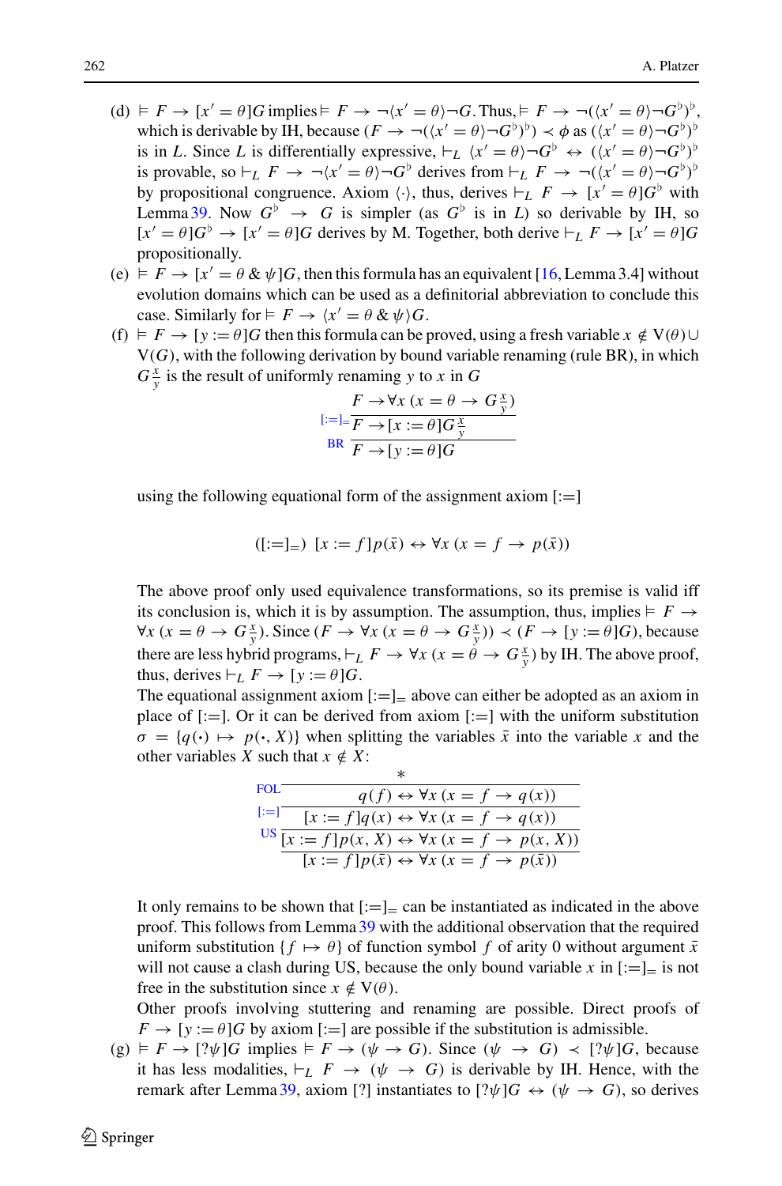(d) $\vDash F \rightarrow [x' = \theta]G$ implies $\vDash F \rightarrow \neg\langle x' = \theta\rangle\neg G$. Thus, $\vDash F \rightarrow \neg(\langle x' = \theta\rangle\neg G^\flat)^\flat$, which is derivable by IH, because $(F \rightarrow \neg(\langle x' = \theta\rangle\neg G^\flat)^\flat) \prec \phi$ as $(\langle x' = \theta\rangle\neg G^\flat)^\flat$ is in $L$. Since $L$ is differentially expressive, $\vdash_L \langle x' = \theta\rangle\neg G^\flat \leftrightarrow (\langle x' = \theta\rangle\neg G^\flat)^\flat$ is provable, so $\vdash_L F \rightarrow \neg\langle x' = \theta\rangle\neg G^\flat$ derives from $\vdash_L F \rightarrow \neg(\langle x' = \theta\rangle\neg G^\flat)^\flat$ by propositional congruence. Axiom $\langle\cdot\rangle$, thus, derives $\vdash_L F \rightarrow [x' = \theta]G^\flat$ with Lemma 39. Now $G^\flat \rightarrow G$ is simpler (as $G^\flat$ is in $L$) so derivable by IH, so $[x' = \theta]G^\flat \rightarrow [x' = \theta]G$ derives by M. Together, both derive $\vdash_L F \rightarrow [x' = \theta]G$ propositionally.

(e) $\vDash F \rightarrow [x' = \theta \,\&\, \psi]G$, then this formula has an equivalent [16, Lemma 3.4] without evolution domains which can be used as a definitorial abbreviation to conclude this case. Similarly for $\vDash F \rightarrow \langle x' = \theta \,\&\, \psi\rangle G$.

(f) $\vDash F \rightarrow [y := \theta]G$ then this formula can be proved, using a fresh variable $x \notin \mathrm{V}(\theta) \cup \mathrm{V}(G)$, with the following derivation by bound variable renaming (rule BR), in which $G\frac{x}{y}$ is the result of uniformly renaming $y$ to $x$ in $G$

$$\dfrac{\dfrac{F \rightarrow \forall x\,(x = \theta \rightarrow G\frac{x}{y})}{F \rightarrow [x := \theta]G\frac{x}{y}}\;[:=]_=}{F \rightarrow [y := \theta]G}\;\mathrm{BR}$$

using the following equational form of the assignment axiom $[:=]$

$$([:=]_=)\;\; [x := f]p(\bar{x}) \leftrightarrow \forall x\,(x = f \rightarrow p(\bar{x}))$$

The above proof only used equivalence transformations, so its premise is valid iff its conclusion is, which it is by assumption. The assumption, thus, implies $\vDash F \rightarrow \forall x\,(x = \theta \rightarrow G\frac{x}{y})$. Since $(F \rightarrow \forall x\,(x = \theta \rightarrow G\frac{x}{y})) \prec (F \rightarrow [y := \theta]G)$, because there are less hybrid programs, $\vdash_L F \rightarrow \forall x\,(x = \theta \rightarrow G\frac{x}{y})$ by IH. The above proof, thus, derives $\vdash_L F \rightarrow [y := \theta]G$.

The equational assignment axiom $[:=]_=$ above can either be adopted as an axiom in place of $[:=]$. Or it can be derived from axiom $[:=]$ with the uniform substitution $\sigma = \{q(\cdot) \mapsto p(\cdot, X)\}$ when splitting the variables $\bar{x}$ into the variable $x$ and the other variables $X$ such that $x \notin X$:

$$\dfrac{\dfrac{\dfrac{\dfrac{*}{q(f) \leftrightarrow \forall x\,(x = f \rightarrow q(x))}\;\mathrm{FOL}}{[x := f]q(x) \leftrightarrow \forall x\,(x = f \rightarrow q(x))}\;[:=]}{[x := f]p(x, X) \leftrightarrow \forall x\,(x = f \rightarrow p(x, X))}\;\mathrm{US}}{[x := f]p(\bar{x}) \leftrightarrow \forall x\,(x = f \rightarrow p(\bar{x}))}$$

It only remains to be shown that $[:=]_=$ can be instantiated as indicated in the above proof. This follows from Lemma 39 with the additional observation that the required uniform substitution $\{f \mapsto \theta\}$ of function symbol $f$ of arity 0 without argument $\bar{x}$ will not cause a clash during US, because the only bound variable $x$ in $[:=]_=$ is not free in the substitution since $x \notin \mathrm{V}(\theta)$.

Other proofs involving stuttering and renaming are possible. Direct proofs of $F \rightarrow [y := \theta]G$ by axiom $[:=]$ are possible if the substitution is admissible.

(g) $\vDash F \rightarrow [?\psi]G$ implies $\vDash F \rightarrow (\psi \rightarrow G)$. Since $(\psi \rightarrow G) \prec [?\psi]G$, because it has less modalities, $\vdash_L F \rightarrow (\psi \rightarrow G)$ is derivable by IH. Hence, with the remark after Lemma 39, axiom [?] instantiates to $[?\psi]G \leftrightarrow (\psi \rightarrow G)$, so derives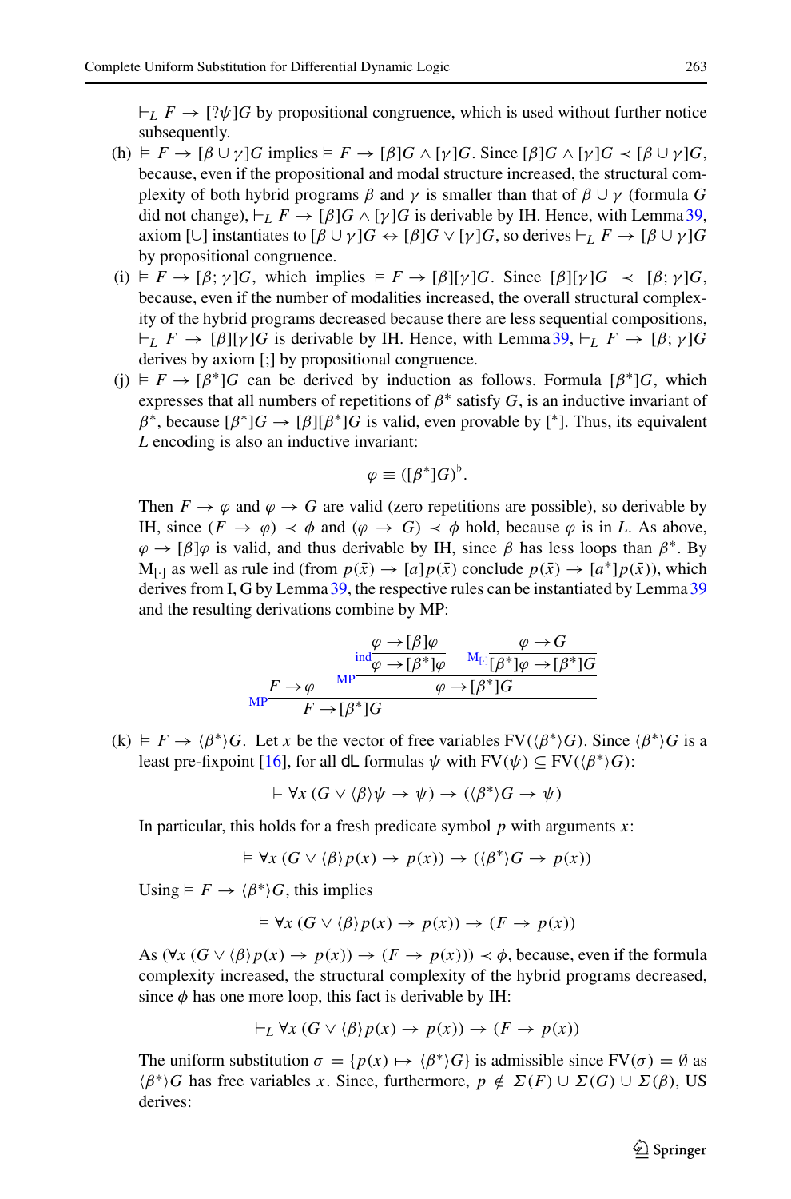$\vdash_L F \to [?\psi]G$ by propositional congruence, which is used without further notice subsequently.

(h) $\vDash F \to [\beta \cup \gamma]G$ implies $\vDash F \to [\beta]G \land [\gamma]G$. Since $[\beta]G \land [\gamma]G \prec [\beta \cup \gamma]G$, because, even if the propositional and modal structure increased, the structural complexity of both hybrid programs $\beta$ and $\gamma$ is smaller than that of $\beta \cup \gamma$ (formula $G$ did not change), $\vdash_L F \to [\beta]G \land [\gamma]G$ is derivable by IH. Hence, with Lemma 39, axiom $[\cup]$ instantiates to $[\beta \cup \gamma]G \leftrightarrow [\beta]G \lor [\gamma]G$, so derives $\vdash_L F \to [\beta \cup \gamma]G$ by propositional congruence.

(i) $\vDash F \to [\beta;\gamma]G$, which implies $\vDash F \to [\beta][\gamma]G$. Since $[\beta][\gamma]G \prec [\beta;\gamma]G$, because, even if the number of modalities increased, the overall structural complexity of the hybrid programs decreased because there are less sequential compositions, $\vdash_L F \to [\beta][\gamma]G$ is derivable by IH. Hence, with Lemma 39, $\vdash_L F \to [\beta;\gamma]G$ derives by axiom $[;]$ by propositional congruence.

(j) $\vDash F \to [\beta^*]G$ can be derived by induction as follows. Formula $[\beta^*]G$, which expresses that all numbers of repetitions of $\beta^*$ satisfy $G$, is an inductive invariant of $\beta^*$, because $[\beta^*]G \to [\beta][\beta^*]G$ is valid, even provable by $[^*]$. Thus, its equivalent $L$ encoding is also an inductive invariant:

$$\varphi \equiv ([\beta^*]G)^\flat.$$

Then $F \to \varphi$ and $\varphi \to G$ are valid (zero repetitions are possible), so derivable by IH, since $(F \to \varphi) \prec \phi$ and $(\varphi \to G) \prec \phi$ hold, because $\varphi$ is in $L$. As above, $\varphi \to [\beta]\varphi$ is valid, and thus derivable by IH, since $\beta$ has less loops than $\beta^*$. By $\mathrm{M}_{[\cdot]}$ as well as rule ind (from $p(\bar{x}) \to [a]p(\bar{x})$ conclude $p(\bar{x}) \to [a^*]p(\bar{x})$), which derives from I, G by Lemma 39, the respective rules can be instantiated by Lemma 39 and the resulting derivations combine by MP:

$$\dfrac{F \to \varphi \qquad \dfrac{\dfrac{\varphi \to [\beta]\varphi}{\varphi \to [\beta^*]\varphi}\,\text{ind} \qquad \dfrac{\varphi \to G}{[\beta^*]\varphi \to [\beta^*]G}\,\mathrm{M}_{[\cdot]}}{\varphi \to [\beta^*]G}\,\text{MP}}{F \to [\beta^*]G}\,\text{MP}$$

(k) $\vDash F \to \langle\beta^*\rangle G$. Let $x$ be the vector of free variables $\mathrm{FV}(\langle\beta^*\rangle G)$. Since $\langle\beta^*\rangle G$ is a least pre-fixpoint [16], for all dL formulas $\psi$ with $\mathrm{FV}(\psi) \subseteq \mathrm{FV}(\langle\beta^*\rangle G)$:

$$\vDash \forall x\,(G \lor \langle\beta\rangle\psi \to \psi) \to (\langle\beta^*\rangle G \to \psi)$$

In particular, this holds for a fresh predicate symbol $p$ with arguments $x$:

$$\vDash \forall x\,(G \lor \langle\beta\rangle p(x) \to p(x)) \to (\langle\beta^*\rangle G \to p(x))$$

Using $\vDash F \to \langle\beta^*\rangle G$, this implies

$$\vDash \forall x\,(G \lor \langle\beta\rangle p(x) \to p(x)) \to (F \to p(x))$$

As $(\forall x\,(G \lor \langle\beta\rangle p(x) \to p(x)) \to (F \to p(x))) \prec \phi$, because, even if the formula complexity increased, the structural complexity of the hybrid programs decreased, since $\phi$ has one more loop, this fact is derivable by IH:

$$\vdash_L \forall x\,(G \lor \langle\beta\rangle p(x) \to p(x)) \to (F \to p(x))$$

The uniform substitution $\sigma = \{p(x) \mapsto \langle\beta^*\rangle G\}$ is admissible since $\mathrm{FV}(\sigma) = \emptyset$ as $\langle\beta^*\rangle G$ has free variables $x$. Since, furthermore, $p \notin \Sigma(F) \cup \Sigma(G) \cup \Sigma(\beta)$, US derives: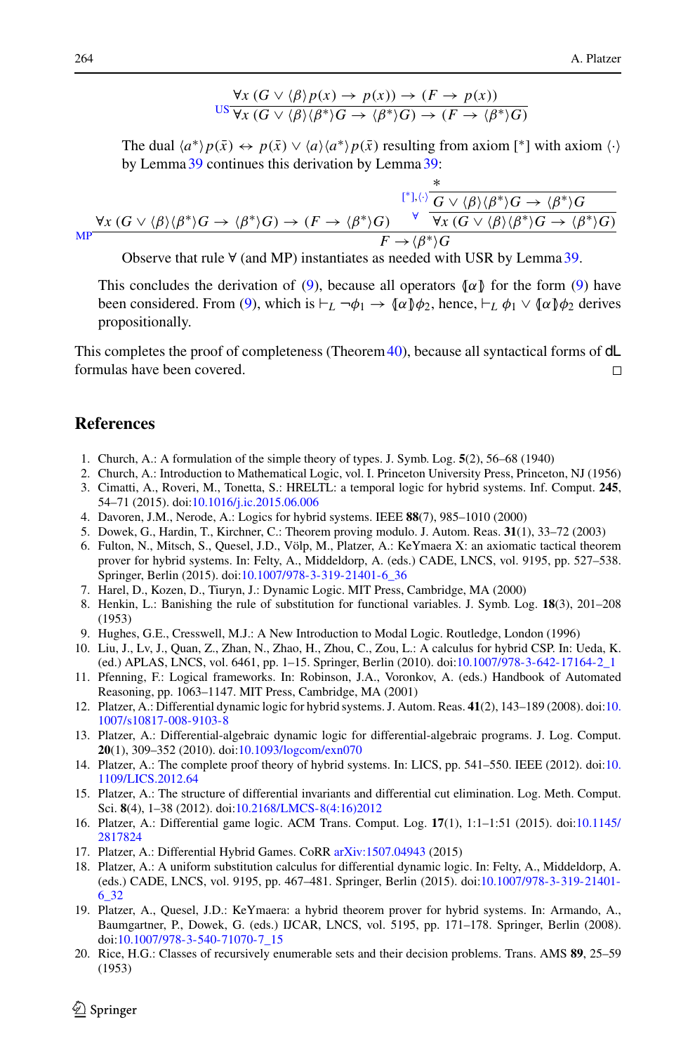$$\text{US}\frac{\forall x\,(G \vee \langle\beta\rangle p(x) \to p(x)) \to (F \to p(x))}{\forall x\,(G \vee \langle\beta\rangle\langle\beta^*\rangle G \to \langle\beta^*\rangle G) \to (F \to \langle\beta^*\rangle G)}$$

The dual $\langle a^*\rangle p(\bar{x}) \leftrightarrow p(\bar{x}) \vee \langle a\rangle\langle a^*\rangle p(\bar{x})$ resulting from axiom $[^*]$ with axiom $\langle\cdot\rangle$ by Lemma 39 continues this derivation by Lemma 39:

$$\text{MP}\frac{\forall x\,(G \vee \langle\beta\rangle\langle\beta^*\rangle G \to \langle\beta^*\rangle G) \to (F \to \langle\beta^*\rangle G) \qquad \forall\dfrac{[^*],\langle\cdot\rangle\dfrac{*}{G \vee \langle\beta\rangle\langle\beta^*\rangle G \to \langle\beta^*\rangle G}}{\forall x\,(G \vee \langle\beta\rangle\langle\beta^*\rangle G \to \langle\beta^*\rangle G)}}{F \to \langle\beta^*\rangle G}$$

Observe that rule $\forall$ (and MP) instantiates as needed with USR by Lemma 39.

This concludes the derivation of (9), because all operators $⦃\alpha⦄$ for the form (9) have been considered. From (9), which is $\vdash_L \neg\phi_1 \to ⦃\alpha⦄\phi_2$, hence, $\vdash_L \phi_1 \vee ⦃\alpha⦄\phi_2$ derives propositionally.

This completes the proof of completeness (Theorem 40), because all syntactical forms of dL formulas have been covered. □

## References

1. Church, A.: A formulation of the simple theory of types. J. Symb. Log. **5**(2), 56–68 (1940)
2. Church, A.: Introduction to Mathematical Logic, vol. I. Princeton University Press, Princeton, NJ (1956)
3. Cimatti, A., Roveri, M., Tonetta, S.: HRELTL: a temporal logic for hybrid systems. Inf. Comput. **245**, 54–71 (2015). doi:10.1016/j.ic.2015.06.006
4. Davoren, J.M., Nerode, A.: Logics for hybrid systems. IEEE **88**(7), 985–1010 (2000)
5. Dowek, G., Hardin, T., Kirchner, C.: Theorem proving modulo. J. Autom. Reas. **31**(1), 33–72 (2003)
6. Fulton, N., Mitsch, S., Quesel, J.D., Völp, M., Platzer, A.: KeYmaera X: an axiomatic tactical theorem prover for hybrid systems. In: Felty, A., Middeldorp, A. (eds.) CADE, LNCS, vol. 9195, pp. 527–538. Springer, Berlin (2015). doi:10.1007/978-3-319-21401-6_36
7. Harel, D., Kozen, D., Tiuryn, J.: Dynamic Logic. MIT Press, Cambridge, MA (2000)
8. Henkin, L.: Banishing the rule of substitution for functional variables. J. Symb. Log. **18**(3), 201–208 (1953)
9. Hughes, G.E., Cresswell, M.J.: A New Introduction to Modal Logic. Routledge, London (1996)
10. Liu, J., Lv, J., Quan, Z., Zhan, N., Zhao, H., Zhou, C., Zou, L.: A calculus for hybrid CSP. In: Ueda, K. (ed.) APLAS, LNCS, vol. 6461, pp. 1–15. Springer, Berlin (2010). doi:10.1007/978-3-642-17164-2_1
11. Pfenning, F.: Logical frameworks. In: Robinson, J.A., Voronkov, A. (eds.) Handbook of Automated Reasoning, pp. 1063–1147. MIT Press, Cambridge, MA (2001)
12. Platzer, A.: Differential dynamic logic for hybrid systems. J. Autom. Reas. **41**(2), 143–189 (2008). doi:10.1007/s10817-008-9103-8
13. Platzer, A.: Differential-algebraic dynamic logic for differential-algebraic programs. J. Log. Comput. **20**(1), 309–352 (2010). doi:10.1093/logcom/exn070
14. Platzer, A.: The complete proof theory of hybrid systems. In: LICS, pp. 541–550. IEEE (2012). doi:10.1109/LICS.2012.64
15. Platzer, A.: The structure of differential invariants and differential cut elimination. Log. Meth. Comput. Sci. **8**(4), 1–38 (2012). doi:10.2168/LMCS-8(4:16)2012
16. Platzer, A.: Differential game logic. ACM Trans. Comput. Log. **17**(1), 1:1–1:51 (2015). doi:10.1145/2817824
17. Platzer, A.: Differential Hybrid Games. CoRR arXiv:1507.04943 (2015)
18. Platzer, A.: A uniform substitution calculus for differential dynamic logic. In: Felty, A., Middeldorp, A. (eds.) CADE, LNCS, vol. 9195, pp. 467–481. Springer, Berlin (2015). doi:10.1007/978-3-319-21401-6_32
19. Platzer, A., Quesel, J.D.: KeYmaera: a hybrid theorem prover for hybrid systems. In: Armando, A., Baumgartner, P., Dowek, G. (eds.) IJCAR, LNCS, vol. 5195, pp. 171–178. Springer, Berlin (2008). doi:10.1007/978-3-540-71070-7_15
20. Rice, H.G.: Classes of recursively enumerable sets and their decision problems. Trans. AMS **89**, 25–59 (1953)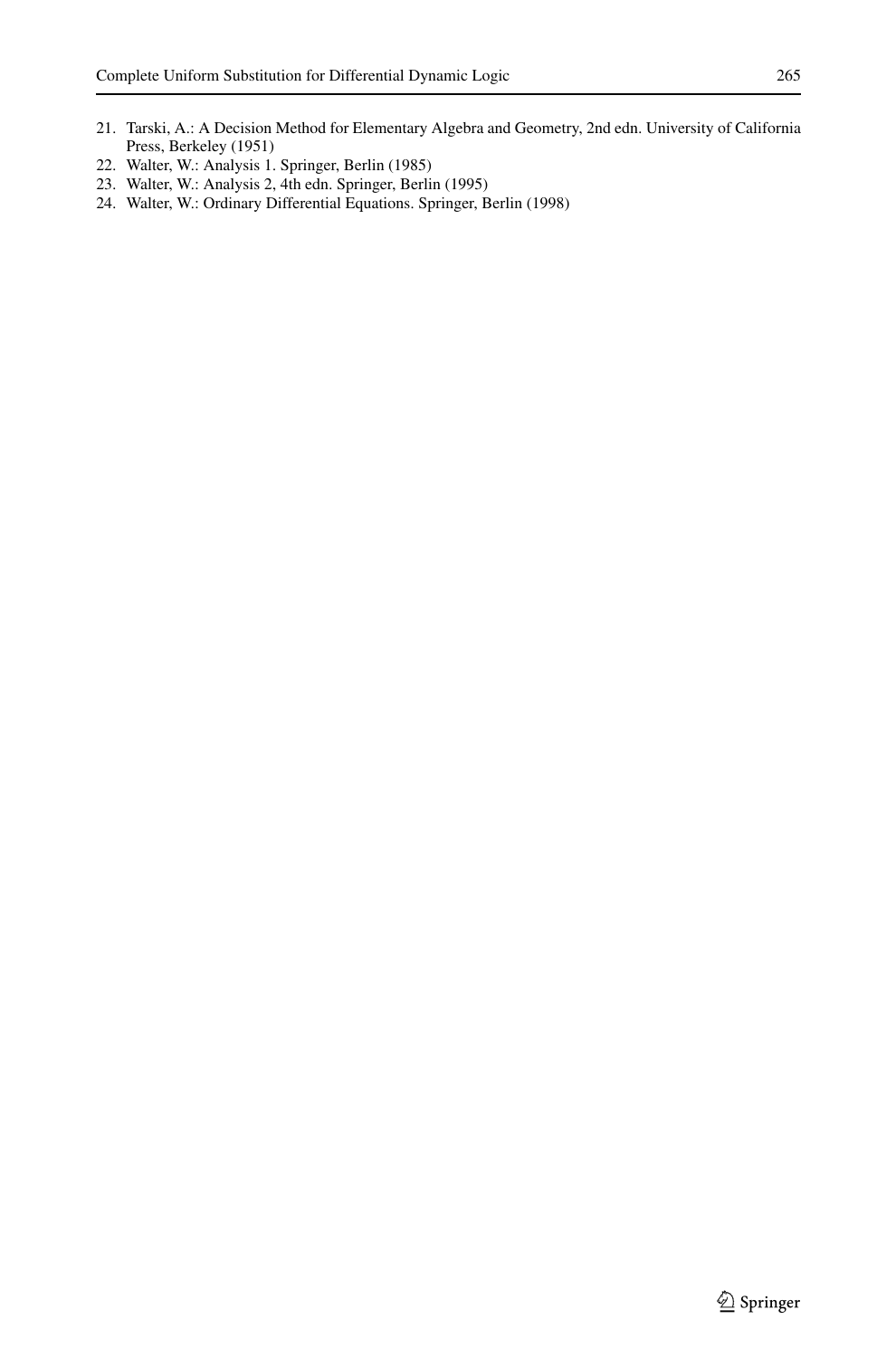21. Tarski, A.: A Decision Method for Elementary Algebra and Geometry, 2nd edn. University of California Press, Berkeley (1951)
22. Walter, W.: Analysis 1. Springer, Berlin (1985)
23. Walter, W.: Analysis 2, 4th edn. Springer, Berlin (1995)
24. Walter, W.: Ordinary Differential Equations. Springer, Berlin (1998)